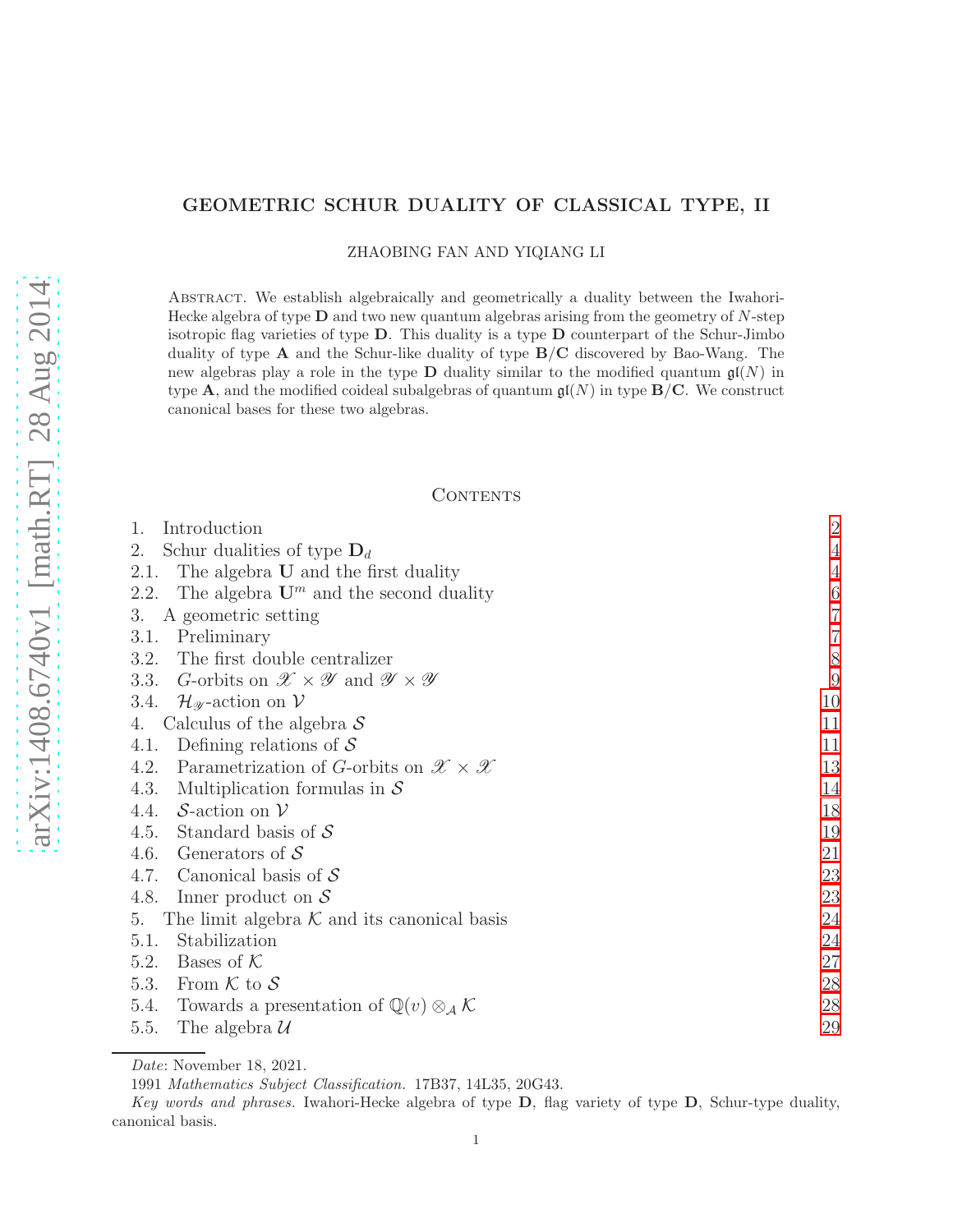# GEOMETRIC SCHUR DUALITY OF CLASSICAL TYPE, II

ZHAOBING FAN AND YIQIANG LI

Abstract. We establish algebraically and geometrically a duality between the Iwahori-Hecke algebra of type $\mathbf{D}$ and two new quantum algebras arising from the geometry of $N$-step isotropic flag varieties of type $\mathbf{D}$. This duality is a type $\mathbf{D}$ counterpart of the Schur-Jimbo duality of type $\mathbf{A}$ and the Schur-like duality of type $\mathbf{B}/\mathbf{C}$ discovered by Bao-Wang. The new algebras play a role in the type $\mathbf{D}$ duality similar to the modified quantum $\mathfrak{gl}(N)$ in type $\mathbf{A}$, and the modified coideal subalgebras of quantum $\mathfrak{gl}(N)$ in type $\mathbf{B}/\mathbf{C}$. We construct canonical bases for these two algebras.

## Contents

| | |
|---|---|
| 1. Introduction | 2 |
| 2. Schur dualities of type $\mathbf{D}_d$ | 4 |
| 2.1. The algebra $\mathbf{U}$ and the first duality | 4 |
| 2.2. The algebra $\mathbf{U}^m$ and the second duality | 6 |
| 3. A geometric setting | 7 |
| 3.1. Preliminary | 7 |
| 3.2. The first double centralizer | 8 |
| 3.3. $G$-orbits on $\mathscr{X} \times \mathscr{Y}$ and $\mathscr{Y} \times \mathscr{Y}$ | 9 |
| 3.4. $\mathcal{H}_{\mathscr{Y}}$-action on $\mathcal{V}$ | 10 |
| 4. Calculus of the algebra $\mathcal{S}$ | 11 |
| 4.1. Defining relations of $\mathcal{S}$ | 11 |
| 4.2. Parametrization of $G$-orbits on $\mathscr{X} \times \mathscr{X}$ | 13 |
| 4.3. Multiplication formulas in $\mathcal{S}$ | 14 |
| 4.4. $\mathcal{S}$-action on $\mathcal{V}$ | 18 |
| 4.5. Standard basis of $\mathcal{S}$ | 19 |
| 4.6. Generators of $\mathcal{S}$ | 21 |
| 4.7. Canonical basis of $\mathcal{S}$ | 23 |
| 4.8. Inner product on $\mathcal{S}$ | 23 |
| 5. The limit algebra $\mathcal{K}$ and its canonical basis | 24 |
| 5.1. Stabilization | 24 |
| 5.2. Bases of $\mathcal{K}$ | 27 |
| 5.3. From $\mathcal{K}$ to $\mathcal{S}$ | 28 |
| 5.4. Towards a presentation of $\mathbb{Q}(v) \otimes_{\mathcal{A}} \mathcal{K}$ | 28 |
| 5.5. The algebra $\mathcal{U}$ | 29 |

*Date*: November 18, 2021.

1991 *Mathematics Subject Classification.* 17B37, 14L35, 20G43.

*Key words and phrases.* Iwahori-Hecke algebra of type $\mathbf{D}$, flag variety of type $\mathbf{D}$, Schur-type duality, canonical basis.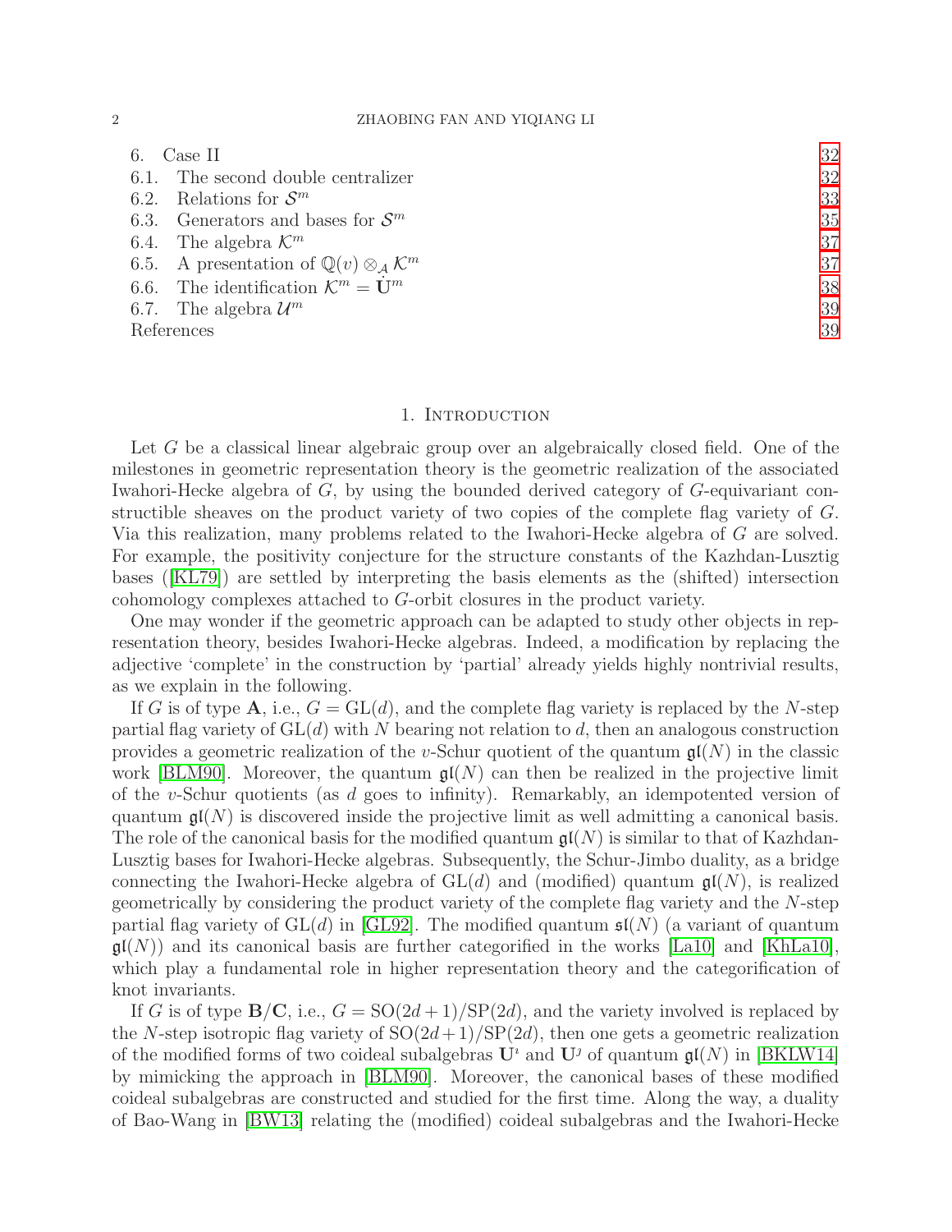6. Case II 32
6.1. The second double centralizer 32
6.2. Relations for $\mathcal{S}^m$ 33
6.3. Generators and bases for $\mathcal{S}^m$ 35
6.4. The algebra $\mathcal{K}^m$ 37
6.5. A presentation of $\mathbb{Q}(v) \otimes_{\mathcal{A}} \mathcal{K}^m$ 37
6.6. The identification $\mathcal{K}^m = \dot{\mathbf{U}}^m$ 38
6.7. The algebra $\mathcal{U}^m$ 39
References 39

## 1. Introduction

Let $G$ be a classical linear algebraic group over an algebraically closed field. One of the milestones in geometric representation theory is the geometric realization of the associated Iwahori-Hecke algebra of $G$, by using the bounded derived category of $G$-equivariant constructible sheaves on the product variety of two copies of the complete flag variety of $G$. Via this realization, many problems related to the Iwahori-Hecke algebra of $G$ are solved. For example, the positivity conjecture for the structure constants of the Kazhdan-Lusztig bases ([KL79]) are settled by interpreting the basis elements as the (shifted) intersection cohomology complexes attached to $G$-orbit closures in the product variety.

One may wonder if the geometric approach can be adapted to study other objects in representation theory, besides Iwahori-Hecke algebras. Indeed, a modification by replacing the adjective 'complete' in the construction by 'partial' already yields highly nontrivial results, as we explain in the following.

If $G$ is of type $\mathbf{A}$, i.e., $G = \mathrm{GL}(d)$, and the complete flag variety is replaced by the $N$-step partial flag variety of $\mathrm{GL}(d)$ with $N$ bearing not relation to $d$, then an analogous construction provides a geometric realization of the $v$-Schur quotient of the quantum $\mathfrak{gl}(N)$ in the classic work [BLM90]. Moreover, the quantum $\mathfrak{gl}(N)$ can then be realized in the projective limit of the $v$-Schur quotients (as $d$ goes to infinity). Remarkably, an idempotented version of quantum $\mathfrak{gl}(N)$ is discovered inside the projective limit as well admitting a canonical basis. The role of the canonical basis for the modified quantum $\mathfrak{gl}(N)$ is similar to that of Kazhdan-Lusztig bases for Iwahori-Hecke algebras. Subsequently, the Schur-Jimbo duality, as a bridge connecting the Iwahori-Hecke algebra of $\mathrm{GL}(d)$ and (modified) quantum $\mathfrak{gl}(N)$, is realized geometrically by considering the product variety of the complete flag variety and the $N$-step partial flag variety of $\mathrm{GL}(d)$ in [GL92]. The modified quantum $\mathfrak{sl}(N)$ (a variant of quantum $\mathfrak{gl}(N)$) and its canonical basis are further categorified in the works [La10] and [KhLa10], which play a fundamental role in higher representation theory and the categorification of knot invariants.

If $G$ is of type $\mathbf{B}/\mathbf{C}$, i.e., $G = \mathrm{SO}(2d+1)/\mathrm{SP}(2d)$, and the variety involved is replaced by the $N$-step isotropic flag variety of $\mathrm{SO}(2d+1)/\mathrm{SP}(2d)$, then one gets a geometric realization of the modified forms of two coideal subalgebras $\mathbf{U}^\imath$ and $\mathbf{U}^\jmath$ of quantum $\mathfrak{gl}(N)$ in [BKLW14] by mimicking the approach in [BLM90]. Moreover, the canonical bases of these modified coideal subalgebras are constructed and studied for the first time. Along the way, a duality of Bao-Wang in [BW13] relating the (modified) coideal subalgebras and the Iwahori-Hecke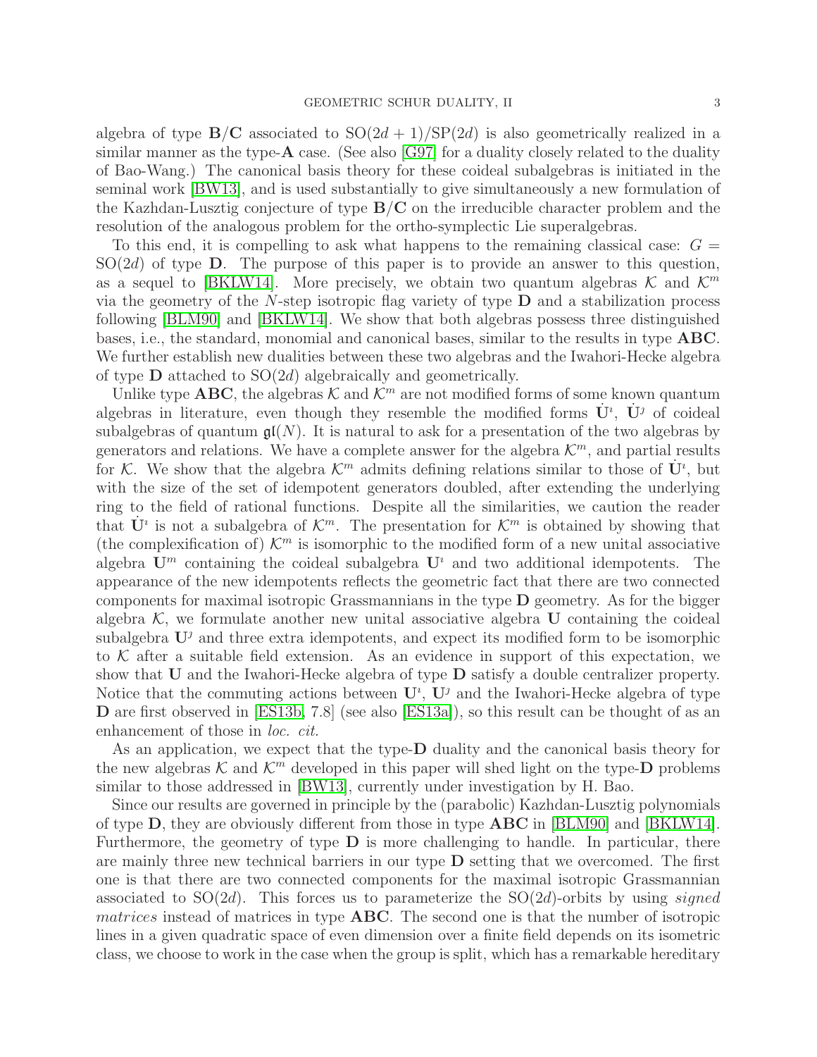algebra of type **B**/**C** associated to $\mathrm{SO}(2d+1)/\mathrm{SP}(2d)$ is also geometrically realized in a similar manner as the type-**A** case. (See also [G97] for a duality closely related to the duality of Bao-Wang.) The canonical basis theory for these coideal subalgebras is initiated in the seminal work [BW13], and is used substantially to give simultaneously a new formulation of the Kazhdan-Lusztig conjecture of type **B**/**C** on the irreducible character problem and the resolution of the analogous problem for the ortho-symplectic Lie superalgebras.

To this end, it is compelling to ask what happens to the remaining classical case: $G = \mathrm{SO}(2d)$ of type **D**. The purpose of this paper is to provide an answer to this question, as a sequel to [BKLW14]. More precisely, we obtain two quantum algebras $\mathcal{K}$ and $\mathcal{K}^m$ via the geometry of the $N$-step isotropic flag variety of type **D** and a stabilization process following [BLM90] and [BKLW14]. We show that both algebras possess three distinguished bases, i.e., the standard, monomial and canonical bases, similar to the results in type **ABC**. We further establish new dualities between these two algebras and the Iwahori-Hecke algebra of type **D** attached to $\mathrm{SO}(2d)$ algebraically and geometrically.

Unlike type **ABC**, the algebras $\mathcal{K}$ and $\mathcal{K}^m$ are not modified forms of some known quantum algebras in literature, even though they resemble the modified forms $\dot{\mathbf{U}}^\imath$, $\dot{\mathbf{U}}^\jmath$ of coideal subalgebras of quantum $\mathfrak{gl}(N)$. It is natural to ask for a presentation of the two algebras by generators and relations. We have a complete answer for the algebra $\mathcal{K}^m$, and partial results for $\mathcal{K}$. We show that the algebra $\mathcal{K}^m$ admits defining relations similar to those of $\dot{\mathbf{U}}^\imath$, but with the size of the set of idempotent generators doubled, after extending the underlying ring to the field of rational functions. Despite all the similarities, we caution the reader that $\dot{\mathbf{U}}^\imath$ is not a subalgebra of $\mathcal{K}^m$. The presentation for $\mathcal{K}^m$ is obtained by showing that (the complexification of) $\mathcal{K}^m$ is isomorphic to the modified form of a new unital associative algebra $\mathbf{U}^m$ containing the coideal subalgebra $\mathbf{U}^\imath$ and two additional idempotents. The appearance of the new idempotents reflects the geometric fact that there are two connected components for maximal isotropic Grassmannians in the type **D** geometry. As for the bigger algebra $\mathcal{K}$, we formulate another new unital associative algebra $\mathbf{U}$ containing the coideal subalgebra $\mathbf{U}^\jmath$ and three extra idempotents, and expect its modified form to be isomorphic to $\mathcal{K}$ after a suitable field extension. As an evidence in support of this expectation, we show that $\mathbf{U}$ and the Iwahori-Hecke algebra of type **D** satisfy a double centralizer property. Notice that the commuting actions between $\mathbf{U}^\imath$, $\mathbf{U}^\jmath$ and the Iwahori-Hecke algebra of type **D** are first observed in [ES13b, 7.8] (see also [ES13a]), so this result can be thought of as an enhancement of those in *loc. cit.*

As an application, we expect that the type-**D** duality and the canonical basis theory for the new algebras $\mathcal{K}$ and $\mathcal{K}^m$ developed in this paper will shed light on the type-**D** problems similar to those addressed in [BW13], currently under investigation by H. Bao.

Since our results are governed in principle by the (parabolic) Kazhdan-Lusztig polynomials of type **D**, they are obviously different from those in type **ABC** in [BLM90] and [BKLW14]. Furthermore, the geometry of type **D** is more challenging to handle. In particular, there are mainly three new technical barriers in our type **D** setting that we overcomed. The first one is that there are two connected components for the maximal isotropic Grassmannian associated to $\mathrm{SO}(2d)$. This forces us to parameterize the $\mathrm{SO}(2d)$-orbits by using *signed matrices* instead of matrices in type **ABC**. The second one is that the number of isotropic lines in a given quadratic space of even dimension over a finite field depends on its isometric class, we choose to work in the case when the group is split, which has a remarkable hereditary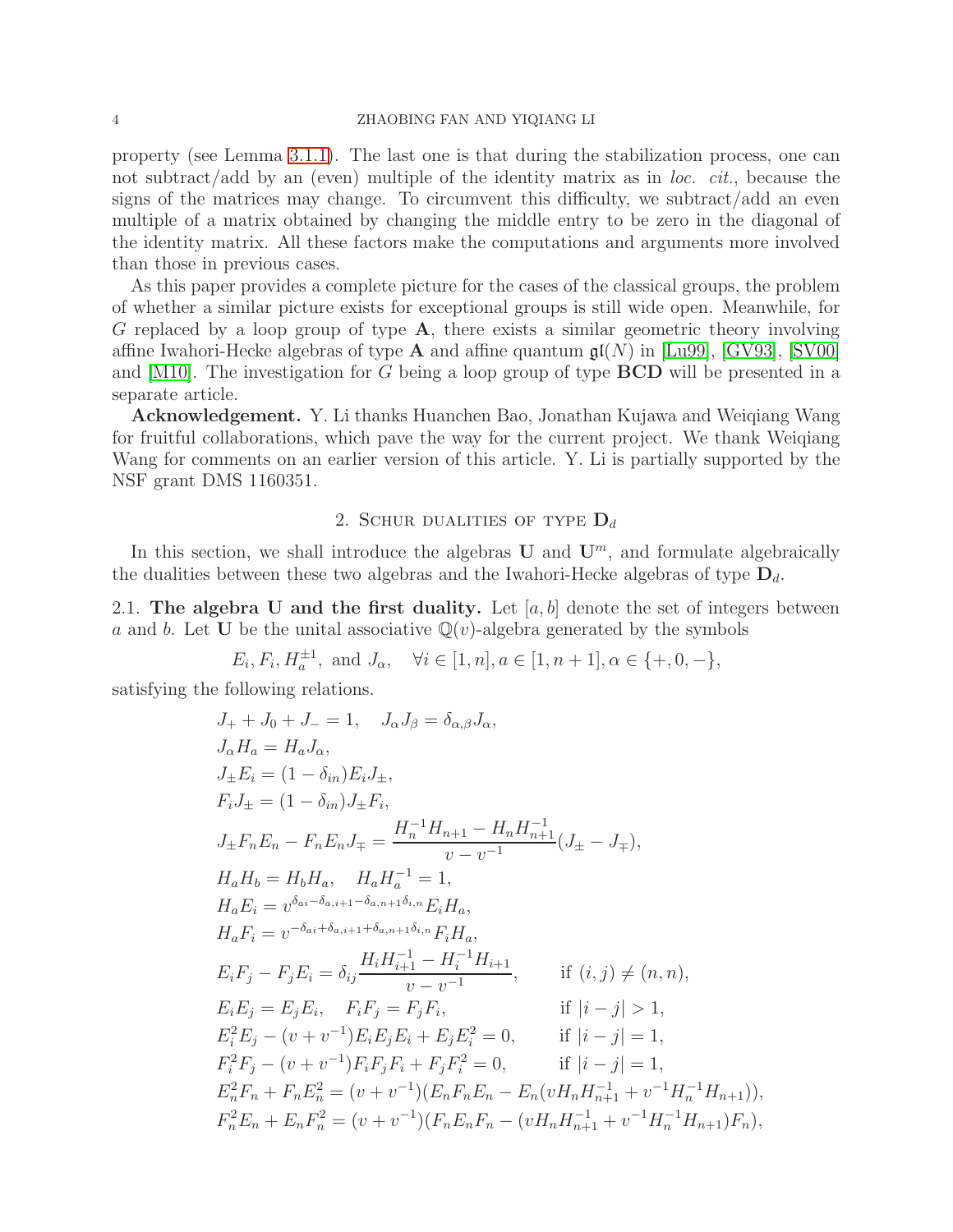property (see Lemma 3.1.1). The last one is that during the stabilization process, one can not subtract/add by an (even) multiple of the identity matrix as in *loc. cit.*, because the signs of the matrices may change. To circumvent this difficulty, we subtract/add an even multiple of a matrix obtained by changing the middle entry to be zero in the diagonal of the identity matrix. All these factors make the computations and arguments more involved than those in previous cases.

As this paper provides a complete picture for the cases of the classical groups, the problem of whether a similar picture exists for exceptional groups is still wide open. Meanwhile, for $G$ replaced by a loop group of type $\mathbf{A}$, there exists a similar geometric theory involving affine Iwahori-Hecke algebras of type $\mathbf{A}$ and affine quantum $\mathfrak{gl}(N)$ in [Lu99], [GV93], [SV00] and [M10]. The investigation for $G$ being a loop group of type $\mathbf{BCD}$ will be presented in a separate article.

**Acknowledgement.** Y. Li thanks Huanchen Bao, Jonathan Kujawa and Weiqiang Wang for fruitful collaborations, which pave the way for the current project. We thank Weiqiang Wang for comments on an earlier version of this article. Y. Li is partially supported by the NSF grant DMS 1160351.

## 2. Schur dualities of type $\mathbf{D}_d$

In this section, we shall introduce the algebras $\mathbf{U}$ and $\mathbf{U}^m$, and formulate algebraically the dualities between these two algebras and the Iwahori-Hecke algebras of type $\mathbf{D}_d$.

### 2.1. The algebra U and the first duality.

Let $[a,b]$ denote the set of integers between $a$ and $b$. Let $\mathbf{U}$ be the unital associative $\mathbb{Q}(v)$-algebra generated by the symbols

$$E_i, F_i, H_a^{\pm 1}, \text{ and } J_\alpha, \quad \forall i \in [1,n], a \in [1,n+1], \alpha \in \{+,0,-\},$$

satisfying the following relations.

$$
\begin{aligned}
& J_+ + J_0 + J_- = 1, \quad J_\alpha J_\beta = \delta_{\alpha,\beta} J_\alpha, \\
& J_\alpha H_a = H_a J_\alpha, \\
& J_\pm E_i = (1-\delta_{in}) E_i J_\pm, \\
& F_i J_\pm = (1-\delta_{in}) J_\pm F_i, \\
& J_\pm F_n E_n - F_n E_n J_\mp = \frac{H_n^{-1} H_{n+1} - H_n H_{n+1}^{-1}}{v - v^{-1}} (J_\pm - J_\mp), \\
& H_a H_b = H_b H_a, \quad H_a H_a^{-1} = 1, \\
& H_a E_i = v^{\delta_{ai} - \delta_{a,i+1} - \delta_{a,n+1}\delta_{i,n}} E_i H_a, \\
& H_a F_i = v^{-\delta_{ai} + \delta_{a,i+1} + \delta_{a,n+1}\delta_{i,n}} F_i H_a, \\
& E_i F_j - F_j E_i = \delta_{ij} \frac{H_i H_{i+1}^{-1} - H_i^{-1} H_{i+1}}{v - v^{-1}}, \qquad \text{if } (i,j) \neq (n,n), \\
& E_i E_j = E_j E_i, \quad F_i F_j = F_j F_i, \qquad \text{if } |i-j| > 1, \\
& E_i^2 E_j - (v + v^{-1}) E_i E_j E_i + E_j E_i^2 = 0, \qquad \text{if } |i-j| = 1, \\
& F_i^2 F_j - (v + v^{-1}) F_i F_j F_i + F_j F_i^2 = 0, \qquad \text{if } |i-j| = 1, \\
& E_n^2 F_n + F_n E_n^2 = (v + v^{-1})(E_n F_n E_n - E_n (v H_n H_{n+1}^{-1} + v^{-1} H_n^{-1} H_{n+1})), \\
& F_n^2 E_n + E_n F_n^2 = (v + v^{-1})(F_n E_n F_n - (v H_n H_{n+1}^{-1} + v^{-1} H_n^{-1} H_{n+1}) F_n),
\end{aligned}
$$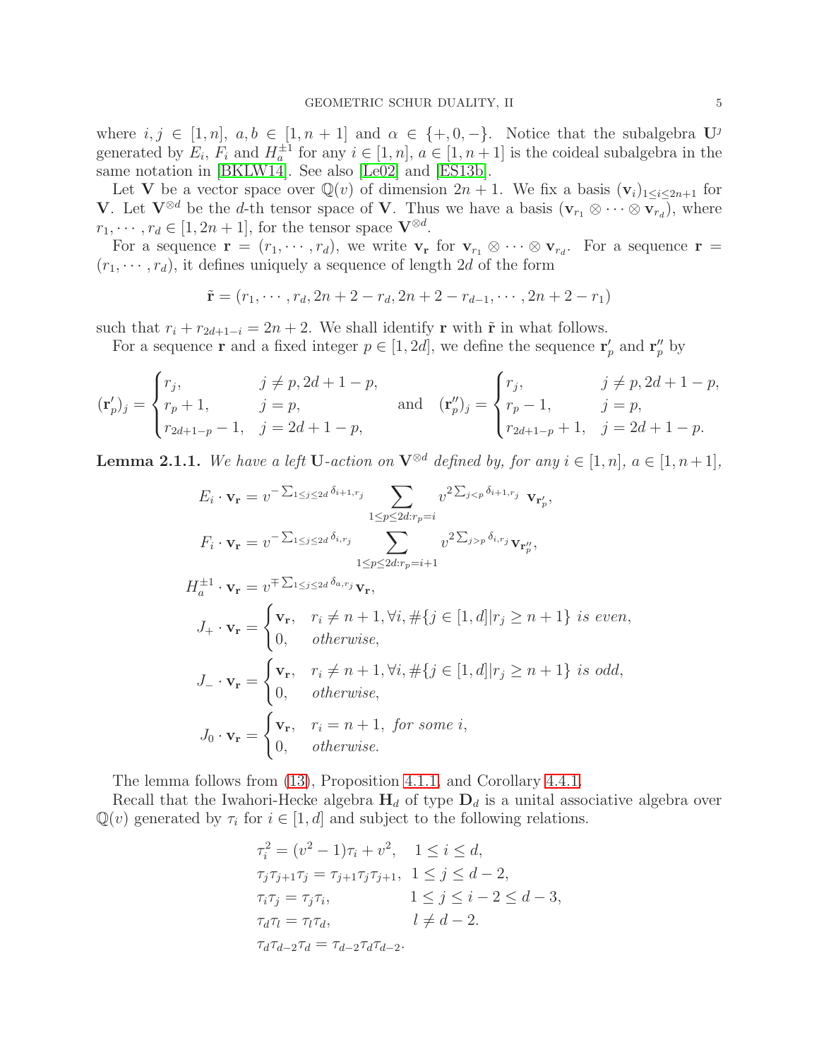where $i, j \in [1, n]$, $a, b \in [1, n+1]$ and $\alpha \in \{+, 0, -\}$. Notice that the subalgebra $\mathbf{U}^\jmath$ generated by $E_i$, $F_i$ and $H_a^{\pm 1}$ for any $i \in [1, n]$, $a \in [1, n+1]$ is the coideal subalgebra in the same notation in [BKLW14]. See also [Le02] and [ES13b].

Let $\mathbf{V}$ be a vector space over $\mathbb{Q}(v)$ of dimension $2n+1$. We fix a basis $(\mathbf{v}_i)_{1 \leq i \leq 2n+1}$ for $\mathbf{V}$. Let $\mathbf{V}^{\otimes d}$ be the $d$-th tensor space of $\mathbf{V}$. Thus we have a basis $(\mathbf{v}_{r_1} \otimes \cdots \otimes \mathbf{v}_{r_d})$, where $r_1, \cdots, r_d \in [1, 2n+1]$, for the tensor space $\mathbf{V}^{\otimes d}$.

For a sequence $\mathbf{r} = (r_1, \cdots, r_d)$, we write $\mathbf{v}_\mathbf{r}$ for $\mathbf{v}_{r_1} \otimes \cdots \otimes \mathbf{v}_{r_d}$. For a sequence $\mathbf{r} = (r_1, \cdots, r_d)$, it defines uniquely a sequence of length $2d$ of the form

$$\tilde{\mathbf{r}} = (r_1, \cdots, r_d, 2n+2-r_d, 2n+2-r_{d-1}, \cdots, 2n+2-r_1)$$

such that $r_i + r_{2d+1-i} = 2n+2$. We shall identify $\mathbf{r}$ with $\tilde{\mathbf{r}}$ in what follows.

For a sequence $\mathbf{r}$ and a fixed integer $p \in [1, 2d]$, we define the sequence $\mathbf{r}'_p$ and $\mathbf{r}''_p$ by

$$(\mathbf{r}'_p)_j = \begin{cases} r_j, & j \neq p, 2d+1-p, \\ r_p + 1, & j = p, \\ r_{2d+1-p} - 1, & j = 2d+1-p, \end{cases} \quad \text{and} \quad (\mathbf{r}''_p)_j = \begin{cases} r_j, & j \neq p, 2d+1-p, \\ r_p - 1, & j = p, \\ r_{2d+1-p} + 1, & j = 2d+1-p. \end{cases}$$

**Lemma 2.1.1.** *We have a left $\mathbf{U}$-action on $\mathbf{V}^{\otimes d}$ defined by, for any $i \in [1, n]$, $a \in [1, n+1]$,*

$$\begin{aligned}
E_i \cdot \mathbf{v}_\mathbf{r} &= v^{-\sum_{1 \leq j \leq 2d} \delta_{i+1, r_j}} \sum_{1 \leq p \leq 2d : r_p = i} v^{2 \sum_{j<p} \delta_{i+1, r_j}} \ \mathbf{v}_{\mathbf{r}'_p}, \\
F_i \cdot \mathbf{v}_\mathbf{r} &= v^{-\sum_{1 \leq j \leq 2d} \delta_{i, r_j}} \sum_{1 \leq p \leq 2d : r_p = i+1} v^{2 \sum_{j>p} \delta_{i, r_j}} \mathbf{v}_{\mathbf{r}''_p}, \\
H_a^{\pm 1} \cdot \mathbf{v}_\mathbf{r} &= v^{\mp \sum_{1 \leq j \leq 2d} \delta_{a, r_j}} \mathbf{v}_\mathbf{r}, \\
J_+ \cdot \mathbf{v}_\mathbf{r} &= \begin{cases} \mathbf{v}_\mathbf{r}, & r_i \neq n+1, \forall i, \#\{j \in [1, d] | r_j \geq n+1\} \textit{ is even}, \\ 0, & \textit{otherwise}, \end{cases} \\
J_- \cdot \mathbf{v}_\mathbf{r} &= \begin{cases} \mathbf{v}_\mathbf{r}, & r_i \neq n+1, \forall i, \#\{j \in [1, d] | r_j \geq n+1\} \textit{ is odd}, \\ 0, & \textit{otherwise}, \end{cases} \\
J_0 \cdot \mathbf{v}_\mathbf{r} &= \begin{cases} \mathbf{v}_\mathbf{r}, & r_i = n+1, \textit{ for some } i, \\ 0, & \textit{otherwise}. \end{cases}
\end{aligned}$$

The lemma follows from (13), Proposition 4.1.1, and Corollary 4.4.1.

Recall that the Iwahori-Hecke algebra $\mathbf{H}_d$ of type $\mathbf{D}_d$ is a unital associative algebra over $\mathbb{Q}(v)$ generated by $\tau_i$ for $i \in [1, d]$ and subject to the following relations.

$$\begin{aligned}
&\tau_i^2 = (v^2 - 1)\tau_i + v^2, \quad 1 \leq i \leq d, \\
&\tau_j \tau_{j+1} \tau_j = \tau_{j+1} \tau_j \tau_{j+1}, \ \ 1 \leq j \leq d-2, \\
&\tau_i \tau_j = \tau_j \tau_i, \qquad\qquad 1 \leq j \leq i-2 \leq d-3, \\
&\tau_d \tau_l = \tau_l \tau_d, \qquad\qquad l \neq d-2. \\
&\tau_d \tau_{d-2} \tau_d = \tau_{d-2} \tau_d \tau_{d-2}.
\end{aligned}$$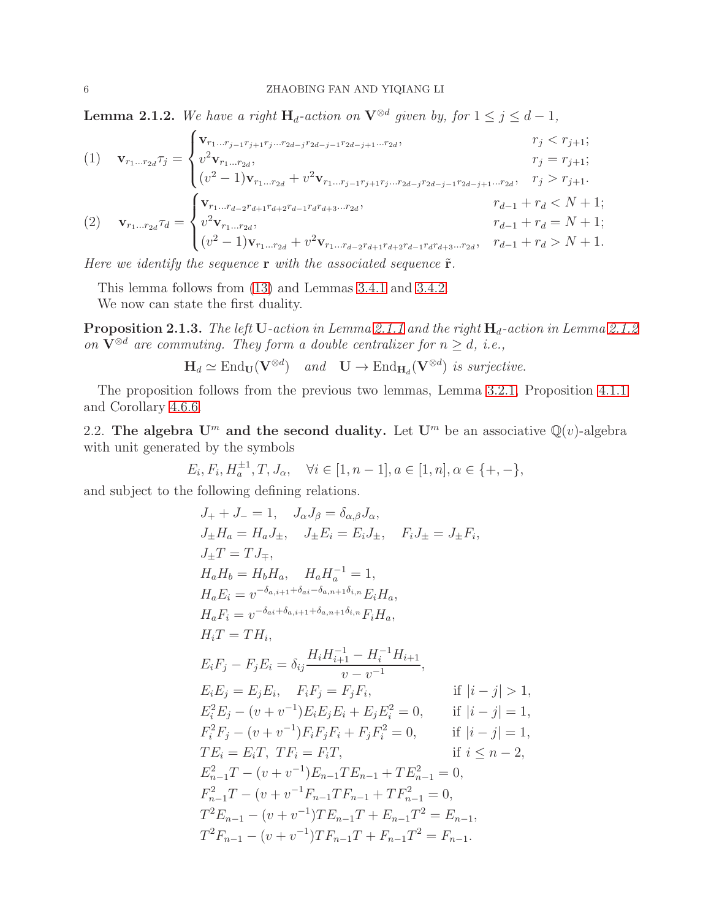**Lemma 2.1.2.** *We have a right $\mathbf{H}_d$-action on $\mathbf{V}^{\otimes d}$ given by, for $1 \leq j \leq d-1$,*

$$(1) \quad \mathbf{v}_{r_1 \dots r_{2d}} \tau_j = \begin{cases} \mathbf{v}_{r_1 \dots r_{j-1} r_{j+1} r_j \dots r_{2d-j} r_{2d-j-1} r_{2d-j+1} \dots r_{2d}}, & r_j < r_{j+1}; \\ v^2 \mathbf{v}_{r_1 \dots r_{2d}}, & r_j = r_{j+1}; \\ (v^2-1)\mathbf{v}_{r_1 \dots r_{2d}} + v^2 \mathbf{v}_{r_1 \dots r_{j-1} r_{j+1} r_j \dots r_{2d-j} r_{2d-j-1} r_{2d-j+1} \dots r_{2d}}, & r_j > r_{j+1}. \end{cases}$$

$$(2) \quad \mathbf{v}_{r_1 \dots r_{2d}} \tau_d = \begin{cases} \mathbf{v}_{r_1 \dots r_{d-2} r_{d+1} r_{d+2} r_{d-1} r_d r_{d+3} \dots r_{2d}}, & r_{d-1} + r_d < N+1; \\ v^2 \mathbf{v}_{r_1 \dots r_{2d}}, & r_{d-1} + r_d = N+1; \\ (v^2-1)\mathbf{v}_{r_1 \dots r_{2d}} + v^2 \mathbf{v}_{r_1 \dots r_{d-2} r_{d+1} r_{d+2} r_{d-1} r_d r_{d+3} \dots r_{2d}}, & r_{d-1} + r_d > N+1. \end{cases}$$

*Here we identify the sequence $\mathbf{r}$ with the associated sequence $\tilde{\mathbf{r}}$.*

This lemma follows from (13) and Lemmas 3.4.1 and 3.4.2.

We now can state the first duality.

**Proposition 2.1.3.** *The left $\mathbf{U}$-action in Lemma 2.1.1 and the right $\mathbf{H}_d$-action in Lemma 2.1.2 on $\mathbf{V}^{\otimes d}$ are commuting. They form a double centralizer for $n \geq d$, i.e.,*

$$\mathbf{H}_d \simeq \mathrm{End}_{\mathbf{U}}(\mathbf{V}^{\otimes d}) \quad \textit{and} \quad \mathbf{U} \to \mathrm{End}_{\mathbf{H}_d}(\mathbf{V}^{\otimes d}) \textit{ is surjective.}$$

The proposition follows from the previous two lemmas, Lemma 3.2.1, Proposition 4.1.1 and Corollary 4.6.6.

## 2.2. The algebra $\mathbf{U}^m$ and the second duality.

Let $\mathbf{U}^m$ be an associative $\mathbb{Q}(v)$-algebra with unit generated by the symbols

$$E_i, F_i, H_a^{\pm 1}, T, J_\alpha, \quad \forall i \in [1, n-1], a \in [1, n], \alpha \in \{+, -\},$$

and subject to the following defining relations.

$$\begin{aligned}
& J_+ + J_- = 1, \quad J_\alpha J_\beta = \delta_{\alpha,\beta} J_\alpha, \\
& J_\pm H_a = H_a J_\pm, \quad J_\pm E_i = E_i J_\pm, \quad F_i J_\pm = J_\pm F_i, \\
& J_\pm T = T J_\mp, \\
& H_a H_b = H_b H_a, \quad H_a H_a^{-1} = 1, \\
& H_a E_i = v^{-\delta_{a,i+1} + \delta_{ai} - \delta_{a,n+1}\delta_{i,n}} E_i H_a, \\
& H_a F_i = v^{-\delta_{ai} + \delta_{a,i+1} + \delta_{a,n+1}\delta_{i,n}} F_i H_a, \\
& H_i T = T H_i, \\
& E_i F_j - F_j E_i = \delta_{ij} \frac{H_i H_{i+1}^{-1} - H_i^{-1} H_{i+1}}{v - v^{-1}}, \\
& E_i E_j = E_j E_i, \quad F_i F_j = F_j F_i, && \text{if } |i-j| > 1, \\
& E_i^2 E_j - (v + v^{-1}) E_i E_j E_i + E_j E_i^2 = 0, && \text{if } |i-j| = 1, \\
& F_i^2 F_j - (v + v^{-1}) F_i F_j F_i + F_j F_i^2 = 0, && \text{if } |i-j| = 1, \\
& T E_i = E_i T, \ T F_i = F_i T, && \text{if } i \leq n-2, \\
& E_{n-1}^2 T - (v + v^{-1}) E_{n-1} T E_{n-1} + T E_{n-1}^2 = 0, \\
& F_{n-1}^2 T - (v + v^{-1} F_{n-1} T F_{n-1} + T F_{n-1}^2 = 0, \\
& T^2 E_{n-1} - (v + v^{-1}) T E_{n-1} T + E_{n-1} T^2 = E_{n-1}, \\
& T^2 F_{n-1} - (v + v^{-1}) T F_{n-1} T + F_{n-1} T^2 = F_{n-1}.
\end{aligned}$$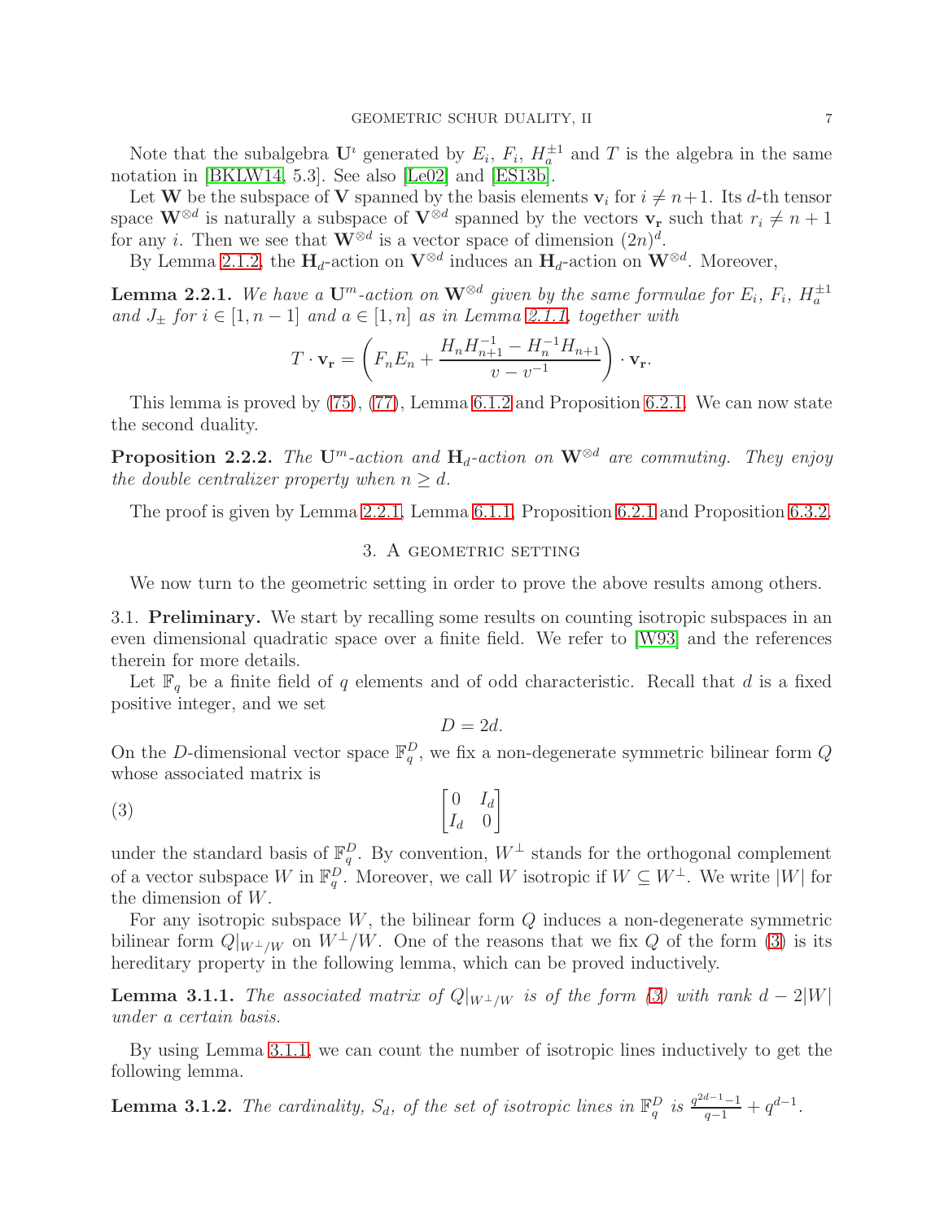Note that the subalgebra $\mathbf{U}^\imath$ generated by $E_i$, $F_i$, $H_a^{\pm 1}$ and $T$ is the algebra in the same notation in [BKLW14, 5.3]. See also [Le02] and [ES13b].

Let $\mathbf{W}$ be the subspace of $\mathbf{V}$ spanned by the basis elements $\mathbf{v}_i$ for $i \neq n+1$. Its $d$-th tensor space $\mathbf{W}^{\otimes d}$ is naturally a subspace of $\mathbf{V}^{\otimes d}$ spanned by the vectors $\mathbf{v}_\mathbf{r}$ such that $r_i \neq n+1$ for any $i$. Then we see that $\mathbf{W}^{\otimes d}$ is a vector space of dimension $(2n)^d$.

By Lemma 2.1.2, the $\mathbf{H}_d$-action on $\mathbf{V}^{\otimes d}$ induces an $\mathbf{H}_d$-action on $\mathbf{W}^{\otimes d}$. Moreover,

**Lemma 2.2.1.** *We have a $\mathbf{U}^m$-action on $\mathbf{W}^{\otimes d}$ given by the same formulae for $E_i$, $F_i$, $H_a^{\pm 1}$ and $J_\pm$ for $i \in [1, n-1]$ and $a \in [1, n]$ as in Lemma 2.1.1, together with*

$$T \cdot \mathbf{v}_\mathbf{r} = \left( F_n E_n + \frac{H_n H_{n+1}^{-1} - H_n^{-1} H_{n+1}}{v - v^{-1}} \right) \cdot \mathbf{v}_\mathbf{r}.$$

This lemma is proved by (75), (77), Lemma 6.1.2 and Proposition 6.2.1. We can now state the second duality.

**Proposition 2.2.2.** *The $\mathbf{U}^m$-action and $\mathbf{H}_d$-action on $\mathbf{W}^{\otimes d}$ are commuting. They enjoy the double centralizer property when $n \geq d$.*

The proof is given by Lemma 2.2.1, Lemma 6.1.1, Proposition 6.2.1 and Proposition 6.3.2.

## 3. A geometric setting

We now turn to the geometric setting in order to prove the above results among others.

3.1. **Preliminary.** We start by recalling some results on counting isotropic subspaces in an even dimensional quadratic space over a finite field. We refer to [W93] and the references therein for more details.

Let $\mathbb{F}_q$ be a finite field of $q$ elements and of odd characteristic. Recall that $d$ is a fixed positive integer, and we set

$$D = 2d.$$

On the $D$-dimensional vector space $\mathbb{F}_q^D$, we fix a non-degenerate symmetric bilinear form $Q$ whose associated matrix is

$$\begin{bmatrix} 0 & I_d \\ I_d & 0 \end{bmatrix} \tag{3}$$

under the standard basis of $\mathbb{F}_q^D$. By convention, $W^\perp$ stands for the orthogonal complement of a vector subspace $W$ in $\mathbb{F}_q^D$. Moreover, we call $W$ isotropic if $W \subseteq W^\perp$. We write $|W|$ for the dimension of $W$.

For any isotropic subspace $W$, the bilinear form $Q$ induces a non-degenerate symmetric bilinear form $Q|_{W^\perp/W}$ on $W^\perp/W$. One of the reasons that we fix $Q$ of the form (3) is its hereditary property in the following lemma, which can be proved inductively.

**Lemma 3.1.1.** *The associated matrix of $Q|_{W^\perp/W}$ is of the form (3) with rank $d - 2|W|$ under a certain basis.*

By using Lemma 3.1.1, we can count the number of isotropic lines inductively to get the following lemma.

**Lemma 3.1.2.** *The cardinality, $S_d$, of the set of isotropic lines in $\mathbb{F}_q^D$ is $\frac{q^{2d-1}-1}{q-1} + q^{d-1}$.*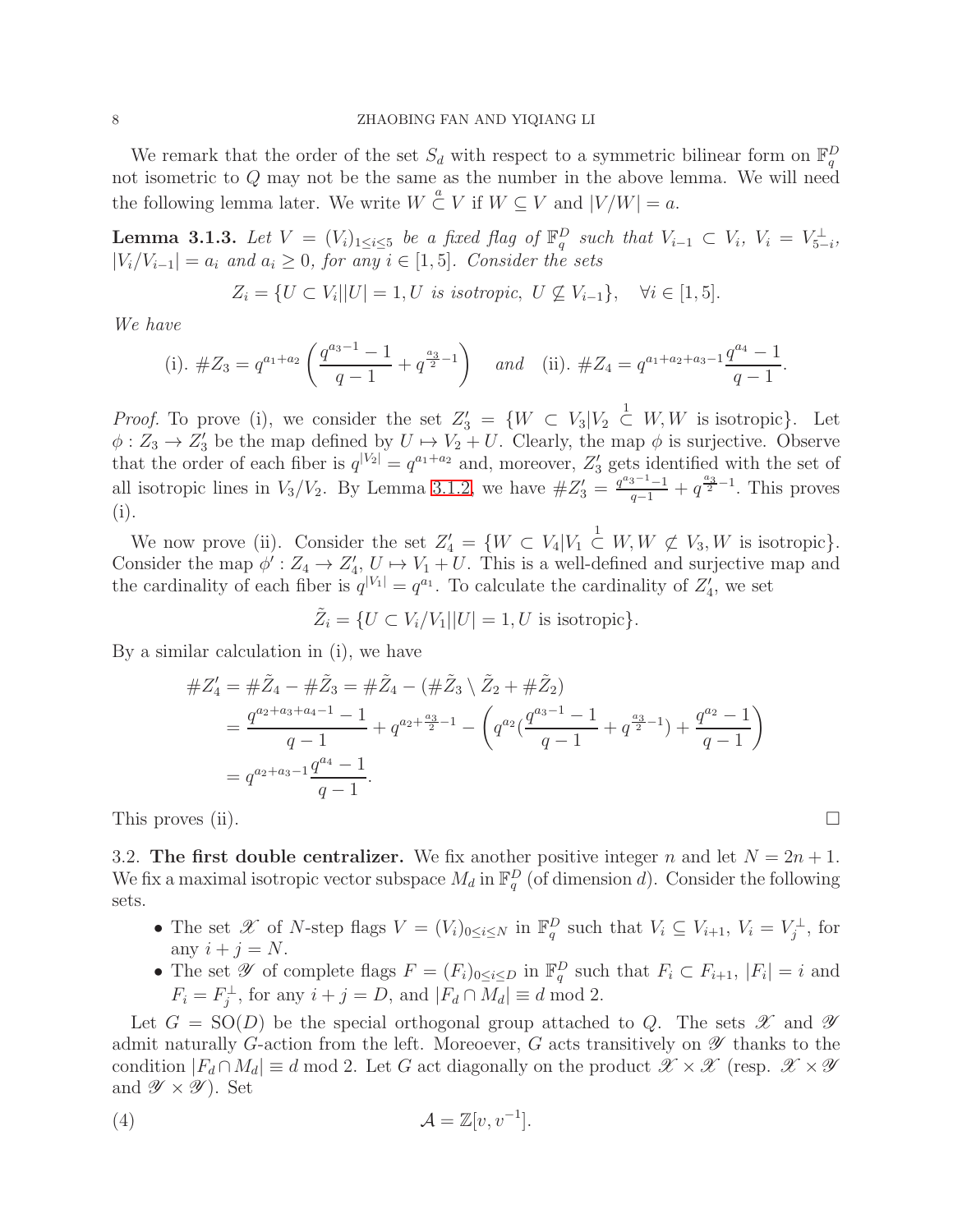We remark that the order of the set $S_d$ with respect to a symmetric bilinear form on $\mathbb{F}_q^D$ not isometric to $Q$ may not be the same as the number in the above lemma. We will need the following lemma later. We write $W \overset{a}{\subset} V$ if $W \subseteq V$ and $|V/W| = a$.

**Lemma 3.1.3.** *Let $V = (V_i)_{1\leq i\leq 5}$ be a fixed flag of $\mathbb{F}_q^D$ such that $V_{i-1} \subset V_i$, $V_i = V_{5-i}^{\perp}$, $|V_i/V_{i-1}| = a_i$ and $a_i \geq 0$, for any $i \in [1,5]$. Consider the sets*

$$Z_i = \{U \subset V_i | |U| = 1, U \text{ is isotropic}, \ U \not\subseteq V_{i-1}\}, \quad \forall i \in [1,5].$$

*We have*

$$\text{(i). } \#Z_3 = q^{a_1+a_2}\left(\frac{q^{a_3-1}-1}{q-1} + q^{\frac{a_3}{2}-1}\right) \quad \text{and} \quad \text{(ii). } \#Z_4 = q^{a_1+a_2+a_3-1}\frac{q^{a_4}-1}{q-1}.$$

*Proof.* To prove (i), we consider the set $Z_3' = \{W \subset V_3 | V_2 \overset{1}{\subset} W, W \text{ is isotropic}\}$. Let $\phi : Z_3 \to Z_3'$ be the map defined by $U \mapsto V_2 + U$. Clearly, the map $\phi$ is surjective. Observe that the order of each fiber is $q^{|V_2|} = q^{a_1+a_2}$ and, moreover, $Z_3'$ gets identified with the set of all isotropic lines in $V_3/V_2$. By Lemma 3.1.2, we have $\#Z_3' = \frac{q^{a_3-1}-1}{q-1} + q^{\frac{a_3}{2}-1}$. This proves (i).

We now prove (ii). Consider the set $Z_4' = \{W \subset V_4 | V_1 \overset{1}{\subset} W, W \not\subset V_3, W \text{ is isotropic}\}$. Consider the map $\phi' : Z_4 \to Z_4'$, $U \mapsto V_1 + U$. This is a well-defined and surjective map and the cardinality of each fiber is $q^{|V_1|} = q^{a_1}$. To calculate the cardinality of $Z_4'$, we set

$$\tilde{Z}_i = \{U \subset V_i/V_1 | |U| = 1, U \text{ is isotropic}\}.$$

By a similar calculation in (i), we have

$$\begin{aligned}
\#Z_4' &= \#\tilde{Z}_4 - \#\tilde{Z}_3 = \#\tilde{Z}_4 - (\#\tilde{Z}_3 \setminus \tilde{Z}_2 + \#\tilde{Z}_2) \\
&= \frac{q^{a_2+a_3+a_4-1}-1}{q-1} + q^{a_2+\frac{a_3}{2}-1} - \left(q^{a_2}\left(\frac{q^{a_3-1}-1}{q-1} + q^{\frac{a_3}{2}-1}\right) + \frac{q^{a_2}-1}{q-1}\right) \\
&= q^{a_2+a_3-1}\frac{q^{a_4}-1}{q-1}.
\end{aligned}$$

This proves (ii). $\square$

3.2. **The first double centralizer.** We fix another positive integer $n$ and let $N = 2n+1$. We fix a maximal isotropic vector subspace $M_d$ in $\mathbb{F}_q^D$ (of dimension $d$). Consider the following sets.

- The set $\mathscr{X}$ of $N$-step flags $V = (V_i)_{0\leq i\leq N}$ in $\mathbb{F}_q^D$ such that $V_i \subseteq V_{i+1}$, $V_i = V_j^{\perp}$, for any $i+j = N$.
- The set $\mathscr{Y}$ of complete flags $F = (F_i)_{0\leq i\leq D}$ in $\mathbb{F}_q^D$ such that $F_i \subset F_{i+1}$, $|F_i| = i$ and $F_i = F_j^{\perp}$, for any $i+j = D$, and $|F_d \cap M_d| \equiv d \bmod 2$.

Let $G = \mathrm{SO}(D)$ be the special orthogonal group attached to $Q$. The sets $\mathscr{X}$ and $\mathscr{Y}$ admit naturally $G$-action from the left. Moreoever, $G$ acts transitively on $\mathscr{Y}$ thanks to the condition $|F_d \cap M_d| \equiv d \bmod 2$. Let $G$ act diagonally on the product $\mathscr{X} \times \mathscr{X}$ (resp. $\mathscr{X} \times \mathscr{Y}$ and $\mathscr{Y} \times \mathscr{Y}$). Set

$$\mathcal{A} = \mathbb{Z}[v, v^{-1}]. \tag{4}$$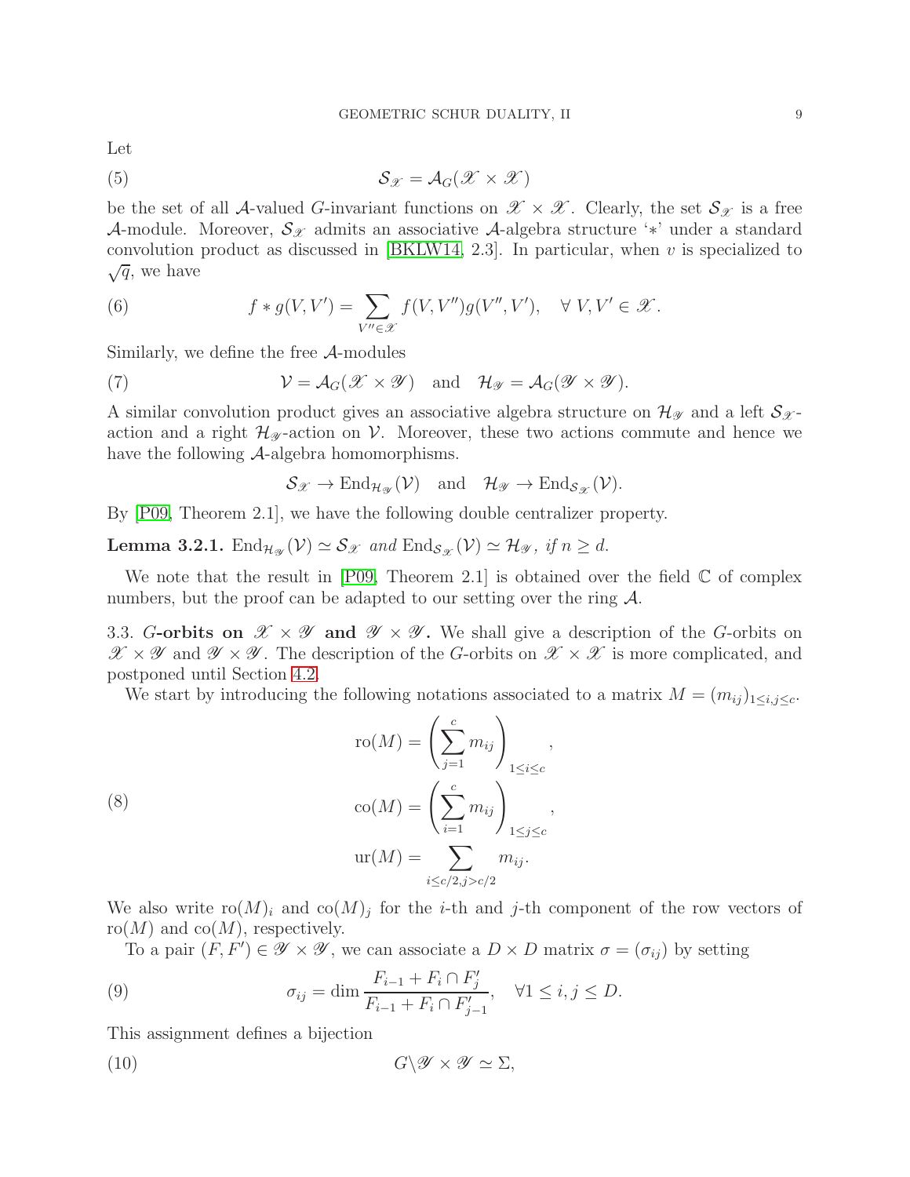Let

$$\mathcal{S}_{\mathscr{X}} = \mathcal{A}_G(\mathscr{X} \times \mathscr{X}) \tag{5}$$

be the set of all $\mathcal{A}$-valued $G$-invariant functions on $\mathscr{X} \times \mathscr{X}$. Clearly, the set $\mathcal{S}_{\mathscr{X}}$ is a free $\mathcal{A}$-module. Moreover, $\mathcal{S}_{\mathscr{X}}$ admits an associative $\mathcal{A}$-algebra structure '$*$' under a standard convolution product as discussed in [BKLW14, 2.3]. In particular, when $v$ is specialized to $\sqrt{q}$, we have

$$f * g(V, V') = \sum_{V'' \in \mathscr{X}} f(V, V'')g(V'', V'), \quad \forall\ V, V' \in \mathscr{X}. \tag{6}$$

Similarly, we define the free $\mathcal{A}$-modules

$$\mathcal{V} = \mathcal{A}_G(\mathscr{X} \times \mathscr{Y}) \quad \text{and} \quad \mathcal{H}_{\mathscr{Y}} = \mathcal{A}_G(\mathscr{Y} \times \mathscr{Y}). \tag{7}$$

A similar convolution product gives an associative algebra structure on $\mathcal{H}_{\mathscr{Y}}$ and a left $\mathcal{S}_{\mathscr{X}}$-action and a right $\mathcal{H}_{\mathscr{Y}}$-action on $\mathcal{V}$. Moreover, these two actions commute and hence we have the following $\mathcal{A}$-algebra homomorphisms.

$$\mathcal{S}_{\mathscr{X}} \to \mathrm{End}_{\mathcal{H}_{\mathscr{Y}}}(\mathcal{V}) \quad \text{and} \quad \mathcal{H}_{\mathscr{Y}} \to \mathrm{End}_{\mathcal{S}_{\mathscr{X}}}(\mathcal{V}).$$

By [P09, Theorem 2.1], we have the following double centralizer property.

**Lemma 3.2.1.** *$\mathrm{End}_{\mathcal{H}_{\mathscr{Y}}}(\mathcal{V}) \simeq \mathcal{S}_{\mathscr{X}}$ and $\mathrm{End}_{\mathcal{S}_{\mathscr{X}}}(\mathcal{V}) \simeq \mathcal{H}_{\mathscr{Y}}$, if $n \geq d$.*

We note that the result in [P09, Theorem 2.1] is obtained over the field $\mathbb{C}$ of complex numbers, but the proof can be adapted to our setting over the ring $\mathcal{A}$.

## 3.3. $G$-orbits on $\mathscr{X} \times \mathscr{Y}$ and $\mathscr{Y} \times \mathscr{Y}$.

We shall give a description of the $G$-orbits on $\mathscr{X} \times \mathscr{Y}$ and $\mathscr{Y} \times \mathscr{Y}$. The description of the $G$-orbits on $\mathscr{X} \times \mathscr{X}$ is more complicated, and postponed until Section 4.2.

We start by introducing the following notations associated to a matrix $M = (m_{ij})_{1 \leq i,j \leq c}$.

$$\begin{aligned}
\mathrm{ro}(M) &= \left(\sum_{j=1}^{c} m_{ij}\right)_{1 \leq i \leq c}, \\
\mathrm{co}(M) &= \left(\sum_{i=1}^{c} m_{ij}\right)_{1 \leq j \leq c}, \\
\mathrm{ur}(M) &= \sum_{i \leq c/2, j > c/2} m_{ij}.
\end{aligned} \tag{8}$$

We also write $\mathrm{ro}(M)_i$ and $\mathrm{co}(M)_j$ for the $i$-th and $j$-th component of the row vectors of $\mathrm{ro}(M)$ and $\mathrm{co}(M)$, respectively.

To a pair $(F, F') \in \mathscr{Y} \times \mathscr{Y}$, we can associate a $D \times D$ matrix $\sigma = (\sigma_{ij})$ by setting

$$\sigma_{ij} = \dim \frac{F_{i-1} + F_i \cap F'_j}{F_{i-1} + F_i \cap F'_{j-1}}, \quad \forall 1 \leq i, j \leq D. \tag{9}$$

This assignment defines a bijection

$$G \backslash \mathscr{Y} \times \mathscr{Y} \simeq \Sigma, \tag{10}$$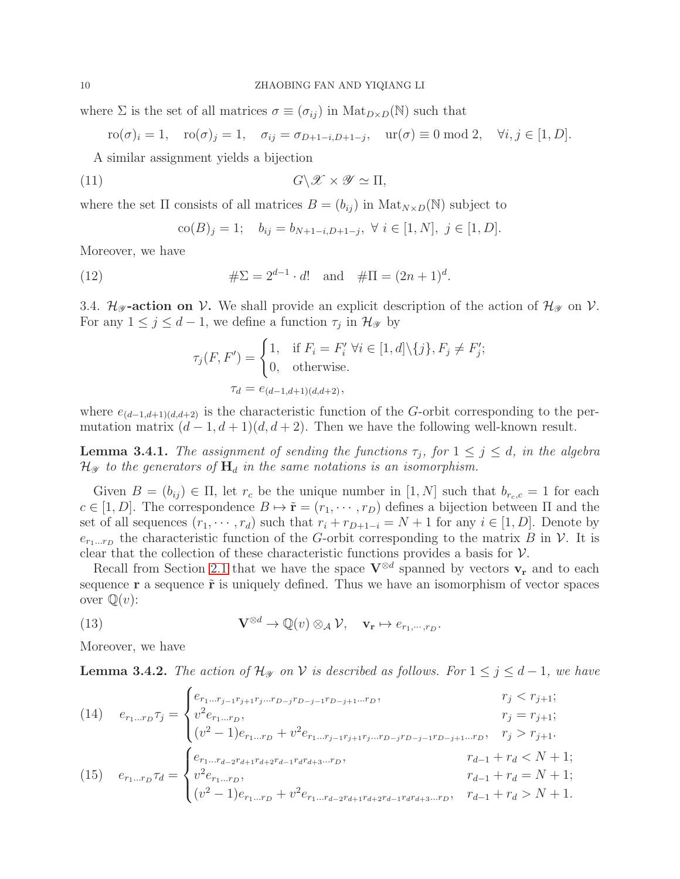where $\Sigma$ is the set of all matrices $\sigma \equiv (\sigma_{ij})$ in $\mathrm{Mat}_{D\times D}(\mathbb{N})$ such that

$$\mathrm{ro}(\sigma)_i = 1, \quad \mathrm{ro}(\sigma)_j = 1, \quad \sigma_{ij} = \sigma_{D+1-i,D+1-j}, \quad \mathrm{ur}(\sigma) \equiv 0 \bmod 2, \quad \forall i,j \in [1,D].$$

A similar assignment yields a bijection

$$G\backslash \mathscr{X} \times \mathscr{Y} \simeq \Pi, \tag{11}$$

where the set $\Pi$ consists of all matrices $B = (b_{ij})$ in $\mathrm{Mat}_{N\times D}(\mathbb{N})$ subject to

$$\mathrm{co}(B)_j = 1; \quad b_{ij} = b_{N+1-i,D+1-j}, \ \forall\, i \in [1,N],\ j \in [1,D].$$

Moreover, we have

$$\#\Sigma = 2^{d-1}\cdot d! \quad \text{and} \quad \#\Pi = (2n+1)^d. \tag{12}$$

3.4. **$\mathcal{H}_{\mathscr{Y}}$-action on $\mathcal{V}$.** We shall provide an explicit description of the action of $\mathcal{H}_{\mathscr{Y}}$ on $\mathcal{V}$. For any $1 \le j \le d-1$, we define a function $\tau_j$ in $\mathcal{H}_{\mathscr{Y}}$ by

$$\tau_j(F,F') = \begin{cases} 1, & \text{if } F_i = F'_i \ \forall i \in [1,d]\backslash\{j\}, F_j \neq F'_j; \\ 0, & \text{otherwise.} \end{cases}$$

$$\tau_d = e_{(d-1,d+1)(d,d+2)},$$

where $e_{(d-1,d+1)(d,d+2)}$ is the characteristic function of the $G$-orbit corresponding to the permutation matrix $(d-1,d+1)(d,d+2)$. Then we have the following well-known result.

**Lemma 3.4.1.** *The assignment of sending the functions $\tau_j$, for $1 \le j \le d$, in the algebra $\mathcal{H}_{\mathscr{Y}}$ to the generators of $\mathbf{H}_d$ in the same notations is an isomorphism.*

Given $B = (b_{ij}) \in \Pi$, let $r_c$ be the unique number in $[1,N]$ such that $b_{r_c,c} = 1$ for each $c \in [1,D]$. The correspondence $B \mapsto \tilde{\mathbf{r}} = (r_1,\cdots,r_D)$ defines a bijection between $\Pi$ and the set of all sequences $(r_1,\cdots,r_d)$ such that $r_i + r_{D+1-i} = N+1$ for any $i \in [1,D]$. Denote by $e_{r_1\dots r_D}$ the characteristic function of the $G$-orbit corresponding to the matrix $B$ in $\mathcal{V}$. It is clear that the collection of these characteristic functions provides a basis for $\mathcal{V}$.

Recall from Section 2.1 that we have the space $\mathbf{V}^{\otimes d}$ spanned by vectors $\mathbf{v}_{\mathbf{r}}$ and to each sequence $\mathbf{r}$ a sequence $\tilde{\mathbf{r}}$ is uniquely defined. Thus we have an isomorphism of vector spaces over $\mathbb{Q}(v)$:

$$\mathbf{V}^{\otimes d} \to \mathbb{Q}(v)\otimes_{\mathcal{A}} \mathcal{V}, \quad \mathbf{v}_{\mathbf{r}} \mapsto e_{r_1,\cdots,r_D}. \tag{13}$$

Moreover, we have

**Lemma 3.4.2.** *The action of $\mathcal{H}_{\mathscr{Y}}$ on $\mathcal{V}$ is described as follows. For $1 \le j \le d-1$, we have*

$$e_{r_1\dots r_D}\tau_j = \begin{cases} e_{r_1\dots r_{j-1}r_{j+1}r_j\dots r_{D-j}r_{D-j-1}r_{D-j+1}\dots r_D}, & r_j < r_{j+1}; \\ v^2 e_{r_1\dots r_D}, & r_j = r_{j+1}; \\ (v^2-1)e_{r_1\dots r_D} + v^2 e_{r_1\dots r_{j-1}r_{j+1}r_j\dots r_{D-j}r_{D-j-1}r_{D-j+1}\dots r_D}, & r_j > r_{j+1}. \end{cases} \tag{14}$$

$$e_{r_1\dots r_D}\tau_d = \begin{cases} e_{r_1\dots r_{d-2}r_{d+1}r_{d+2}r_{d-1}r_d r_{d+3}\dots r_D}, & r_{d-1}+r_d < N+1; \\ v^2 e_{r_1\dots r_D}, & r_{d-1}+r_d = N+1; \\ (v^2-1)e_{r_1\dots r_D} + v^2 e_{r_1\dots r_{d-2}r_{d+1}r_{d+2}r_{d-1}r_d r_{d+3}\dots r_D}, & r_{d-1}+r_d > N+1. \end{cases} \tag{15}$$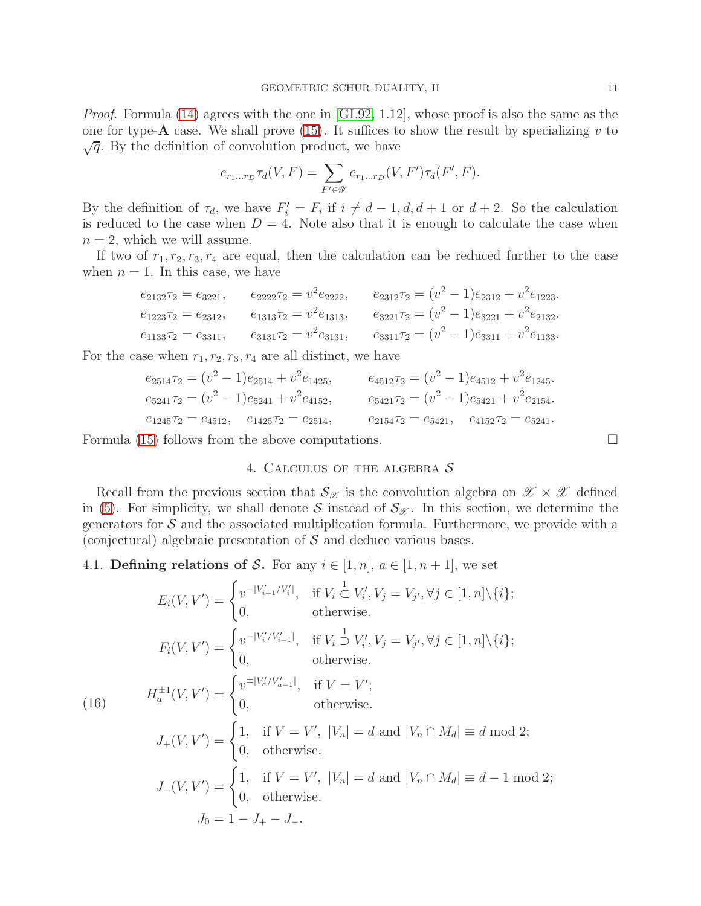*Proof.* Formula (14) agrees with the one in [GL92, 1.12], whose proof is also the same as the one for type-**A** case. We shall prove (15). It suffices to show the result by specializing $v$ to $\sqrt{q}$. By the definition of convolution product, we have

$$e_{r_1\dots r_D}\tau_d(V,F) = \sum_{F'\in\mathscr{Y}} e_{r_1\dots r_D}(V,F')\tau_d(F',F).$$

By the definition of $\tau_d$, we have $F'_i = F_i$ if $i \neq d-1, d, d+1$ or $d+2$. So the calculation is reduced to the case when $D=4$. Note also that it is enough to calculate the case when $n=2$, which we will assume.

If two of $r_1, r_2, r_3, r_4$ are equal, then the calculation can be reduced further to the case when $n=1$. In this case, we have

$$\begin{aligned}
&e_{2132}\tau_2 = e_{3221}, &&e_{2222}\tau_2 = v^2 e_{2222}, &&e_{2312}\tau_2 = (v^2-1)e_{2312} + v^2 e_{1223}.\\
&e_{1223}\tau_2 = e_{2312}, &&e_{1313}\tau_2 = v^2 e_{1313}, &&e_{3221}\tau_2 = (v^2-1)e_{3221} + v^2 e_{2132}.\\
&e_{1133}\tau_2 = e_{3311}, &&e_{3131}\tau_2 = v^2 e_{3131}, &&e_{3311}\tau_2 = (v^2-1)e_{3311} + v^2 e_{1133}.
\end{aligned}$$

For the case when $r_1, r_2, r_3, r_4$ are all distinct, we have

$$\begin{aligned}
&e_{2514}\tau_2 = (v^2-1)e_{2514} + v^2 e_{1425}, && e_{4512}\tau_2 = (v^2-1)e_{4512} + v^2 e_{1245}.\\
&e_{5241}\tau_2 = (v^2-1)e_{5241} + v^2 e_{4152}, && e_{5421}\tau_2 = (v^2-1)e_{5421} + v^2 e_{2154}.\\
&e_{1245}\tau_2 = e_{4512}, \quad e_{1425}\tau_2 = e_{2514}, && e_{2154}\tau_2 = e_{5421}, \quad e_{4152}\tau_2 = e_{5241}.
\end{aligned}$$

Formula (15) follows from the above computations. □

## 4. Calculus of the algebra $\mathcal{S}$

Recall from the previous section that $\mathcal{S}_{\mathscr{X}}$ is the convolution algebra on $\mathscr{X}\times\mathscr{X}$ defined in (5). For simplicity, we shall denote $\mathcal{S}$ instead of $\mathcal{S}_{\mathscr{X}}$. In this section, we determine the generators for $\mathcal{S}$ and the associated multiplication formula. Furthermore, we provide with a (conjectural) algebraic presentation of $\mathcal{S}$ and deduce various bases.

### 4.1. Defining relations of $\mathcal{S}$.

For any $i\in[1,n]$, $a\in[1,n+1]$, we set

$$\begin{aligned}
E_i(V,V') &= \begin{cases} v^{-|V'_{i+1}/V'_i|}, & \text{if } V_i \overset{1}{\subset} V'_i, V_j = V_{j'}, \forall j\in[1,n]\backslash\{i\};\\ 0, & \text{otherwise.}\end{cases}\\
F_i(V,V') &= \begin{cases} v^{-|V'_i/V'_{i-1}|}, & \text{if } V_i \overset{1}{\supset} V'_i, V_j = V_{j'}, \forall j\in[1,n]\backslash\{i\};\\ 0, & \text{otherwise.}\end{cases}\\
H_a^{\pm1}(V,V') &= \begin{cases} v^{\mp|V'_a/V'_{a-1}|}, & \text{if } V = V';\\ 0, & \text{otherwise.}\end{cases}\\
J_+(V,V') &= \begin{cases} 1, & \text{if } V=V',\ |V_n| = d \text{ and } |V_n\cap M_d| \equiv d \bmod 2;\\ 0, & \text{otherwise.}\end{cases}\\
J_-(V,V') &= \begin{cases} 1, & \text{if } V=V',\ |V_n| = d \text{ and } |V_n\cap M_d| \equiv d-1 \bmod 2;\\ 0, & \text{otherwise.}\end{cases}\\
J_0 &= 1 - J_+ - J_-.
\end{aligned} \tag{16}$$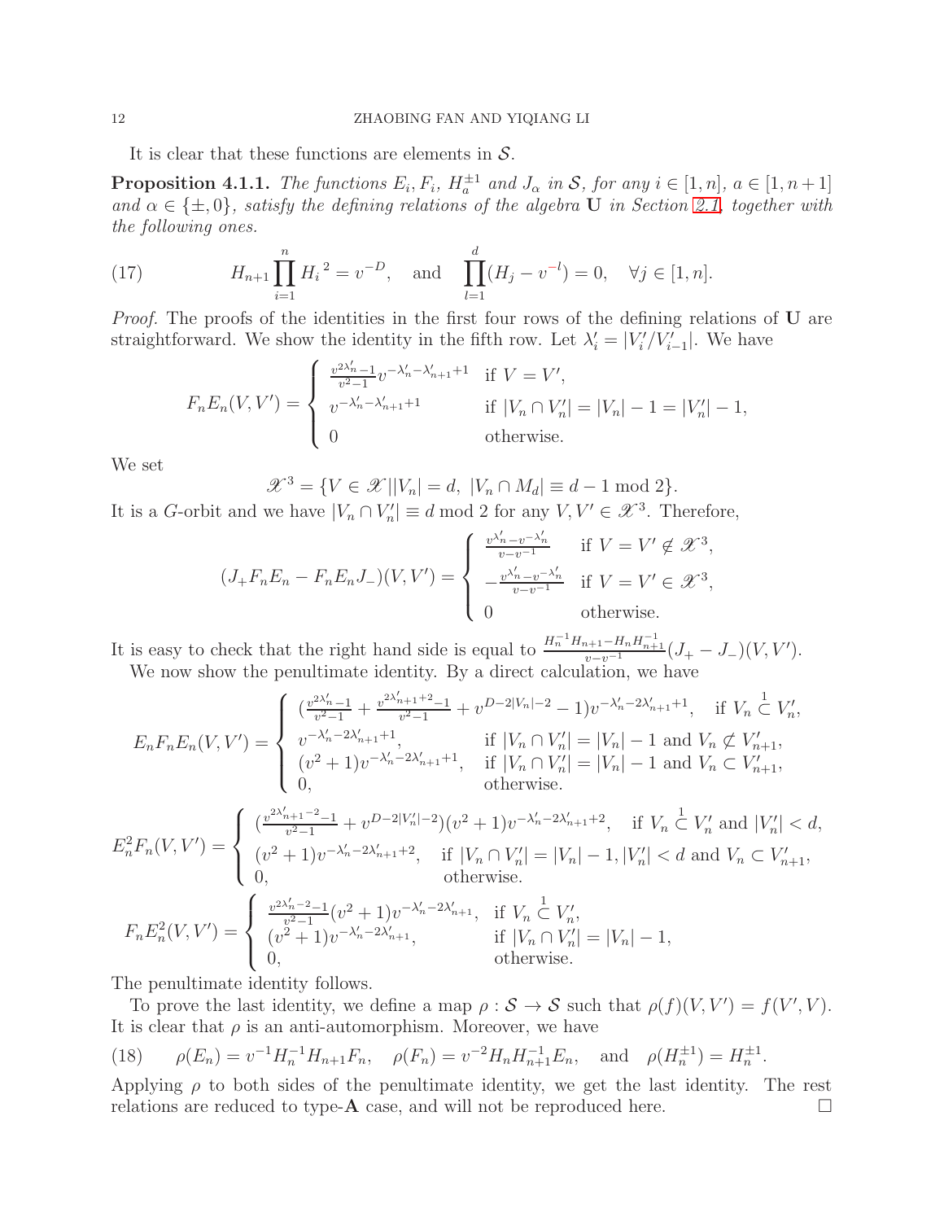It is clear that these functions are elements in $\mathcal{S}$.

**Proposition 4.1.1.** *The functions $E_i, F_i$, $H_a^{\pm 1}$ and $J_\alpha$ in $\mathcal{S}$, for any $i \in [1,n]$, $a \in [1, n+1]$ and $\alpha \in \{\pm, 0\}$, satisfy the defining relations of the algebra* $\mathbf{U}$ *in Section 2.1, together with the following ones.*

$$H_{n+1} \prod_{i=1}^{n} H_i{}^2 = v^{-D}, \quad \text{and} \quad \prod_{l=1}^{d}(H_j - v^{-l}) = 0, \quad \forall j \in [1,n]. \tag{17}$$

*Proof.* The proofs of the identities in the first four rows of the defining relations of $\mathbf{U}$ are straightforward. We show the identity in the fifth row. Let $\lambda'_i = |V'_i/V'_{i-1}|$. We have

$$F_nE_n(V,V') = \begin{cases} \frac{v^{2\lambda'_n}-1}{v^2-1} v^{-\lambda'_n - \lambda'_{n+1}+1} & \text{if } V = V', \\ v^{-\lambda'_n-\lambda'_{n+1}+1} & \text{if } |V_n \cap V'_n| = |V_n| - 1 = |V'_n| - 1, \\ 0 & \text{otherwise.} \end{cases}$$

We set

$$\mathscr{X}^3 = \{V \in \mathscr{X} | |V_n| = d, \ |V_n \cap M_d| \equiv d-1 \bmod 2\}.$$

It is a $G$-orbit and we have $|V_n \cap V'_n| \equiv d \bmod 2$ for any $V, V' \in \mathscr{X}^3$. Therefore,

$$(J_+F_nE_n - F_nE_nJ_-)(V,V') = \begin{cases} \frac{v^{\lambda'_n} - v^{-\lambda'_n}}{v-v^{-1}} & \text{if } V = V' \notin \mathscr{X}^3, \\ -\frac{v^{\lambda'_n} - v^{-\lambda'_n}}{v-v^{-1}} & \text{if } V = V' \in \mathscr{X}^3, \\ 0 & \text{otherwise.} \end{cases}$$

It is easy to check that the right hand side is equal to $\frac{H_n^{-1}H_{n+1} - H_nH_{n+1}^{-1}}{v-v^{-1}}(J_+ - J_-)(V,V')$.

We now show the penultimate identity. By a direct calculation, we have

$$E_nF_nE_n(V,V') = \begin{cases} \left(\frac{v^{2\lambda'_n}-1}{v^2-1} + \frac{v^{2\lambda'_{n+1}+2}-1}{v^2-1} + v^{D-2|V_n|-2} - 1\right) v^{-\lambda'_n - 2\lambda'_{n+1}+1}, & \text{if } V_n \overset{1}{\subset} V'_n, \\ v^{-\lambda'_n-2\lambda'_{n+1}+1}, & \text{if } |V_n \cap V'_n| = |V_n| - 1 \text{ and } V_n \not\subset V'_{n+1}, \\ (v^2+1)v^{-\lambda'_n-2\lambda'_{n+1}+1}, & \text{if } |V_n \cap V'_n| = |V_n| - 1 \text{ and } V_n \subset V'_{n+1}, \\ 0, & \text{otherwise.} \end{cases}$$

$$E_n^2F_n(V,V') = \begin{cases} \left(\frac{v^{2\lambda'_{n+1}-2}-1}{v^2-1} + v^{D-2|V'_n|-2}\right)(v^2+1)v^{-\lambda'_n-2\lambda'_{n+1}+2}, & \text{if } V_n \overset{1}{\subset} V'_n \text{ and } |V'_n| < d, \\ (v^2+1)v^{-\lambda'_n-2\lambda'_{n+1}+2}, & \text{if } |V_n \cap V'_n| = |V_n| - 1, |V'_n| < d \text{ and } V_n \subset V'_{n+1}, \\ 0, & \text{otherwise.} \end{cases}$$

$$F_nE_n^2(V,V') = \begin{cases} \frac{v^{2\lambda'_n-2}-1}{v^2-1}(v^2+1)v^{-\lambda'_n-2\lambda'_{n+1}}, & \text{if } V_n \overset{1}{\subset} V'_n, \\ (v^2+1)v^{-\lambda'_n-2\lambda'_{n+1}}, & \text{if } |V_n \cap V'_n| = |V_n| - 1, \\ 0, & \text{otherwise.} \end{cases}$$

The penultimate identity follows.

To prove the last identity, we define a map $\rho : \mathcal{S} \to \mathcal{S}$ such that $\rho(f)(V,V') = f(V',V)$. It is clear that $\rho$ is an anti-automorphism. Moreover, we have

$$\rho(E_n) = v^{-1}H_n^{-1}H_{n+1}F_n, \quad \rho(F_n) = v^{-2}H_nH_{n+1}^{-1}E_n, \quad \text{and} \quad \rho(H_n^{\pm 1}) = H_n^{\pm 1}. \tag{18}$$

Applying $\rho$ to both sides of the penultimate identity, we get the last identity. The rest relations are reduced to type-$\mathbf{A}$ case, and will not be reproduced here. $\square$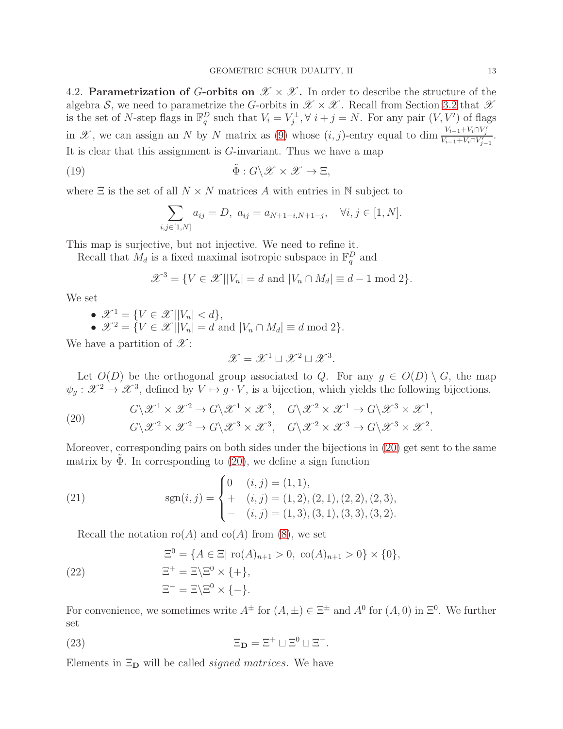4.2. **Parametrization of $G$-orbits on $\mathscr{X} \times \mathscr{X}$.** In order to describe the structure of the algebra $\mathcal{S}$, we need to parametrize the $G$-orbits in $\mathscr{X} \times \mathscr{X}$. Recall from Section 3.2 that $\mathscr{X}$ is the set of $N$-step flags in $\mathbb{F}_q^D$ such that $V_i = V_j^{\perp}, \forall\, i+j=N$. For any pair $(V, V')$ of flags in $\mathscr{X}$, we can assign an $N$ by $N$ matrix as (9) whose $(i,j)$-entry equal to $\dim \frac{V_{i-1}+V_i\cap V'_j}{V_{i-1}+V_i\cap V'_{j-1}}$. It is clear that this assignment is $G$-invariant. Thus we have a map

$$\tilde{\Phi} : G\backslash \mathscr{X} \times \mathscr{X} \to \Xi, \tag{19}$$

where $\Xi$ is the set of all $N \times N$ matrices $A$ with entries in $\mathbb{N}$ subject to

$$\sum_{i,j\in[1,N]} a_{ij} = D,\ a_{ij} = a_{N+1-i,N+1-j}, \quad \forall i,j \in [1,N].$$

This map is surjective, but not injective. We need to refine it.

Recall that $M_d$ is a fixed maximal isotropic subspace in $\mathbb{F}_q^D$ and

$$\mathscr{X}^3 = \{V \in \mathscr{X} \,||V_n| = d \text{ and } |V_n \cap M_d| \equiv d-1 \bmod 2\}.$$

We set

- $\mathscr{X}^1 = \{V \in \mathscr{X} \,||V_n| < d\}$,
- $\mathscr{X}^2 = \{V \in \mathscr{X} \,||V_n| = d \text{ and } |V_n \cap M_d| \equiv d \bmod 2\}$.

We have a partition of $\mathscr{X}$:

$$\mathscr{X} = \mathscr{X}^1 \sqcup \mathscr{X}^2 \sqcup \mathscr{X}^3.$$

Let $O(D)$ be the orthogonal group associated to $Q$. For any $g \in O(D) \setminus G$, the map $\psi_g : \mathscr{X}^2 \to \mathscr{X}^3$, defined by $V \mapsto g\cdot V$, is a bijection, which yields the following bijections.

$$\begin{aligned}
&G\backslash \mathscr{X}^1 \times \mathscr{X}^2 \to G\backslash \mathscr{X}^1 \times \mathscr{X}^3, \quad G\backslash \mathscr{X}^2 \times \mathscr{X}^1 \to G\backslash \mathscr{X}^3 \times \mathscr{X}^1,\\
&G\backslash \mathscr{X}^2 \times \mathscr{X}^2 \to G\backslash \mathscr{X}^3 \times \mathscr{X}^3, \quad G\backslash \mathscr{X}^2 \times \mathscr{X}^3 \to G\backslash \mathscr{X}^3 \times \mathscr{X}^2.
\end{aligned} \tag{20}$$

Moreover, corresponding pairs on both sides under the bijections in (20) get sent to the same matrix by $\tilde{\Phi}$. In corresponding to (20), we define a sign function

$$\mathrm{sgn}(i,j) = \begin{cases} 0 & (i,j) = (1,1),\\ + & (i,j) = (1,2),(2,1),(2,2),(2,3),\\ - & (i,j) = (1,3),(3,1),(3,3),(3,2). \end{cases} \tag{21}$$

Recall the notation $\mathrm{ro}(A)$ and $\mathrm{co}(A)$ from (8), we set

$$\begin{aligned}
\Xi^0 &= \{A \in \Xi |\ \mathrm{ro}(A)_{n+1} > 0,\ \mathrm{co}(A)_{n+1} > 0\} \times \{0\},\\
\Xi^+ &= \Xi \backslash \Xi^0 \times \{+\},\\
\Xi^- &= \Xi \backslash \Xi^0 \times \{-\}.
\end{aligned} \tag{22}$$

For convenience, we sometimes write $A^{\pm}$ for $(A, \pm) \in \Xi^{\pm}$ and $A^0$ for $(A,0)$ in $\Xi^0$. We further set

$$\Xi_{\mathbf{D}} = \Xi^+ \sqcup \Xi^0 \sqcup \Xi^-. \tag{23}$$

Elements in $\Xi_{\mathbf{D}}$ will be called *signed matrices*. We have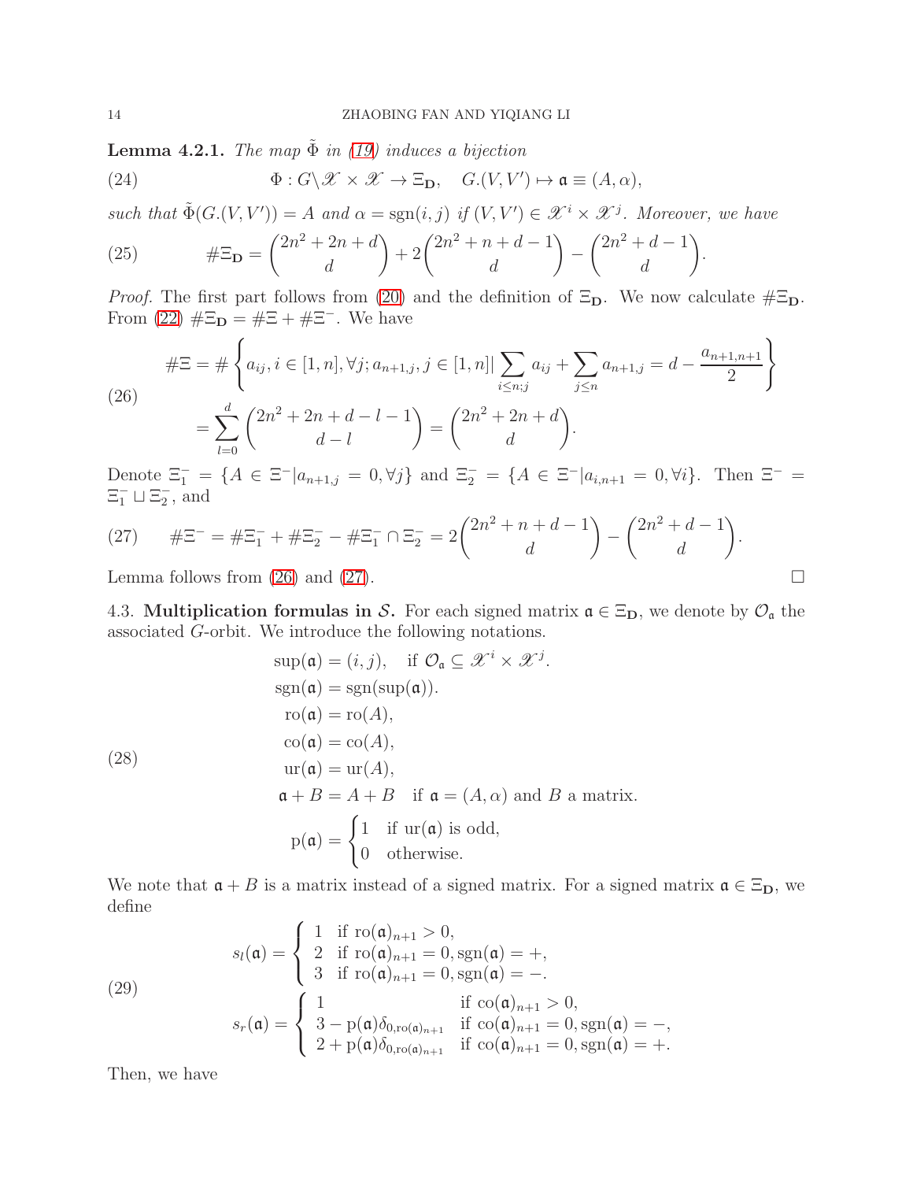**Lemma 4.2.1.** *The map $\tilde{\Phi}$ in (19) induces a bijection*

$$\Phi : G\backslash \mathscr{X} \times \mathscr{X} \to \Xi_{\mathbf{D}}, \quad G.(V, V') \mapsto \mathfrak{a} \equiv (A, \alpha), \tag{24}$$

*such that $\tilde{\Phi}(G.(V, V')) = A$ and $\alpha = \mathrm{sgn}(i, j)$ if $(V, V') \in \mathscr{X}^i \times \mathscr{X}^j$. Moreover, we have*

$$\#\Xi_{\mathbf{D}} = \binom{2n^2 + 2n + d}{d} + 2\binom{2n^2 + n + d - 1}{d} - \binom{2n^2 + d - 1}{d}. \tag{25}$$

*Proof.* The first part follows from (20) and the definition of $\Xi_{\mathbf{D}}$. We now calculate $\#\Xi_{\mathbf{D}}$. From (22) $\#\Xi_{\mathbf{D}} = \#\Xi + \#\Xi^-$. We have

$$\begin{aligned} \#\Xi &= \# \left\{ a_{ij}, i \in [1, n], \forall j; a_{n+1,j}, j \in [1, n] \Big| \sum_{i \leq n; j} a_{ij} + \sum_{j \leq n} a_{n+1,j} = d - \frac{a_{n+1,n+1}}{2} \right\} \\ &= \sum_{l=0}^{d} \binom{2n^2 + 2n + d - l - 1}{d - l} = \binom{2n^2 + 2n + d}{d}. \end{aligned} \tag{26}$$

Denote $\Xi_1^- = \{A \in \Xi^- | a_{n+1,j} = 0, \forall j\}$ and $\Xi_2^- = \{A \in \Xi^- | a_{i,n+1} = 0, \forall i\}$. Then $\Xi^- = \Xi_1^- \sqcup \Xi_2^-$, and

$$\#\Xi^- = \#\Xi_1^- + \#\Xi_2^- - \#\Xi_1^- \cap \Xi_2^- = 2\binom{2n^2 + n + d - 1}{d} - \binom{2n^2 + d - 1}{d}. \tag{27}$$

Lemma follows from (26) and (27). $\square$

4.3. **Multiplication formulas in $\mathcal{S}$.** For each signed matrix $\mathfrak{a} \in \Xi_{\mathbf{D}}$, we denote by $\mathcal{O}_{\mathfrak{a}}$ the associated $G$-orbit. We introduce the following notations.

$$\begin{aligned} \sup(\mathfrak{a}) &= (i, j), \quad \text{if } \mathcal{O}_{\mathfrak{a}} \subseteq \mathscr{X}^i \times \mathscr{X}^j. \\ \mathrm{sgn}(\mathfrak{a}) &= \mathrm{sgn}(\sup(\mathfrak{a})). \\ \mathrm{ro}(\mathfrak{a}) &= \mathrm{ro}(A), \\ \mathrm{co}(\mathfrak{a}) &= \mathrm{co}(A), \\ \mathrm{ur}(\mathfrak{a}) &= \mathrm{ur}(A), \\ \mathfrak{a} + B &= A + B \quad \text{if } \mathfrak{a} = (A, \alpha) \text{ and } B \text{ a matrix.} \\ \mathrm{p}(\mathfrak{a}) &= \begin{cases} 1 & \text{if } \mathrm{ur}(\mathfrak{a}) \text{ is odd,} \\ 0 & \text{otherwise.} \end{cases} \end{aligned} \tag{28}$$

We note that $\mathfrak{a} + B$ is a matrix instead of a signed matrix. For a signed matrix $\mathfrak{a} \in \Xi_{\mathbf{D}}$, we define

$$\begin{aligned} s_l(\mathfrak{a}) &= \begin{cases} 1 & \text{if } \mathrm{ro}(\mathfrak{a})_{n+1} > 0, \\ 2 & \text{if } \mathrm{ro}(\mathfrak{a})_{n+1} = 0, \mathrm{sgn}(\mathfrak{a}) = +, \\ 3 & \text{if } \mathrm{ro}(\mathfrak{a})_{n+1} = 0, \mathrm{sgn}(\mathfrak{a}) = -. \end{cases} \\ s_r(\mathfrak{a}) &= \begin{cases} 1 & \text{if } \mathrm{co}(\mathfrak{a})_{n+1} > 0, \\ 3 - \mathrm{p}(\mathfrak{a})\delta_{0,\mathrm{ro}(\mathfrak{a})_{n+1}} & \text{if } \mathrm{co}(\mathfrak{a})_{n+1} = 0, \mathrm{sgn}(\mathfrak{a}) = -, \\ 2 + \mathrm{p}(\mathfrak{a})\delta_{0,\mathrm{ro}(\mathfrak{a})_{n+1}} & \text{if } \mathrm{co}(\mathfrak{a})_{n+1} = 0, \mathrm{sgn}(\mathfrak{a}) = +. \end{cases} \end{aligned} \tag{29}$$

Then, we have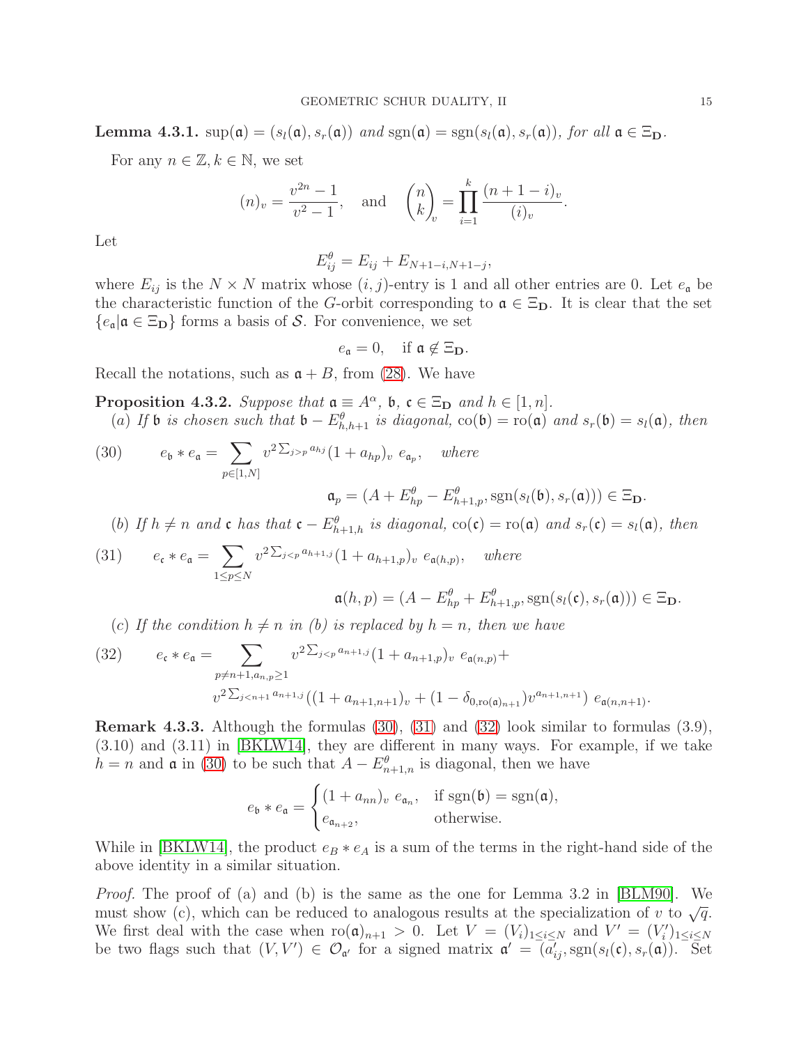**Lemma 4.3.1.** *$\sup(\mathfrak{a}) = (s_l(\mathfrak{a}), s_r(\mathfrak{a}))$ and $\mathrm{sgn}(\mathfrak{a}) = \mathrm{sgn}(s_l(\mathfrak{a}), s_r(\mathfrak{a}))$, for all $\mathfrak{a} \in \Xi_{\mathbf{D}}$.*

For any $n \in \mathbb{Z}, k \in \mathbb{N}$, we set

$$(n)_v = \frac{v^{2n} - 1}{v^2 - 1}, \quad \text{and} \quad \binom{n}{k}_v = \prod_{i=1}^{k} \frac{(n+1-i)_v}{(i)_v}.$$

Let

$$E^\theta_{ij} = E_{ij} + E_{N+1-i, N+1-j},$$

where $E_{ij}$ is the $N \times N$ matrix whose $(i,j)$-entry is 1 and all other entries are 0. Let $e_{\mathfrak{a}}$ be the characteristic function of the $G$-orbit corresponding to $\mathfrak{a} \in \Xi_{\mathbf{D}}$. It is clear that the set $\{e_{\mathfrak{a}} | \mathfrak{a} \in \Xi_{\mathbf{D}}\}$ forms a basis of $\mathcal{S}$. For convenience, we set

$$e_{\mathfrak{a}} = 0, \quad \text{if } \mathfrak{a} \notin \Xi_{\mathbf{D}}.$$

Recall the notations, such as $\mathfrak{a} + B$, from (28). We have

**Proposition 4.3.2.** *Suppose that $\mathfrak{a} \equiv A^\alpha$, $\mathfrak{b}$, $\mathfrak{c} \in \Xi_{\mathbf{D}}$ and $h \in [1, n]$.*

*(a) If $\mathfrak{b}$ is chosen such that $\mathfrak{b} - E^\theta_{h,h+1}$ is diagonal, $\mathrm{co}(\mathfrak{b}) = \mathrm{ro}(\mathfrak{a})$ and $s_r(\mathfrak{b}) = s_l(\mathfrak{a})$, then*

$$e_{\mathfrak{b}} * e_{\mathfrak{a}} = \sum_{p \in [1,N]} v^{2\sum_{j>p} a_{hj}} (1 + a_{hp})_v \; e_{\mathfrak{a}_p}, \quad \text{where} \tag{30}$$

$$\mathfrak{a}_p = (A + E^\theta_{hp} - E^\theta_{h+1,p}, \mathrm{sgn}(s_l(\mathfrak{b}), s_r(\mathfrak{a}))) \in \Xi_{\mathbf{D}}.$$

*(b) If $h \neq n$ and $\mathfrak{c}$ has that $\mathfrak{c} - E^\theta_{h+1,h}$ is diagonal, $\mathrm{co}(\mathfrak{c}) = \mathrm{ro}(\mathfrak{a})$ and $s_r(\mathfrak{c}) = s_l(\mathfrak{a})$, then*

$$e_{\mathfrak{c}} * e_{\mathfrak{a}} = \sum_{1 \le p \le N} v^{2\sum_{j<p} a_{h+1,j}} (1 + a_{h+1,p})_v \; e_{\mathfrak{a}(h,p)}, \quad \text{where} \tag{31}$$

$$\mathfrak{a}(h,p) = (A - E^\theta_{hp} + E^\theta_{h+1,p}, \mathrm{sgn}(s_l(\mathfrak{c}), s_r(\mathfrak{a}))) \in \Xi_{\mathbf{D}}.$$

*(c) If the condition $h \neq n$ in (b) is replaced by $h = n$, then we have*

$$\begin{aligned} e_{\mathfrak{c}} * e_{\mathfrak{a}} = & \sum_{p \neq n+1, a_{n,p} \geq 1} v^{2\sum_{j<p} a_{n+1,j}} (1 + a_{n+1,p})_v \; e_{\mathfrak{a}(n,p)} + \\ & v^{2\sum_{j<n+1} a_{n+1,j}} \left( (1 + a_{n+1,n+1})_v + (1 - \delta_{0,\mathrm{ro}(\mathfrak{a})_{n+1}}) v^{a_{n+1,n+1}} \right) \; e_{\mathfrak{a}(n,n+1)}. \end{aligned} \tag{32}$$

**Remark 4.3.3.** Although the formulas (30), (31) and (32) look similar to formulas (3.9), (3.10) and (3.11) in [BKLW14], they are different in many ways. For example, if we take $h = n$ and $\mathfrak{a}$ in (30) to be such that $A - E^\theta_{n+1,n}$ is diagonal, then we have

$$e_{\mathfrak{b}} * e_{\mathfrak{a}} = \begin{cases} (1 + a_{nn})_v \; e_{\mathfrak{a}_n}, & \text{if } \mathrm{sgn}(\mathfrak{b}) = \mathrm{sgn}(\mathfrak{a}), \\ e_{\mathfrak{a}_{n+2}}, & \text{otherwise.} \end{cases}$$

While in [BKLW14], the product $e_B * e_A$ is a sum of the terms in the right-hand side of the above identity in a similar situation.

*Proof.* The proof of (a) and (b) is the same as the one for Lemma 3.2 in [BLM90]. We must show (c), which can be reduced to analogous results at the specialization of $v$ to $\sqrt{q}$. We first deal with the case when $\mathrm{ro}(\mathfrak{a})_{n+1} > 0$. Let $V = (V_i)_{1 \le i \le N}$ and $V' = (V'_i)_{1 \le i \le N}$ be two flags such that $(V, V') \in \mathcal{O}_{\mathfrak{a}'}$ for a signed matrix $\mathfrak{a}' = (a'_{ij}, \mathrm{sgn}(s_l(\mathfrak{c}), s_r(\mathfrak{a}))$. Set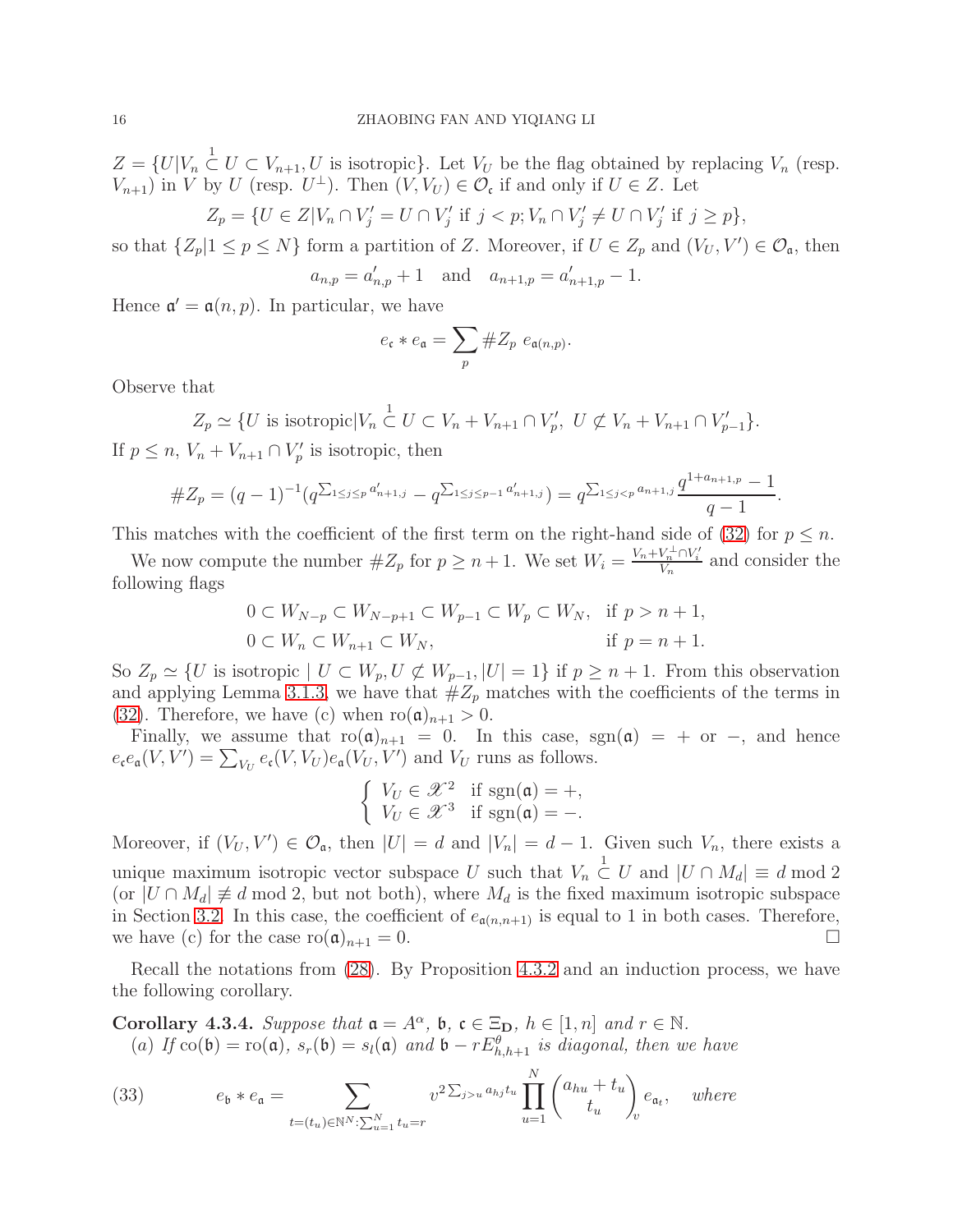$Z = \{U | V_n \overset{1}{\subset} U \subset V_{n+1}, U \text{ is isotropic}\}$. Let $V_U$ be the flag obtained by replacing $V_n$ (resp. $V_{n+1}$) in $V$ by $U$ (resp. $U^{\perp}$). Then $(V, V_U) \in \mathcal{O}_{\mathfrak{c}}$ if and only if $U \in Z$. Let

$$Z_p = \{U \in Z | V_n \cap V'_j = U \cap V'_j \text{ if } j < p; V_n \cap V'_j \neq U \cap V'_j \text{ if } j \geq p\},$$

so that $\{Z_p | 1 \leq p \leq N\}$ form a partition of $Z$. Moreover, if $U \in Z_p$ and $(V_U, V') \in \mathcal{O}_{\mathfrak{a}}$, then

$$a_{n,p} = a'_{n,p} + 1 \quad \text{and} \quad a_{n+1,p} = a'_{n+1,p} - 1.$$

Hence $\mathfrak{a}' = \mathfrak{a}(n,p)$. In particular, we have

$$e_{\mathfrak{c}} * e_{\mathfrak{a}} = \sum_p \# Z_p \; e_{\mathfrak{a}(n,p)}.$$

Observe that

$$Z_p \simeq \{U \text{ is isotropic} | V_n \overset{1}{\subset} U \subset V_n + V_{n+1} \cap V'_p, \; U \not\subset V_n + V_{n+1} \cap V'_{p-1}\}.$$

If $p \leq n$, $V_n + V_{n+1} \cap V'_p$ is isotropic, then

$$\# Z_p = (q-1)^{-1}(q^{\sum_{1 \leq j \leq p} a'_{n+1,j}} - q^{\sum_{1 \leq j \leq p-1} a'_{n+1,j}}) = q^{\sum_{1 \leq j < p} a_{n+1,j}} \frac{q^{1+a_{n+1,p}} - 1}{q-1}.$$

This matches with the coefficient of the first term on the right-hand side of (32) for $p \leq n$.

We now compute the number $\# Z_p$ for $p \geq n+1$. We set $W_i = \frac{V_n + V_n^{\perp} \cap V'_i}{V_n}$ and consider the following flags

$$\begin{aligned} &0 \subset W_{N-p} \subset W_{N-p+1} \subset W_{p-1} \subset W_p \subset W_N, && \text{if } p > n+1, \\ &0 \subset W_n \subset W_{n+1} \subset W_N, && \text{if } p = n+1. \end{aligned}$$

So $Z_p \simeq \{U \text{ is isotropic} \mid U \subset W_p, U \not\subset W_{p-1}, |U| = 1\}$ if $p \geq n+1$. From this observation and applying Lemma 3.1.3, we have that $\# Z_p$ matches with the coefficients of the terms in (32). Therefore, we have (c) when $\mathrm{ro}(\mathfrak{a})_{n+1} > 0$.

Finally, we assume that $\mathrm{ro}(\mathfrak{a})_{n+1} = 0$. In this case, $\mathrm{sgn}(\mathfrak{a}) = +$ or $-$, and hence $e_{\mathfrak{c}} e_{\mathfrak{a}}(V, V') = \sum_{V_U} e_{\mathfrak{c}}(V, V_U) e_{\mathfrak{a}}(V_U, V')$ and $V_U$ runs as follows.

$$\begin{cases} V_U \in \mathscr{X}^2 & \text{if } \mathrm{sgn}(\mathfrak{a}) = +, \\ V_U \in \mathscr{X}^3 & \text{if } \mathrm{sgn}(\mathfrak{a}) = -. \end{cases}$$

Moreover, if $(V_U, V') \in \mathcal{O}_{\mathfrak{a}}$, then $|U| = d$ and $|V_n| = d-1$. Given such $V_n$, there exists a unique maximum isotropic vector subspace $U$ such that $V_n \overset{1}{\subset} U$ and $|U \cap M_d| \equiv d \bmod 2$ (or $|U \cap M_d| \not\equiv d \bmod 2$, but not both), where $M_d$ is the fixed maximum isotropic subspace in Section 3.2. In this case, the coefficient of $e_{\mathfrak{a}(n,n+1)}$ is equal to 1 in both cases. Therefore, we have (c) for the case $\mathrm{ro}(\mathfrak{a})_{n+1} = 0$. □

Recall the notations from (28). By Proposition 4.3.2 and an induction process, we have the following corollary.

**Corollary 4.3.4.** *Suppose that $\mathfrak{a} = A^{\alpha}$, $\mathfrak{b}$, $\mathfrak{c} \in \Xi_{\mathbf{D}}$, $h \in [1,n]$ and $r \in \mathbb{N}$.*

*(a) If $\mathrm{co}(\mathfrak{b}) = \mathrm{ro}(\mathfrak{a})$, $s_r(\mathfrak{b}) = s_l(\mathfrak{a})$ and $\mathfrak{b} - rE^{\theta}_{h,h+1}$ is diagonal, then we have*

$$e_{\mathfrak{b}} * e_{\mathfrak{a}} = \sum_{t=(t_u) \in \mathbb{N}^N : \sum_{u=1}^N t_u = r} v^{2\sum_{j>u} a_{hj} t_u} \prod_{u=1}^N \begin{pmatrix} a_{hu} + t_u \\ t_u \end{pmatrix}_v e_{\mathfrak{a}_t}, \quad \text{where} \tag{33}$$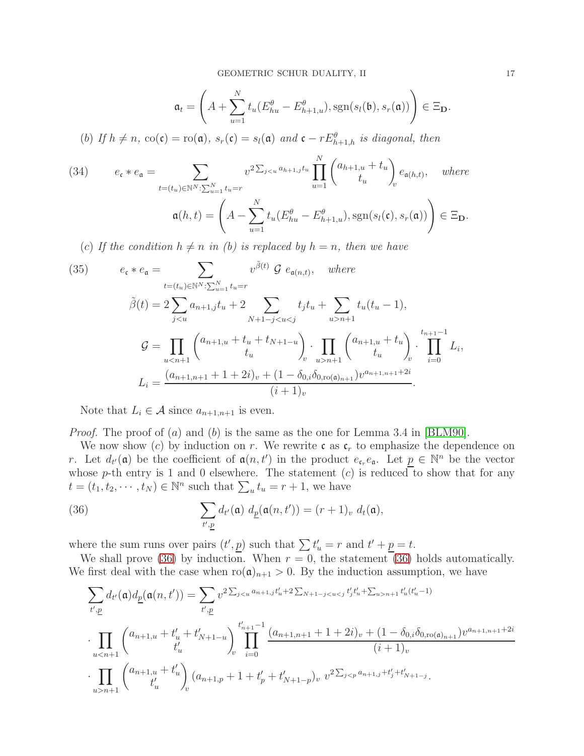$$\mathfrak{a}_t = \left( A + \sum_{u=1}^{N} t_u (E^\theta_{hu} - E^\theta_{h+1,u}), \operatorname{sgn}(s_l(\mathfrak{b}), s_r(\mathfrak{a})) \right) \in \Xi_{\mathbf{D}}.$$

(b) *If $h \neq n$, $\operatorname{co}(\mathfrak{c}) = \operatorname{ro}(\mathfrak{a})$, $s_r(\mathfrak{c}) = s_l(\mathfrak{a})$ and $\mathfrak{c} - rE^\theta_{h+1,h}$ is diagonal, then*

$$e_{\mathfrak{c}} * e_{\mathfrak{a}} = \sum_{t=(t_u)\in\mathbb{N}^N : \sum_{u=1}^N t_u = r} v^{2\sum_{j<u} a_{h+1,j} t_u} \prod_{u=1}^{N} \begin{pmatrix} a_{h+1,u} + t_u \\ t_u \end{pmatrix}_v e_{\mathfrak{a}(h,t)}, \quad \text{where} \tag{34}$$

$$\mathfrak{a}(h,t) = \left( A - \sum_{u=1}^{N} t_u (E^\theta_{hu} - E^\theta_{h+1,u}), \operatorname{sgn}(s_l(\mathfrak{c}), s_r(\mathfrak{a})) \right) \in \Xi_{\mathbf{D}}.$$

(c) *If the condition $h \neq n$ in (b) is replaced by $h = n$, then we have*

$$e_{\mathfrak{c}} * e_{\mathfrak{a}} = \sum_{t=(t_u)\in\mathbb{N}^N : \sum_{u=1}^N t_u = r} v^{\tilde{\beta}(t)} \ \mathcal{G} \ e_{\mathfrak{a}(n,t)}, \quad \text{where} \tag{35}$$

$$\tilde{\beta}(t) = 2\sum_{j<u} a_{n+1,j} t_u + 2 \sum_{N+1-j<u<j} t_j t_u + \sum_{u>n+1} t_u(t_u - 1),$$

$$\mathcal{G} = \prod_{u<n+1} \begin{pmatrix} a_{n+1,u} + t_u + t_{N+1-u} \\ t_u \end{pmatrix}_v \cdot \prod_{u>n+1} \begin{pmatrix} a_{n+1,u} + t_u \\ t_u \end{pmatrix}_v \cdot \prod_{i=0}^{t_{n+1}-1} L_i,$$

$$L_i = \frac{(a_{n+1,n+1} + 1 + 2i)_v + (1 - \delta_{0,i}\delta_{0,\operatorname{ro}(\mathfrak{a})_{n+1}}) v^{a_{n+1,n+1}+2i}}{(i+1)_v}.$$

Note that $L_i \in \mathcal{A}$ since $a_{n+1,n+1}$ is even.

*Proof.* The proof of (a) and (b) is the same as the one for Lemma 3.4 in [BLM90].

We now show (c) by induction on $r$. We rewrite $\mathfrak{c}$ as $\mathfrak{c}_r$ to emphasize the dependence on $r$. Let $d_{t'}(\mathfrak{a})$ be the coefficient of $\mathfrak{a}(n,t')$ in the product $e_{\mathfrak{c}_r} e_{\mathfrak{a}}$. Let $\underline{p} \in \mathbb{N}^n$ be the vector whose $p$-th entry is 1 and 0 elsewhere. The statement (c) is reduced to show that for any $t = (t_1, t_2, \cdots, t_N) \in \mathbb{N}^n$ such that $\sum_u t_u = r+1$, we have

$$\sum_{t',\underline{p}} d_{t'}(\mathfrak{a}) \ d_{\underline{p}}(\mathfrak{a}(n,t')) = (r+1)_v \ d_t(\mathfrak{a}), \tag{36}$$

where the sum runs over pairs $(t', \underline{p})$ such that $\sum t'_u = r$ and $t' + \underline{p} = t$.

We shall prove (36) by induction. When $r = 0$, the statement (36) holds automatically. We first deal with the case when $\operatorname{ro}(\mathfrak{a})_{n+1} > 0$. By the induction assumption, we have

$$\begin{aligned}
\sum_{t',\underline{p}} d_{t'}(\mathfrak{a}) d_{\underline{p}}(\mathfrak{a}(n,t')) &= \sum_{t',\underline{p}} v^{2\sum_{j<u} a_{n+1,j} t'_u + 2\sum_{N+1-j<u<j} t'_j t'_u + \sum_{u>n+1} t'_u(t'_u - 1)} \\
&\cdot \prod_{u<n+1} \begin{pmatrix} a_{n+1,u} + t'_u + t'_{N+1-u} \\ t'_u \end{pmatrix}_v \prod_{i=0}^{t'_{n+1}-1} \frac{(a_{n+1,n+1} + 1 + 2i)_v + (1 - \delta_{0,i}\delta_{0,\operatorname{ro}(\mathfrak{a})_{n+1}}) v^{a_{n+1,n+1}+2i}}{(i+1)_v} \\
&\cdot \prod_{u>n+1} \begin{pmatrix} a_{n+1,u} + t'_u \\ t'_u \end{pmatrix}_v (a_{n+1,p} + 1 + t'_p + t'_{N+1-p})_v \ v^{2\sum_{j<p} a_{n+1,j} + t'_j + t'_{N+1-j}}.
\end{aligned}$$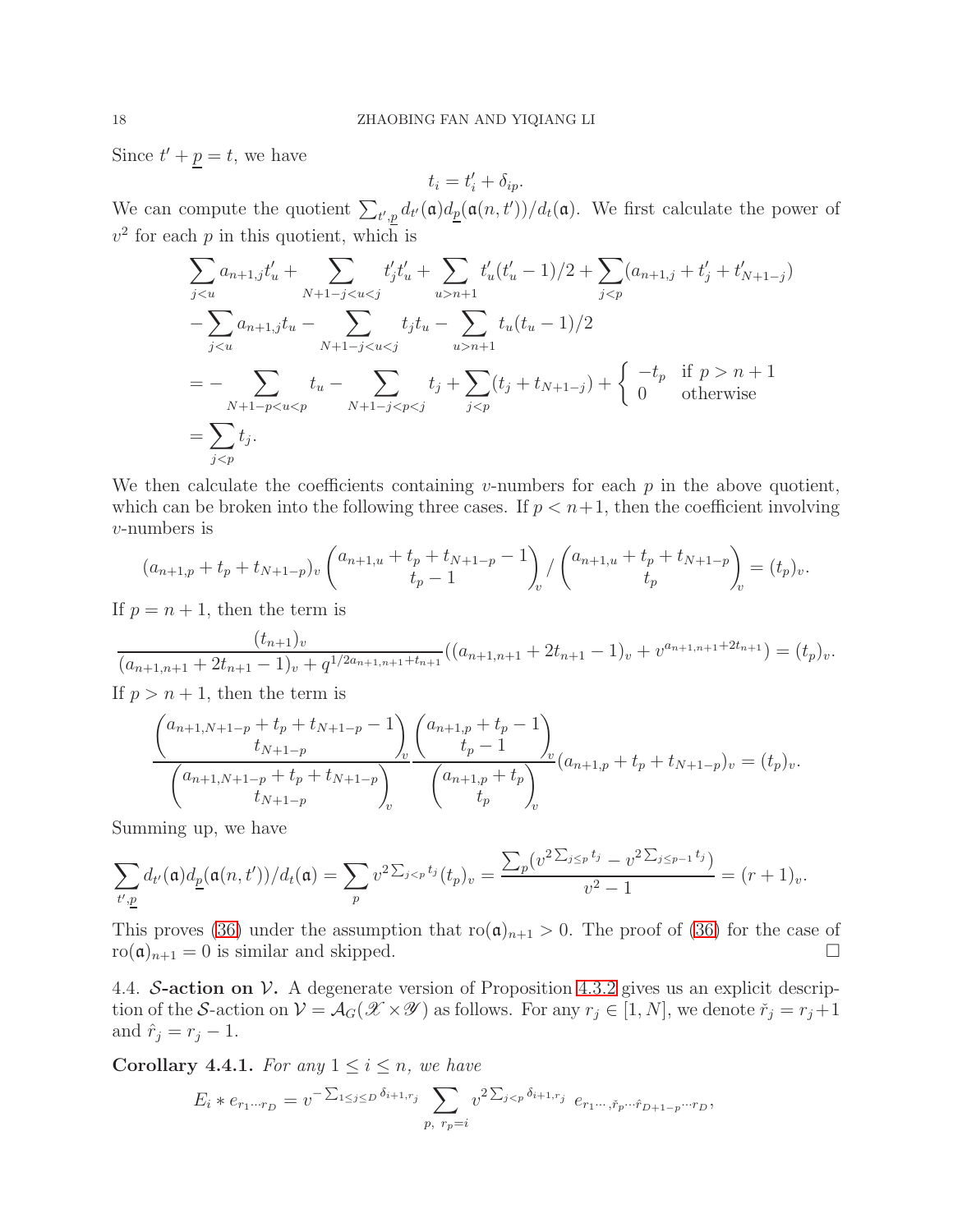Since $t' + \underline{p} = t$, we have

$$t_i = t'_i + \delta_{ip}.$$

We can compute the quotient $\sum_{t',\underline{p}} d_{t'}(\mathfrak{a}) d_{\underline{p}}(\mathfrak{a}(n,t'))/d_t(\mathfrak{a})$. We first calculate the power of $v^2$ for each $p$ in this quotient, which is

$$\begin{aligned}
&\sum_{j<u} a_{n+1,j} t'_u + \sum_{N+1-j<u<j} t'_j t'_u + \sum_{u>n+1} t'_u(t'_u - 1)/2 + \sum_{j<p} (a_{n+1,j} + t'_j + t'_{N+1-j}) \\
&- \sum_{j<u} a_{n+1,j} t_u - \sum_{N+1-j<u<j} t_j t_u - \sum_{u>n+1} t_u(t_u-1)/2 \\
&= - \sum_{N+1-p<u<p} t_u - \sum_{N+1-j<p<j} t_j + \sum_{j<p} (t_j + t_{N+1-j}) + \begin{cases} -t_p & \text{if } p > n+1 \\ 0 & \text{otherwise} \end{cases} \\
&= \sum_{j<p} t_j.
\end{aligned}$$

We then calculate the coefficients containing $v$-numbers for each $p$ in the above quotient, which can be broken into the following three cases. If $p < n+1$, then the coefficient involving $v$-numbers is

$$(a_{n+1,p} + t_p + t_{N+1-p})_v \begin{pmatrix} a_{n+1,u} + t_p + t_{N+1-p} - 1 \\ t_p - 1 \end{pmatrix}_v \Big/ \begin{pmatrix} a_{n+1,u} + t_p + t_{N+1-p} \\ t_p \end{pmatrix}_v = (t_p)_v.$$

If $p = n+1$, then the term is

$$\frac{(t_{n+1})_v}{(a_{n+1,n+1} + 2t_{n+1} - 1)_v + q^{1/2 a_{n+1,n+1} + t_{n+1}}} ((a_{n+1,n+1} + 2t_{n+1} - 1)_v + v^{a_{n+1,n+1} + 2t_{n+1}}) = (t_p)_v.$$

If $p > n+1$, then the term is

$$\frac{\begin{pmatrix} a_{n+1,N+1-p} + t_p + t_{N+1-p} - 1 \\ t_{N+1-p} \end{pmatrix}_v}{\begin{pmatrix} a_{n+1,N+1-p} + t_p + t_{N+1-p} \\ t_{N+1-p} \end{pmatrix}_v} \frac{\begin{pmatrix} a_{n+1,p} + t_p - 1 \\ t_p - 1 \end{pmatrix}_v}{\begin{pmatrix} a_{n+1,p} + t_p \\ t_p \end{pmatrix}_v} (a_{n+1,p} + t_p + t_{N+1-p})_v = (t_p)_v.$$

Summing up, we have

$$\sum_{t',\underline{p}} d_{t'}(\mathfrak{a}) d_{\underline{p}}(\mathfrak{a}(n,t'))/d_t(\mathfrak{a}) = \sum_p v^{2\sum_{j<p} t_j} (t_p)_v = \frac{\sum_p (v^{2\sum_{j\le p} t_j} - v^{2\sum_{j\le p-1} t_j})}{v^2 - 1} = (r+1)_v.$$

This proves (36) under the assumption that $\mathrm{ro}(\mathfrak{a})_{n+1} > 0$. The proof of (36) for the case of $\mathrm{ro}(\mathfrak{a})_{n+1} = 0$ is similar and skipped. $\square$

## 4.4. $\mathcal{S}$-action on $\mathcal{V}$.

A degenerate version of Proposition 4.3.2 gives us an explicit description of the $\mathcal{S}$-action on $\mathcal{V} = \mathcal{A}_G(\mathscr{X} \times \mathscr{Y})$ as follows. For any $r_j \in [1, N]$, we denote $\check{r}_j = r_j + 1$ and $\hat{r}_j = r_j - 1$.

**Corollary 4.4.1.** *For any $1 \le i \le n$, we have*

$$E_i * e_{r_1 \cdots r_D} = v^{-\sum_{1\le j\le D} \delta_{i+1,r_j}} \sum_{p,\ r_p = i} v^{2\sum_{j<p} \delta_{i+1,r_j}} \ e_{r_1 \cdots, \check{r}_p \cdots \hat{r}_{D+1-p} \cdots r_D},$$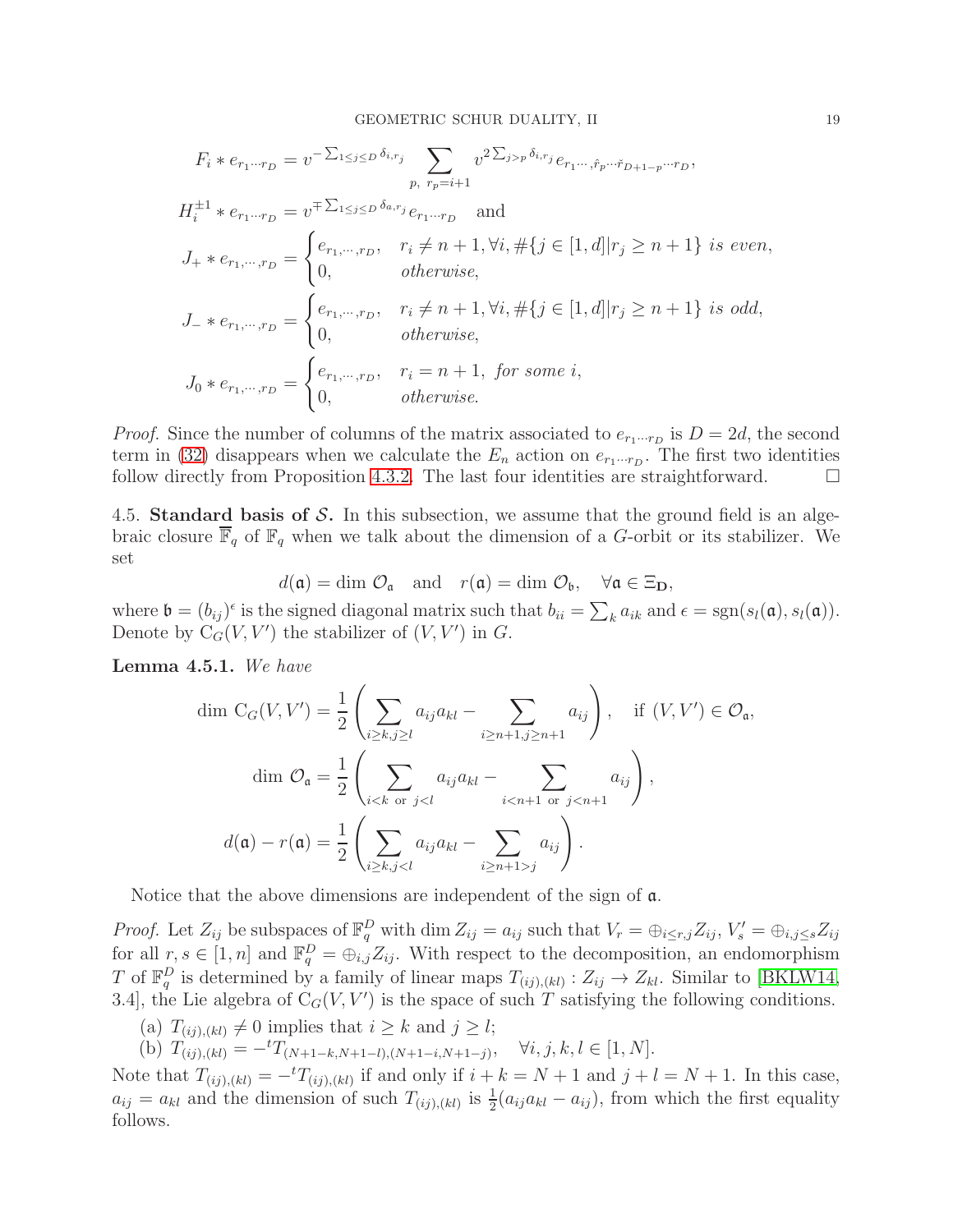$$F_i * e_{r_1\cdots r_D} = v^{-\sum_{1\leq j\leq D}\delta_{i,r_j}} \sum_{p,\ r_p=i+1} v^{2\sum_{j>p}\delta_{i,r_j}} e_{r_1\cdots,\hat{r}_p\cdots\check{r}_{D+1-p}\cdots r_D},$$

$$H_i^{\pm 1} * e_{r_1\cdots r_D} = v^{\mp\sum_{1\leq j\leq D}\delta_{a,r_j}} e_{r_1\cdots r_D} \quad \text{and}$$

$$J_+ * e_{r_1,\cdots,r_D} = \begin{cases} e_{r_1,\cdots,r_D}, & r_i \neq n+1, \forall i, \#\{j\in[1,d] | r_j \geq n+1\} \textit{ is even}, \\ 0, & \textit{otherwise}, \end{cases}$$

$$J_- * e_{r_1,\cdots,r_D} = \begin{cases} e_{r_1,\cdots,r_D}, & r_i \neq n+1, \forall i, \#\{j\in[1,d] | r_j \geq n+1\} \textit{ is odd}, \\ 0, & \textit{otherwise}, \end{cases}$$

$$J_0 * e_{r_1,\cdots,r_D} = \begin{cases} e_{r_1,\cdots,r_D}, & r_i = n+1, \textit{ for some } i, \\ 0, & \textit{otherwise}. \end{cases}$$

*Proof.* Since the number of columns of the matrix associated to $e_{r_1\cdots r_D}$ is $D = 2d$, the second term in (32) disappears when we calculate the $E_n$ action on $e_{r_1\cdots r_D}$. The first two identities follow directly from Proposition 4.3.2. The last four identities are straightforward. □

4.5. **Standard basis of $\mathcal{S}$.** In this subsection, we assume that the ground field is an algebraic closure $\overline{\mathbb{F}}_q$ of $\mathbb{F}_q$ when we talk about the dimension of a $G$-orbit or its stabilizer. We set

$$d(\mathfrak{a}) = \dim \mathcal{O}_{\mathfrak{a}} \quad \text{and} \quad r(\mathfrak{a}) = \dim \mathcal{O}_{\mathfrak{b}}, \quad \forall \mathfrak{a} \in \Xi_{\mathbf{D}},$$

where $\mathfrak{b} = (b_{ij})^\epsilon$ is the signed diagonal matrix such that $b_{ii} = \sum_k a_{ik}$ and $\epsilon = \mathrm{sgn}(s_l(\mathfrak{a}), s_l(\mathfrak{a}))$. Denote by $\mathrm{C}_G(V, V')$ the stabilizer of $(V, V')$ in $G$.

**Lemma 4.5.1.** *We have*

$$\dim \mathrm{C}_G(V,V') = \frac{1}{2}\left(\sum_{i\geq k, j\geq l} a_{ij}a_{kl} - \sum_{i\geq n+1, j\geq n+1} a_{ij}\right), \quad \text{if } (V,V') \in \mathcal{O}_{\mathfrak{a}},$$

$$\dim \mathcal{O}_{\mathfrak{a}} = \frac{1}{2}\left(\sum_{i<k \text{ or } j<l} a_{ij}a_{kl} - \sum_{i<n+1 \text{ or } j<n+1} a_{ij}\right),$$

$$d(\mathfrak{a}) - r(\mathfrak{a}) = \frac{1}{2}\left(\sum_{i\geq k, j<l} a_{ij}a_{kl} - \sum_{i\geq n+1>j} a_{ij}\right).$$

Notice that the above dimensions are independent of the sign of $\mathfrak{a}$.

*Proof.* Let $Z_{ij}$ be subspaces of $\mathbb{F}_q^D$ with $\dim Z_{ij} = a_{ij}$ such that $V_r = \oplus_{i\leq r, j} Z_{ij}$, $V'_s = \oplus_{i, j\leq s} Z_{ij}$ for all $r, s \in [1, n]$ and $\mathbb{F}_q^D = \oplus_{i,j} Z_{ij}$. With respect to the decomposition, an endomorphism $T$ of $\mathbb{F}_q^D$ is determined by a family of linear maps $T_{(ij),(kl)} : Z_{ij} \to Z_{kl}$. Similar to [BKLW14, 3.4], the Lie algebra of $\mathrm{C}_G(V, V')$ is the space of such $T$ satisfying the following conditions.

(a) $T_{(ij),(kl)} \neq 0$ implies that $i \geq k$ and $j \geq l$;

(b) $T_{(ij),(kl)} = -{}^tT_{(N+1-k,N+1-l),(N+1-i,N+1-j)}, \quad \forall i,j,k,l \in [1, N]$.

Note that $T_{(ij),(kl)} = -{}^tT_{(ij),(kl)}$ if and only if $i + k = N + 1$ and $j + l = N + 1$. In this case, $a_{ij} = a_{kl}$ and the dimension of such $T_{(ij),(kl)}$ is $\frac{1}{2}(a_{ij}a_{kl} - a_{ij})$, from which the first equality follows.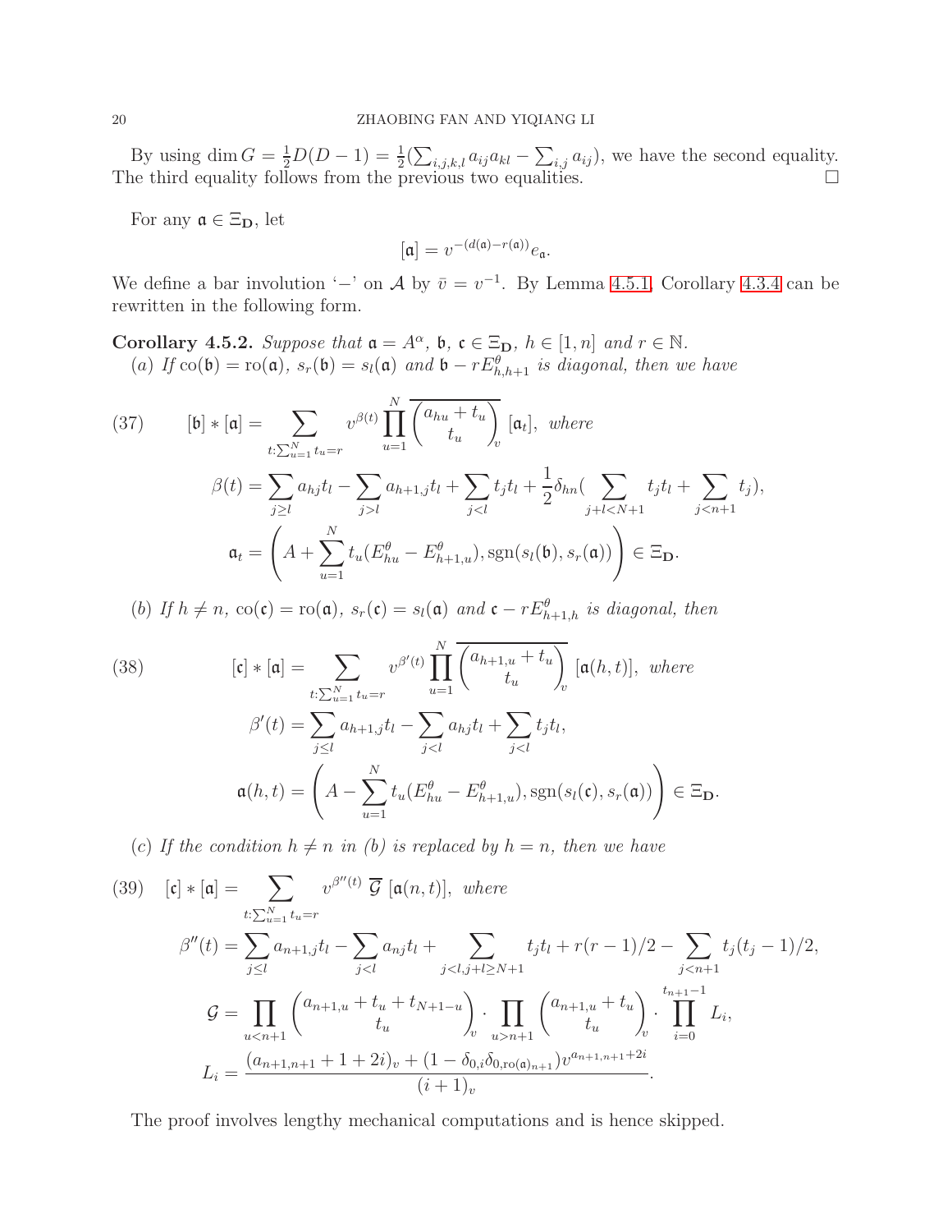By using $\dim G = \frac{1}{2}D(D-1) = \frac{1}{2}(\sum_{i,j,k,l} a_{ij}a_{kl} - \sum_{i,j} a_{ij})$, we have the second equality. The third equality follows from the previous two equalities. $\square$

For any $\mathfrak{a} \in \Xi_{\mathbf{D}}$, let

$$[\mathfrak{a}] = v^{-(d(\mathfrak{a})-r(\mathfrak{a}))}e_{\mathfrak{a}}.$$

We define a bar involution '$-$' on $\mathcal{A}$ by $\bar{v} = v^{-1}$. By Lemma 4.5.1, Corollary 4.3.4 can be rewritten in the following form.

**Corollary 4.5.2.** *Suppose that $\mathfrak{a} = A^{\alpha}$, $\mathfrak{b}$, $\mathfrak{c} \in \Xi_{\mathbf{D}}$, $h \in [1, n]$ and $r \in \mathbb{N}$.*
*(a) If $\mathrm{co}(\mathfrak{b}) = \mathrm{ro}(\mathfrak{a})$, $s_r(\mathfrak{b}) = s_l(\mathfrak{a})$ and $\mathfrak{b} - rE^{\theta}_{h,h+1}$ is diagonal, then we have*

$$(37) \qquad [\mathfrak{b}] * [\mathfrak{a}] = \sum_{t: \sum_{u=1}^{N} t_u = r} v^{\beta(t)} \prod_{u=1}^{N} \overline{\begin{pmatrix} a_{hu} + t_u \\ t_u \end{pmatrix}_v} [\mathfrak{a}_t], \text{ where}$$

$$\beta(t) = \sum_{j \geq l} a_{hj}t_l - \sum_{j>l} a_{h+1,j}t_l + \sum_{j<l} t_j t_l + \frac{1}{2}\delta_{hn}(\sum_{j+l<N+1} t_j t_l + \sum_{j<n+1} t_j),$$

$$\mathfrak{a}_t = \left(A + \sum_{u=1}^{N} t_u(E^{\theta}_{hu} - E^{\theta}_{h+1,u}), \mathrm{sgn}(s_l(\mathfrak{b}), s_r(\mathfrak{a}))\right) \in \Xi_{\mathbf{D}}.$$

*(b) If $h \neq n$, $\mathrm{co}(\mathfrak{c}) = \mathrm{ro}(\mathfrak{a})$, $s_r(\mathfrak{c}) = s_l(\mathfrak{a})$ and $\mathfrak{c} - rE^{\theta}_{h+1,h}$ is diagonal, then*

$$(38) \qquad [\mathfrak{c}] * [\mathfrak{a}] = \sum_{t: \sum_{u=1}^{N} t_u = r} v^{\beta'(t)} \prod_{u=1}^{N} \overline{\begin{pmatrix} a_{h+1,u} + t_u \\ t_u \end{pmatrix}_v} [\mathfrak{a}(h,t)], \text{ where}$$

$$\beta'(t) = \sum_{j \leq l} a_{h+1,j}t_l - \sum_{j<l} a_{hj}t_l + \sum_{j<l} t_j t_l,$$

$$\mathfrak{a}(h,t) = \left(A - \sum_{u=1}^{N} t_u(E^{\theta}_{hu} - E^{\theta}_{h+1,u}), \mathrm{sgn}(s_l(\mathfrak{c}), s_r(\mathfrak{a}))\right) \in \Xi_{\mathbf{D}}.$$

*(c) If the condition $h \neq n$ in (b) is replaced by $h = n$, then we have*

$$(39) \quad [\mathfrak{c}] * [\mathfrak{a}] = \sum_{t: \sum_{u=1}^{N} t_u = r} v^{\beta''(t)} \ \overline{\mathcal{G}} \ [\mathfrak{a}(n,t)], \text{ where}$$

$$\beta''(t) = \sum_{j \leq l} a_{n+1,j}t_l - \sum_{j<l} a_{nj}t_l + \sum_{j<l, j+l \geq N+1} t_j t_l + r(r-1)/2 - \sum_{j<n+1} t_j(t_j - 1)/2,$$

$$\mathcal{G} = \prod_{u<n+1} \begin{pmatrix} a_{n+1,u} + t_u + t_{N+1-u} \\ t_u \end{pmatrix}_v \cdot \prod_{u>n+1} \begin{pmatrix} a_{n+1,u} + t_u \\ t_u \end{pmatrix}_v \cdot \prod_{i=0}^{t_{n+1}-1} L_i,$$

$$L_i = \frac{(a_{n+1,n+1} + 1 + 2i)_v + (1 - \delta_{0,i}\delta_{0,\mathrm{ro}(\mathfrak{a})_{n+1}})v^{a_{n+1,n+1}+2i}}{(i+1)_v}.$$

The proof involves lengthy mechanical computations and is hence skipped.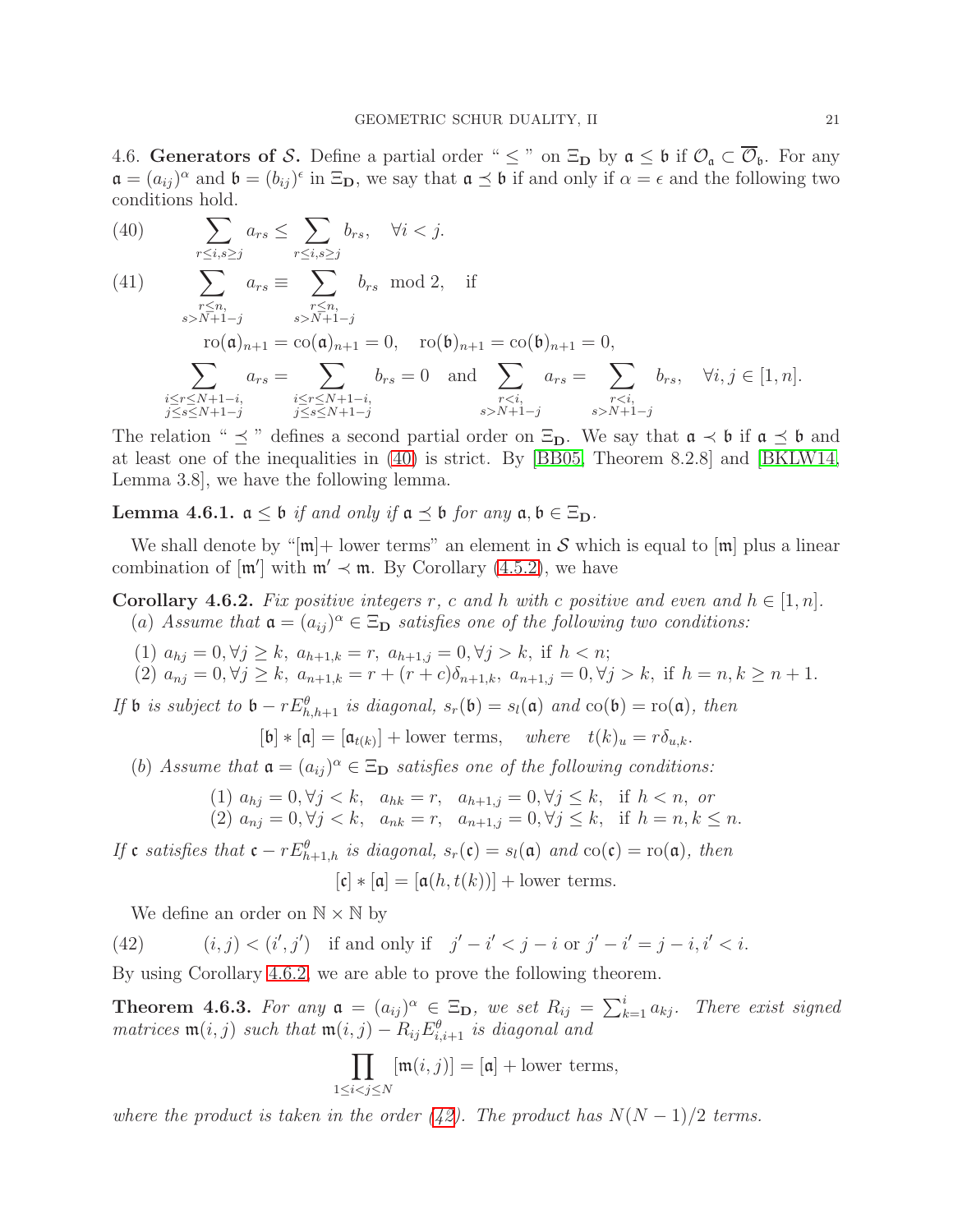4.6. **Generators of $\mathcal{S}$.** Define a partial order " $\leq$ " on $\Xi_{\mathbf{D}}$ by $\mathfrak{a} \leq \mathfrak{b}$ if $\mathcal{O}_{\mathfrak{a}} \subset \overline{\mathcal{O}}_{\mathfrak{b}}$. For any $\mathfrak{a} = (a_{ij})^{\alpha}$ and $\mathfrak{b} = (b_{ij})^{\epsilon}$ in $\Xi_{\mathbf{D}}$, we say that $\mathfrak{a} \preceq \mathfrak{b}$ if and only if $\alpha = \epsilon$ and the following two conditions hold.

$$\sum_{r \leq i, s \geq j} a_{rs} \leq \sum_{r \leq i, s \geq j} b_{rs}, \quad \forall i < j. \tag{40}$$

$$\sum_{\substack{r \leq n, \\ s > N+1-j}} a_{rs} \equiv \sum_{\substack{r \leq n, \\ s > N+1-j}} b_{rs} \mod 2, \quad \text{if} \tag{41}$$

$$\mathrm{ro}(\mathfrak{a})_{n+1} = \mathrm{co}(\mathfrak{a})_{n+1} = 0, \quad \mathrm{ro}(\mathfrak{b})_{n+1} = \mathrm{co}(\mathfrak{b})_{n+1} = 0,$$

$$\sum_{\substack{i \leq r \leq N+1-i, \\ j \leq s \leq N+1-j}} a_{rs} = \sum_{\substack{i \leq r \leq N+1-i, \\ j \leq s \leq N+1-j}} b_{rs} = 0 \quad \text{and} \quad \sum_{\substack{r < i, \\ s > N+1-j}} a_{rs} = \sum_{\substack{r < i, \\ s > N+1-j}} b_{rs}, \quad \forall i, j \in [1, n].$$

The relation " $\preceq$ " defines a second partial order on $\Xi_{\mathbf{D}}$. We say that $\mathfrak{a} \prec \mathfrak{b}$ if $\mathfrak{a} \preceq \mathfrak{b}$ and at least one of the inequalities in (40) is strict. By [BB05, Theorem 8.2.8] and [BKLW14, Lemma 3.8], we have the following lemma.

**Lemma 4.6.1.** *$\mathfrak{a} \leq \mathfrak{b}$ if and only if $\mathfrak{a} \preceq \mathfrak{b}$ for any $\mathfrak{a}, \mathfrak{b} \in \Xi_{\mathbf{D}}$.*

We shall denote by "$[\mathfrak{m}]$+ lower terms" an element in $\mathcal{S}$ which is equal to $[\mathfrak{m}]$ plus a linear combination of $[\mathfrak{m}']$ with $\mathfrak{m}' \prec \mathfrak{m}$. By Corollary (4.5.2), we have

**Corollary 4.6.2.** *Fix positive integers $r$, $c$ and $h$ with $c$ positive and even and $h \in [1, n]$.*

(a) *Assume that $\mathfrak{a} = (a_{ij})^{\alpha} \in \Xi_{\mathbf{D}}$ satisfies one of the following two conditions:*

(1) $a_{hj} = 0, \forall j \geq k,\ a_{h+1,k} = r,\ a_{h+1,j} = 0, \forall j > k,$ *if* $h < n$;
(2) $a_{nj} = 0, \forall j \geq k,\ a_{n+1,k} = r + (r+c)\delta_{n+1,k},\ a_{n+1,j} = 0, \forall j > k,$ *if* $h = n, k \geq n+1$.

*If $\mathfrak{b}$ is subject to $\mathfrak{b} - rE^{\theta}_{h,h+1}$ is diagonal, $s_r(\mathfrak{b}) = s_l(\mathfrak{a})$ and $\mathrm{co}(\mathfrak{b}) = \mathrm{ro}(\mathfrak{a})$, then*

$$[\mathfrak{b}] * [\mathfrak{a}] = [\mathfrak{a}_{t(k)}] + \text{lower terms}, \quad \textit{where} \quad t(k)_u = r\delta_{u,k}.$$

(b) *Assume that $\mathfrak{a} = (a_{ij})^{\alpha} \in \Xi_{\mathbf{D}}$ satisfies one of the following conditions:*

(1) $a_{hj} = 0, \forall j < k, \quad a_{hk} = r, \quad a_{h+1,j} = 0, \forall j \leq k,$ *if* $h < n$, *or*
(2) $a_{nj} = 0, \forall j < k, \quad a_{nk} = r, \quad a_{n+1,j} = 0, \forall j \leq k,$ *if* $h = n, k \leq n$.

*If $\mathfrak{c}$ satisfies that $\mathfrak{c} - rE^{\theta}_{h+1,h}$ is diagonal, $s_r(\mathfrak{c}) = s_l(\mathfrak{a})$ and $\mathrm{co}(\mathfrak{c}) = \mathrm{ro}(\mathfrak{a})$, then*

$$[\mathfrak{c}] * [\mathfrak{a}] = [\mathfrak{a}(h, t(k))] + \text{lower terms}.$$

We define an order on $\mathbb{N} \times \mathbb{N}$ by

$$(i, j) < (i', j') \quad \text{if and only if} \quad j' - i' < j - i \text{ or } j' - i' = j - i, i' < i. \tag{42}$$

By using Corollary 4.6.2, we are able to prove the following theorem.

**Theorem 4.6.3.** *For any $\mathfrak{a} = (a_{ij})^{\alpha} \in \Xi_{\mathbf{D}}$, we set $R_{ij} = \sum_{k=1}^{i} a_{kj}$. There exist signed matrices $\mathfrak{m}(i, j)$ such that $\mathfrak{m}(i, j) - R_{ij} E^{\theta}_{i,i+1}$ is diagonal and*

$$\prod_{1 \leq i < j \leq N} [\mathfrak{m}(i, j)] = [\mathfrak{a}] + \text{lower terms},$$

*where the product is taken in the order (42). The product has $N(N-1)/2$ terms.*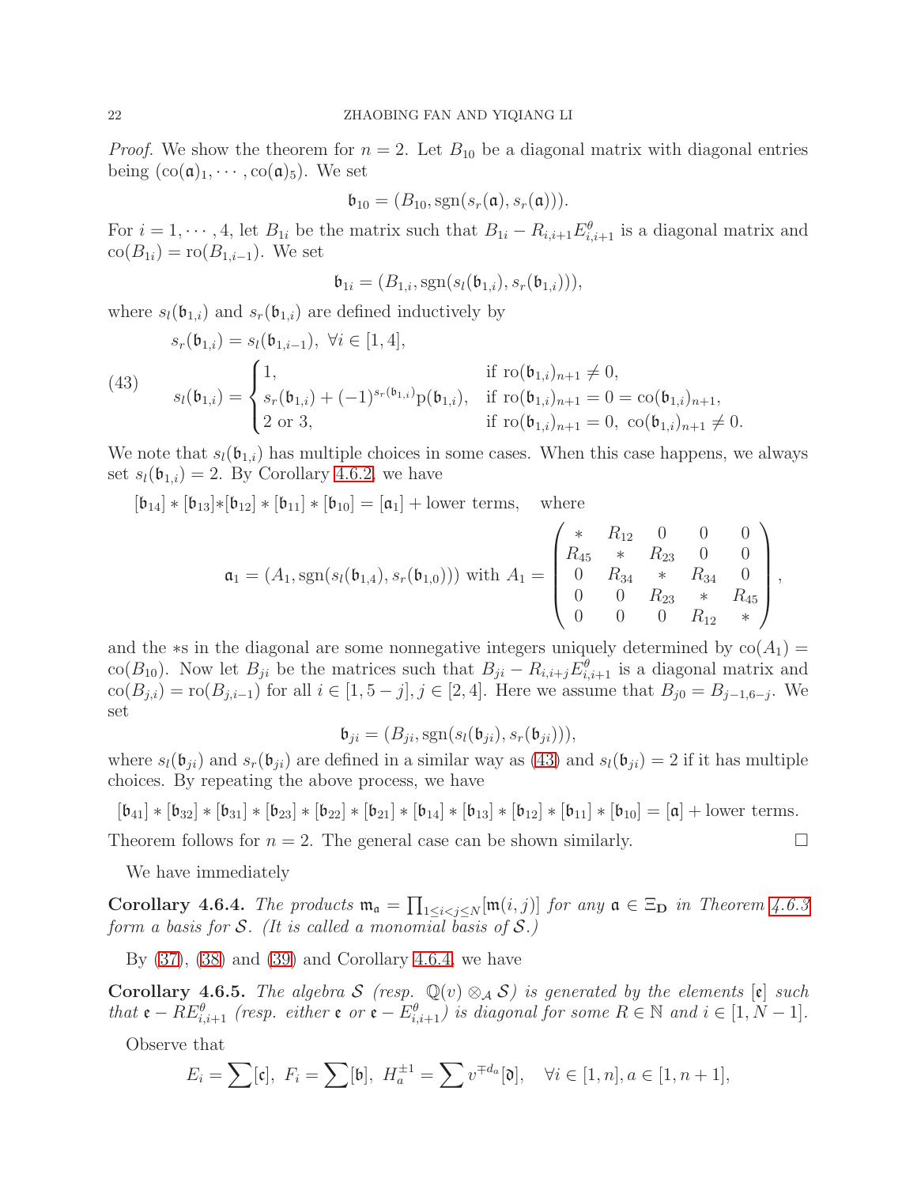*Proof.* We show the theorem for $n = 2$. Let $B_{10}$ be a diagonal matrix with diagonal entries being $(\mathrm{co}(\mathfrak{a})_1, \cdots, \mathrm{co}(\mathfrak{a})_5)$. We set

$$\mathfrak{b}_{10} = (B_{10}, \mathrm{sgn}(s_r(\mathfrak{a}), s_r(\mathfrak{a}))).$$

For $i = 1, \cdots, 4$, let $B_{1i}$ be the matrix such that $B_{1i} - R_{i,i+1}E^{\theta}_{i,i+1}$ is a diagonal matrix and $\mathrm{co}(B_{1i}) = \mathrm{ro}(B_{1,i-1})$. We set

$$\mathfrak{b}_{1i} = (B_{1,i}, \mathrm{sgn}(s_l(\mathfrak{b}_{1,i}), s_r(\mathfrak{b}_{1,i}))),$$

where $s_l(\mathfrak{b}_{1,i})$ and $s_r(\mathfrak{b}_{1,i})$ are defined inductively by

$$s_r(\mathfrak{b}_{1,i}) = s_l(\mathfrak{b}_{1,i-1}), \ \forall i \in [1,4],$$

$$s_l(\mathfrak{b}_{1,i}) = \begin{cases} 1, & \text{if } \mathrm{ro}(\mathfrak{b}_{1,i})_{n+1} \neq 0, \\ s_r(\mathfrak{b}_{1,i}) + (-1)^{s_r(\mathfrak{b}_{1,i})}\mathrm{p}(\mathfrak{b}_{1,i}), & \text{if } \mathrm{ro}(\mathfrak{b}_{1,i})_{n+1} = 0 = \mathrm{co}(\mathfrak{b}_{1,i})_{n+1}, \\ 2 \text{ or } 3, & \text{if } \mathrm{ro}(\mathfrak{b}_{1,i})_{n+1} = 0, \ \mathrm{co}(\mathfrak{b}_{1,i})_{n+1} \neq 0. \end{cases} \tag{43}$$

We note that $s_l(\mathfrak{b}_{1,i})$ has multiple choices in some cases. When this case happens, we always set $s_l(\mathfrak{b}_{1,i}) = 2$. By Corollary 4.6.2, we have

$$[\mathfrak{b}_{14}] * [\mathfrak{b}_{13}] * [\mathfrak{b}_{12}] * [\mathfrak{b}_{11}] * [\mathfrak{b}_{10}] = [\mathfrak{a}_1] + \text{lower terms}, \quad \text{where}$$

$$\mathfrak{a}_1 = (A_1, \mathrm{sgn}(s_l(\mathfrak{b}_{1,4}), s_r(\mathfrak{b}_{1,0}))) \text{ with } A_1 = \begin{pmatrix} * & R_{12} & 0 & 0 & 0 \\ R_{45} & * & R_{23} & 0 & 0 \\ 0 & R_{34} & * & R_{34} & 0 \\ 0 & 0 & R_{23} & * & R_{45} \\ 0 & 0 & 0 & R_{12} & * \end{pmatrix},$$

and the $*$s in the diagonal are some nonnegative integers uniquely determined by $\mathrm{co}(A_1) = \mathrm{co}(B_{10})$. Now let $B_{ji}$ be the matrices such that $B_{ji} - R_{i,i+j}E^{\theta}_{i,i+1}$ is a diagonal matrix and $\mathrm{co}(B_{j,i}) = \mathrm{ro}(B_{j,i-1})$ for all $i \in [1, 5-j]$, $j \in [2,4]$. Here we assume that $B_{j0} = B_{j-1,6-j}$. We set

$$\mathfrak{b}_{ji} = (B_{ji}, \mathrm{sgn}(s_l(\mathfrak{b}_{ji}), s_r(\mathfrak{b}_{ji}))),$$

where $s_l(\mathfrak{b}_{ji})$ and $s_r(\mathfrak{b}_{ji})$ are defined in a similar way as (43) and $s_l(\mathfrak{b}_{ji}) = 2$ if it has multiple choices. By repeating the above process, we have

$$[\mathfrak{b}_{41}] * [\mathfrak{b}_{32}] * [\mathfrak{b}_{31}] * [\mathfrak{b}_{23}] * [\mathfrak{b}_{22}] * [\mathfrak{b}_{21}] * [\mathfrak{b}_{14}] * [\mathfrak{b}_{13}] * [\mathfrak{b}_{12}] * [\mathfrak{b}_{11}] * [\mathfrak{b}_{10}] = [\mathfrak{a}] + \text{lower terms}.$$

Theorem follows for $n = 2$. The general case can be shown similarly. $\square$

We have immediately

**Corollary 4.6.4.** *The products $\mathfrak{m}_{\mathfrak{a}} = \prod_{1 \leq i < j \leq N} [\mathfrak{m}(i,j)]$ for any $\mathfrak{a} \in \Xi_{\mathbf{D}}$ in Theorem 4.6.3 form a basis for $\mathcal{S}$. (It is called a monomial basis of $\mathcal{S}$.)*

By (37), (38) and (39) and Corollary 4.6.4, we have

**Corollary 4.6.5.** *The algebra $\mathcal{S}$ (resp. $\mathbb{Q}(v) \otimes_{\mathcal{A}} \mathcal{S}$) is generated by the elements $[\mathfrak{e}]$ such that $\mathfrak{e} - RE^{\theta}_{i,i+1}$ (resp. either $\mathfrak{e}$ or $\mathfrak{e} - E^{\theta}_{i,i+1}$) is diagonal for some $R \in \mathbb{N}$ and $i \in [1, N-1]$.*

Observe that

$$E_i = \sum [\mathfrak{c}], \ F_i = \sum [\mathfrak{b}], \ H_a^{\pm 1} = \sum v^{\mp d_a} [\mathfrak{d}], \quad \forall i \in [1,n], a \in [1, n+1],$$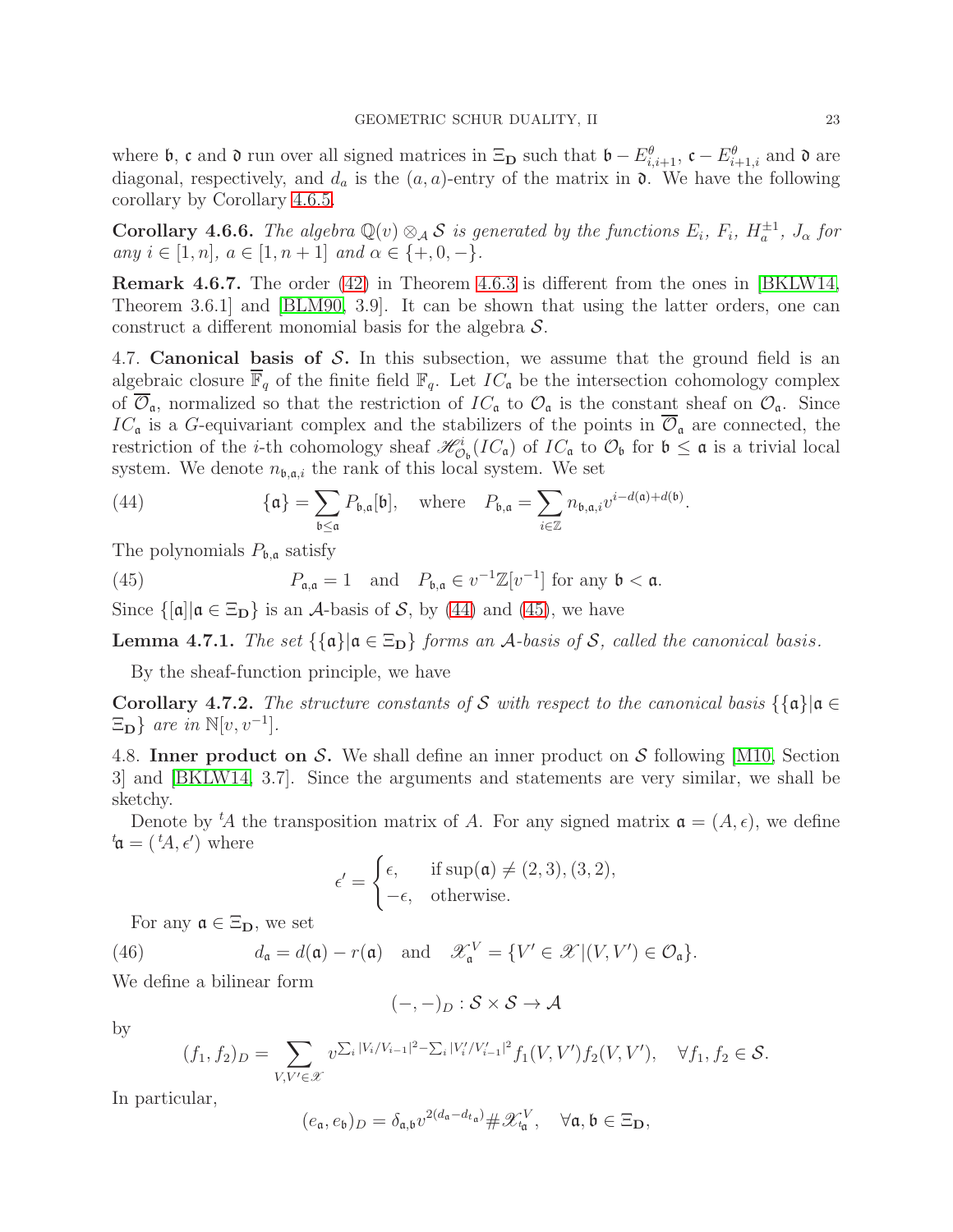where $\mathfrak{b}$, $\mathfrak{c}$ and $\mathfrak{d}$ run over all signed matrices in $\Xi_{\mathbf{D}}$ such that $\mathfrak{b} - E^{\theta}_{i,i+1}$, $\mathfrak{c} - E^{\theta}_{i+1,i}$ and $\mathfrak{d}$ are diagonal, respectively, and $d_a$ is the $(a, a)$-entry of the matrix in $\mathfrak{d}$. We have the following corollary by Corollary 4.6.5.

**Corollary 4.6.6.** *The algebra $\mathbb{Q}(v) \otimes_{\mathcal{A}} \mathcal{S}$ is generated by the functions $E_i$, $F_i$, $H_a^{\pm 1}$, $J_\alpha$ for any $i \in [1, n]$, $a \in [1, n+1]$ and $\alpha \in \{+, 0, -\}$.*

**Remark 4.6.7.** The order (42) in Theorem 4.6.3 is different from the ones in [BKLW14, Theorem 3.6.1] and [BLM90, 3.9]. It can be shown that using the latter orders, one can construct a different monomial basis for the algebra $\mathcal{S}$.

4.7. **Canonical basis of $\mathcal{S}$.** In this subsection, we assume that the ground field is an algebraic closure $\overline{\mathbb{F}}_q$ of the finite field $\mathbb{F}_q$. Let $IC_{\mathfrak{a}}$ be the intersection cohomology complex of $\overline{\mathcal{O}}_{\mathfrak{a}}$, normalized so that the restriction of $IC_{\mathfrak{a}}$ to $\mathcal{O}_{\mathfrak{a}}$ is the constant sheaf on $\mathcal{O}_{\mathfrak{a}}$. Since $IC_{\mathfrak{a}}$ is a $G$-equivariant complex and the stabilizers of the points in $\overline{\mathcal{O}}_{\mathfrak{a}}$ are connected, the restriction of the $i$-th cohomology sheaf $\mathscr{H}^i_{\mathcal{O}_{\mathfrak{b}}}(IC_{\mathfrak{a}})$ of $IC_{\mathfrak{a}}$ to $\mathcal{O}_{\mathfrak{b}}$ for $\mathfrak{b} \leq \mathfrak{a}$ is a trivial local system. We denote $n_{\mathfrak{b},\mathfrak{a},i}$ the rank of this local system. We set

$$\{\mathfrak{a}\} = \sum_{\mathfrak{b} \leq \mathfrak{a}} P_{\mathfrak{b},\mathfrak{a}}[\mathfrak{b}], \quad \text{where} \quad P_{\mathfrak{b},\mathfrak{a}} = \sum_{i \in \mathbb{Z}} n_{\mathfrak{b},\mathfrak{a},i} v^{i - d(\mathfrak{a}) + d(\mathfrak{b})}. \tag{44}$$

The polynomials $P_{\mathfrak{b},\mathfrak{a}}$ satisfy

$$P_{\mathfrak{a},\mathfrak{a}} = 1 \quad \text{and} \quad P_{\mathfrak{b},\mathfrak{a}} \in v^{-1}\mathbb{Z}[v^{-1}] \text{ for any } \mathfrak{b} < \mathfrak{a}. \tag{45}$$

Since $\{[\mathfrak{a}] | \mathfrak{a} \in \Xi_{\mathbf{D}}\}$ is an $\mathcal{A}$-basis of $\mathcal{S}$, by (44) and (45), we have

**Lemma 4.7.1.** *The set $\{\{\mathfrak{a}\} | \mathfrak{a} \in \Xi_{\mathbf{D}}\}$ forms an $\mathcal{A}$-basis of $\mathcal{S}$, called the canonical basis.*

By the sheaf-function principle, we have

**Corollary 4.7.2.** *The structure constants of $\mathcal{S}$ with respect to the canonical basis $\{\{\mathfrak{a}\} | \mathfrak{a} \in \Xi_{\mathbf{D}}\}$ are in $\mathbb{N}[v, v^{-1}]$.*

4.8. **Inner product on $\mathcal{S}$.** We shall define an inner product on $\mathcal{S}$ following [M10, Section 3] and [BKLW14, 3.7]. Since the arguments and statements are very similar, we shall be sketchy.

Denote by ${}^tA$ the transposition matrix of $A$. For any signed matrix $\mathfrak{a} = (A, \epsilon)$, we define ${}^t\mathfrak{a} = ({}^tA, \epsilon')$ where

$$\epsilon' = \begin{cases} \epsilon, & \text{if } \sup(\mathfrak{a}) \neq (2,3), (3,2), \\ -\epsilon, & \text{otherwise.} \end{cases}$$

For any $\mathfrak{a} \in \Xi_{\mathbf{D}}$, we set

$$d_{\mathfrak{a}} = d(\mathfrak{a}) - r(\mathfrak{a}) \quad \text{and} \quad \mathscr{X}^V_{\mathfrak{a}} = \{V' \in \mathscr{X} | (V, V') \in \mathcal{O}_{\mathfrak{a}}\}. \tag{46}$$

We define a bilinear form

$$(-,-)_D : \mathcal{S} \times \mathcal{S} \to \mathcal{A}$$

by

$$(f_1, f_2)_D = \sum_{V, V' \in \mathscr{X}} v^{\sum_i |V_i/V_{i-1}|^2 - \sum_i |V'_i/V'_{i-1}|^2} f_1(V, V') f_2(V, V'), \quad \forall f_1, f_2 \in \mathcal{S}.$$

In particular,

$$(e_{\mathfrak{a}}, e_{\mathfrak{b}})_D = \delta_{\mathfrak{a},\mathfrak{b}} v^{2(d_{\mathfrak{a}} - d_{{}^t\mathfrak{a}})} \# \mathscr{X}^V_{{}^t\mathfrak{a}}, \quad \forall \mathfrak{a}, \mathfrak{b} \in \Xi_{\mathbf{D}},$$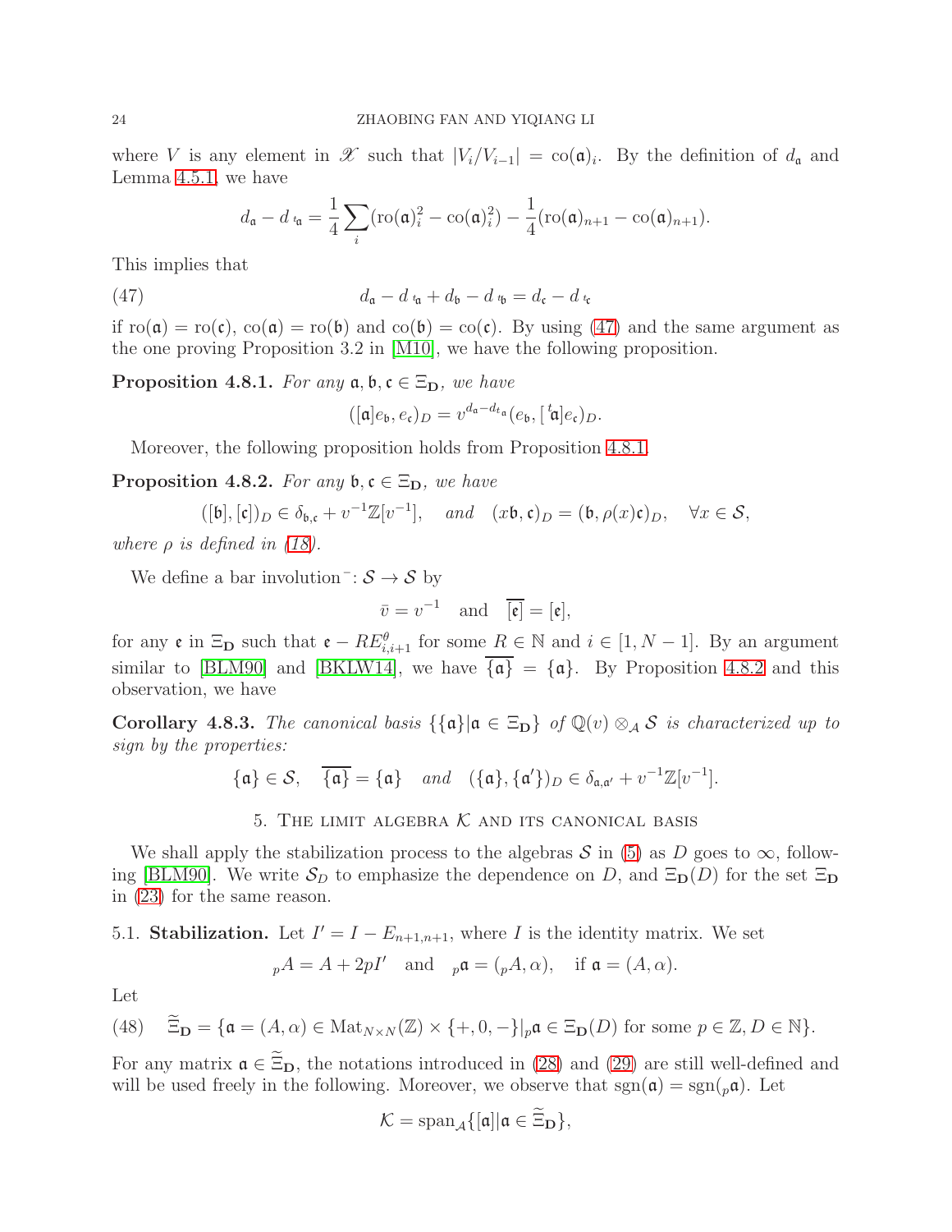where $V$ is any element in $\mathscr{X}$ such that $|V_i/V_{i-1}| = \mathrm{co}(\mathfrak{a})_i$. By the definition of $d_{\mathfrak{a}}$ and Lemma 4.5.1, we have

$$d_{\mathfrak{a}} - d_{\,^t\mathfrak{a}} = \frac{1}{4}\sum_i (\mathrm{ro}(\mathfrak{a})_i^2 - \mathrm{co}(\mathfrak{a})_i^2) - \frac{1}{4}(\mathrm{ro}(\mathfrak{a})_{n+1} - \mathrm{co}(\mathfrak{a})_{n+1}).$$

This implies that

$$d_{\mathfrak{a}} - d_{\,^t\mathfrak{a}} + d_{\mathfrak{b}} - d_{\,^t\mathfrak{b}} = d_{\mathfrak{c}} - d_{\,^t\mathfrak{c}} \tag{47}$$

if $\mathrm{ro}(\mathfrak{a}) = \mathrm{ro}(\mathfrak{c})$, $\mathrm{co}(\mathfrak{a}) = \mathrm{ro}(\mathfrak{b})$ and $\mathrm{co}(\mathfrak{b}) = \mathrm{co}(\mathfrak{c})$. By using (47) and the same argument as the one proving Proposition 3.2 in [M10], we have the following proposition.

**Proposition 4.8.1.** *For any $\mathfrak{a}, \mathfrak{b}, \mathfrak{c} \in \Xi_{\mathbf{D}}$, we have*

$$([\mathfrak{a}]e_{\mathfrak{b}}, e_{\mathfrak{c}})_D = v^{d_{\mathfrak{a}} - d_{t_{\mathfrak{a}}}}(e_{\mathfrak{b}}, [\,^t\mathfrak{a}]e_{\mathfrak{c}})_D.$$

Moreover, the following proposition holds from Proposition 4.8.1.

**Proposition 4.8.2.** *For any $\mathfrak{b}, \mathfrak{c} \in \Xi_{\mathbf{D}}$, we have*

$$([\mathfrak{b}], [\mathfrak{c}])_D \in \delta_{\mathfrak{b},\mathfrak{c}} + v^{-1}\mathbb{Z}[v^{-1}], \quad \textit{and} \quad (x\mathfrak{b}, \mathfrak{c})_D = (\mathfrak{b}, \rho(x)\mathfrak{c})_D, \quad \forall x \in \mathcal{S},$$

*where $\rho$ is defined in (18).*

We define a bar involution $^-\colon \mathcal{S} \to \mathcal{S}$ by

$$\bar{v} = v^{-1} \quad \text{and} \quad \overline{[\mathfrak{e}]} = [\mathfrak{e}],$$

for any $\mathfrak{e}$ in $\Xi_{\mathbf{D}}$ such that $\mathfrak{e} - RE^{\theta}_{i,i+1}$ for some $R \in \mathbb{N}$ and $i \in [1, N-1]$. By an argument similar to [BLM90] and [BKLW14], we have $\overline{\{\mathfrak{a}\}} = \{\mathfrak{a}\}$. By Proposition 4.8.2 and this observation, we have

**Corollary 4.8.3.** *The canonical basis $\{\{\mathfrak{a}\} | \mathfrak{a} \in \Xi_{\mathbf{D}}\}$ of $\mathbb{Q}(v) \otimes_{\mathcal{A}} \mathcal{S}$ is characterized up to sign by the properties:*

$$\{\mathfrak{a}\} \in \mathcal{S}, \quad \overline{\{\mathfrak{a}\}} = \{\mathfrak{a}\} \quad \textit{and} \quad (\{\mathfrak{a}\}, \{\mathfrak{a}'\})_D \in \delta_{\mathfrak{a},\mathfrak{a}'} + v^{-1}\mathbb{Z}[v^{-1}].$$

## 5. The limit algebra $\mathcal{K}$ and its canonical basis

We shall apply the stabilization process to the algebras $\mathcal{S}$ in (5) as $D$ goes to $\infty$, following [BLM90]. We write $\mathcal{S}_D$ to emphasize the dependence on $D$, and $\Xi_{\mathbf{D}}(D)$ for the set $\Xi_{\mathbf{D}}$ in (23) for the same reason.

### 5.1. Stabilization.

Let $I' = I - E_{n+1,n+1}$, where $I$ is the identity matrix. We set

$$_pA = A + 2pI' \quad \text{and} \quad {}_p\mathfrak{a} = ({}_pA, \alpha), \quad \text{if } \mathfrak{a} = (A, \alpha).$$

Let

$$\tilde{\Xi}_{\mathbf{D}} = \{\mathfrak{a} = (A, \alpha) \in \mathrm{Mat}_{N\times N}(\mathbb{Z}) \times \{+, 0, -\} | {}_p\mathfrak{a} \in \Xi_{\mathbf{D}}(D) \text{ for some } p \in \mathbb{Z}, D \in \mathbb{N}\}. \tag{48}$$

For any matrix $\mathfrak{a} \in \tilde{\Xi}_{\mathbf{D}}$, the notations introduced in (28) and (29) are still well-defined and will be used freely in the following. Moreover, we observe that $\mathrm{sgn}(\mathfrak{a}) = \mathrm{sgn}({}_p\mathfrak{a})$. Let

$$\mathcal{K} = \mathrm{span}_{\mathcal{A}}\{[\mathfrak{a}] | \mathfrak{a} \in \tilde{\Xi}_{\mathbf{D}}\},$$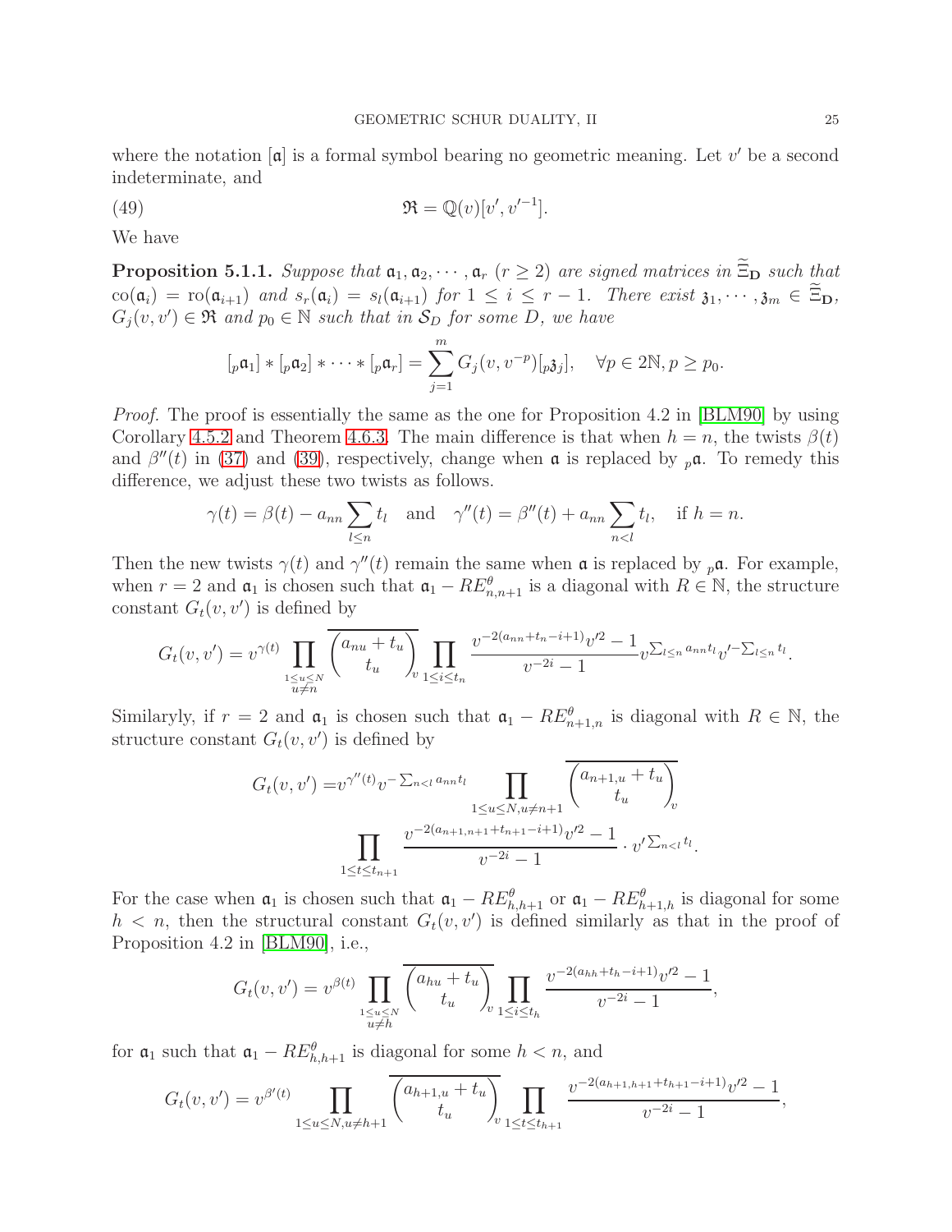where the notation $[\mathfrak{a}]$ is a formal symbol bearing no geometric meaning. Let $v'$ be a second indeterminate, and

$$\mathfrak{R} = \mathbb{Q}(v)[v', v'^{-1}]. \tag{49}$$

We have

**Proposition 5.1.1.** *Suppose that $\mathfrak{a}_1, \mathfrak{a}_2, \cdots, \mathfrak{a}_r$ ($r \geq 2$) are signed matrices in $\widetilde{\widetilde{\Xi}}_{\mathbf{D}}$ such that $\mathrm{co}(\mathfrak{a}_i) = \mathrm{ro}(\mathfrak{a}_{i+1})$ and $s_r(\mathfrak{a}_i) = s_l(\mathfrak{a}_{i+1})$ for $1 \leq i \leq r-1$. There exist $\mathfrak{z}_1, \cdots, \mathfrak{z}_m \in \widetilde{\widetilde{\Xi}}_{\mathbf{D}}$, $G_j(v, v') \in \mathfrak{R}$ and $p_0 \in \mathbb{N}$ such that in $\mathcal{S}_D$ for some $D$, we have*

$$[{}_p\mathfrak{a}_1] * [{}_p\mathfrak{a}_2] * \cdots * [{}_p\mathfrak{a}_r] = \sum_{j=1}^{m} G_j(v, v^{-p})[{}_p\mathfrak{z}_j], \quad \forall p \in 2\mathbb{N}, p \geq p_0.$$

*Proof.* The proof is essentially the same as the one for Proposition 4.2 in [BLM90] by using Corollary 4.5.2 and Theorem 4.6.3. The main difference is that when $h = n$, the twists $\beta(t)$ and $\beta''(t)$ in (37) and (39), respectively, change when $\mathfrak{a}$ is replaced by ${}_p\mathfrak{a}$. To remedy this difference, we adjust these two twists as follows.

$$\gamma(t) = \beta(t) - a_{nn}\sum_{l \leq n} t_l \quad \text{and} \quad \gamma''(t) = \beta''(t) + a_{nn}\sum_{n<l} t_l, \quad \text{if } h = n.$$

Then the new twists $\gamma(t)$ and $\gamma''(t)$ remain the same when $\mathfrak{a}$ is replaced by ${}_p\mathfrak{a}$. For example, when $r = 2$ and $\mathfrak{a}_1$ is chosen such that $\mathfrak{a}_1 - RE^{\theta}_{n,n+1}$ is a diagonal with $R \in \mathbb{N}$, the structure constant $G_t(v, v')$ is defined by

$$G_t(v, v') = v^{\gamma(t)} \prod_{\substack{1 \leq u \leq N \\ u \neq n}} \overline{\begin{pmatrix} a_{nu} + t_u \\ t_u \end{pmatrix}}_v \prod_{1 \leq i \leq t_n} \frac{v^{-2(a_{nn}+t_n-i+1)}v'^2 - 1}{v^{-2i} - 1} v^{\sum_{l \leq n} a_{nn}t_l} v'^{-\sum_{l \leq n} t_l}.$$

Similaryly, if $r = 2$ and $\mathfrak{a}_1$ is chosen such that $\mathfrak{a}_1 - RE^{\theta}_{n+1,n}$ is diagonal with $R \in \mathbb{N}$, the structure constant $G_t(v, v')$ is defined by

$$\begin{aligned} G_t(v, v') = & v^{\gamma''(t)} v^{-\sum_{n<l} a_{nn}t_l} \prod_{1 \leq u \leq N, u \neq n+1} \overline{\begin{pmatrix} a_{n+1,u} + t_u \\ t_u \end{pmatrix}}_v \\ & \prod_{1 \leq t \leq t_{n+1}} \frac{v^{-2(a_{n+1,n+1}+t_{n+1}-i+1)}v'^2 - 1}{v^{-2i} - 1} \cdot v'^{\sum_{n<l} t_l}. \end{aligned}$$

For the case when $\mathfrak{a}_1$ is chosen such that $\mathfrak{a}_1 - RE^{\theta}_{h,h+1}$ or $\mathfrak{a}_1 - RE^{\theta}_{h+1,h}$ is diagonal for some $h < n$, then the structural constant $G_t(v, v')$ is defined similarly as that in the proof of Proposition 4.2 in [BLM90], i.e.,

$$G_t(v, v') = v^{\beta(t)} \prod_{\substack{1 \leq u \leq N \\ u \neq h}} \overline{\begin{pmatrix} a_{hu} + t_u \\ t_u \end{pmatrix}}_v \prod_{1 \leq i \leq t_h} \frac{v^{-2(a_{hh}+t_h-i+1)}v'^2 - 1}{v^{-2i} - 1},$$

for $\mathfrak{a}_1$ such that $\mathfrak{a}_1 - RE^{\theta}_{h,h+1}$ is diagonal for some $h < n$, and

$$G_t(v, v') = v^{\beta'(t)} \prod_{1 \leq u \leq N, u \neq h+1} \overline{\begin{pmatrix} a_{h+1,u} + t_u \\ t_u \end{pmatrix}}_v \prod_{1 \leq t \leq t_{h+1}} \frac{v^{-2(a_{h+1,h+1}+t_{h+1}-i+1)}v'^2 - 1}{v^{-2i} - 1},$$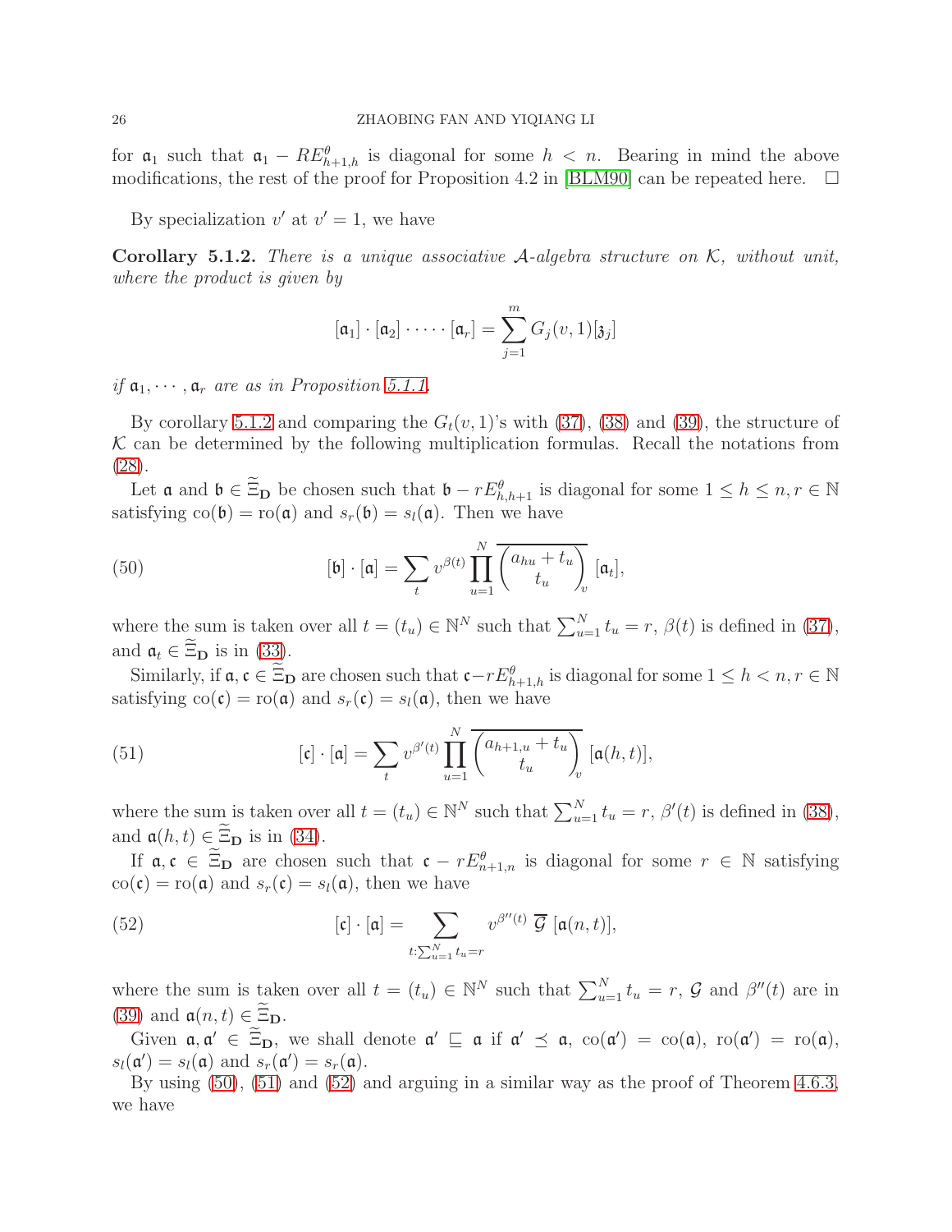for $\mathfrak{a}_1$ such that $\mathfrak{a}_1 - RE^{\theta}_{h+1,h}$ is diagonal for some $h < n$. Bearing in mind the above modifications, the rest of the proof for Proposition 4.2 in [BLM90] can be repeated here. $\square$

By specialization $v'$ at $v' = 1$, we have

**Corollary 5.1.2.** *There is a unique associative $\mathcal{A}$-algebra structure on $\mathcal{K}$, without unit, where the product is given by*

$$[\mathfrak{a}_1] \cdot [\mathfrak{a}_2] \cdot \dots \cdot [\mathfrak{a}_r] = \sum_{j=1}^{m} G_j(v,1)[\mathfrak{z}_j]$$

*if $\mathfrak{a}_1, \cdots, \mathfrak{a}_r$ are as in Proposition 5.1.1.*

By corollary 5.1.2 and comparing the $G_t(v,1)$'s with (37), (38) and (39), the structure of $\mathcal{K}$ can be determined by the following multiplication formulas. Recall the notations from (28).

Let $\mathfrak{a}$ and $\mathfrak{b} \in \widetilde{\Xi}_{\mathbf{D}}$ be chosen such that $\mathfrak{b} - rE^{\theta}_{h,h+1}$ is diagonal for some $1 \leq h \leq n, r \in \mathbb{N}$ satisfying $\mathrm{co}(\mathfrak{b}) = \mathrm{ro}(\mathfrak{a})$ and $s_r(\mathfrak{b}) = s_l(\mathfrak{a})$. Then we have

$$[\mathfrak{b}] \cdot [\mathfrak{a}] = \sum_t v^{\beta(t)} \prod_{u=1}^{N} \overline{\begin{pmatrix} a_{hu} + t_u \\ t_u \end{pmatrix}_v} [\mathfrak{a}_t], \tag{50}$$

where the sum is taken over all $t = (t_u) \in \mathbb{N}^N$ such that $\sum_{u=1}^N t_u = r$, $\beta(t)$ is defined in (37), and $\mathfrak{a}_t \in \widetilde{\Xi}_{\mathbf{D}}$ is in (33).

Similarly, if $\mathfrak{a}, \mathfrak{c} \in \widetilde{\Xi}_{\mathbf{D}}$ are chosen such that $\mathfrak{c} - rE^{\theta}_{h+1,h}$ is diagonal for some $1 \leq h < n, r \in \mathbb{N}$ satisfying $\mathrm{co}(\mathfrak{c}) = \mathrm{ro}(\mathfrak{a})$ and $s_r(\mathfrak{c}) = s_l(\mathfrak{a})$, then we have

$$[\mathfrak{c}] \cdot [\mathfrak{a}] = \sum_t v^{\beta'(t)} \prod_{u=1}^{N} \overline{\begin{pmatrix} a_{h+1,u} + t_u \\ t_u \end{pmatrix}_v} [\mathfrak{a}(h,t)], \tag{51}$$

where the sum is taken over all $t = (t_u) \in \mathbb{N}^N$ such that $\sum_{u=1}^N t_u = r$, $\beta'(t)$ is defined in (38), and $\mathfrak{a}(h,t) \in \widetilde{\Xi}_{\mathbf{D}}$ is in (34).

If $\mathfrak{a}, \mathfrak{c} \in \widetilde{\Xi}_{\mathbf{D}}$ are chosen such that $\mathfrak{c} - rE^{\theta}_{n+1,n}$ is diagonal for some $r \in \mathbb{N}$ satisfying $\mathrm{co}(\mathfrak{c}) = \mathrm{ro}(\mathfrak{a})$ and $s_r(\mathfrak{c}) = s_l(\mathfrak{a})$, then we have

$$[\mathfrak{c}] \cdot [\mathfrak{a}] = \sum_{t: \sum_{u=1}^N t_u = r} v^{\beta''(t)} \ \overline{\mathcal{G}} \ [\mathfrak{a}(n,t)], \tag{52}$$

where the sum is taken over all $t = (t_u) \in \mathbb{N}^N$ such that $\sum_{u=1}^N t_u = r$, $\mathcal{G}$ and $\beta''(t)$ are in (39) and $\mathfrak{a}(n,t) \in \widetilde{\Xi}_{\mathbf{D}}$.

Given $\mathfrak{a}, \mathfrak{a}' \in \widetilde{\Xi}_{\mathbf{D}}$, we shall denote $\mathfrak{a}' \sqsubseteq \mathfrak{a}$ if $\mathfrak{a}' \preceq \mathfrak{a}$, $\mathrm{co}(\mathfrak{a}') = \mathrm{co}(\mathfrak{a})$, $\mathrm{ro}(\mathfrak{a}') = \mathrm{ro}(\mathfrak{a})$, $s_l(\mathfrak{a}') = s_l(\mathfrak{a})$ and $s_r(\mathfrak{a}') = s_r(\mathfrak{a})$.

By using (50), (51) and (52) and arguing in a similar way as the proof of Theorem 4.6.3, we have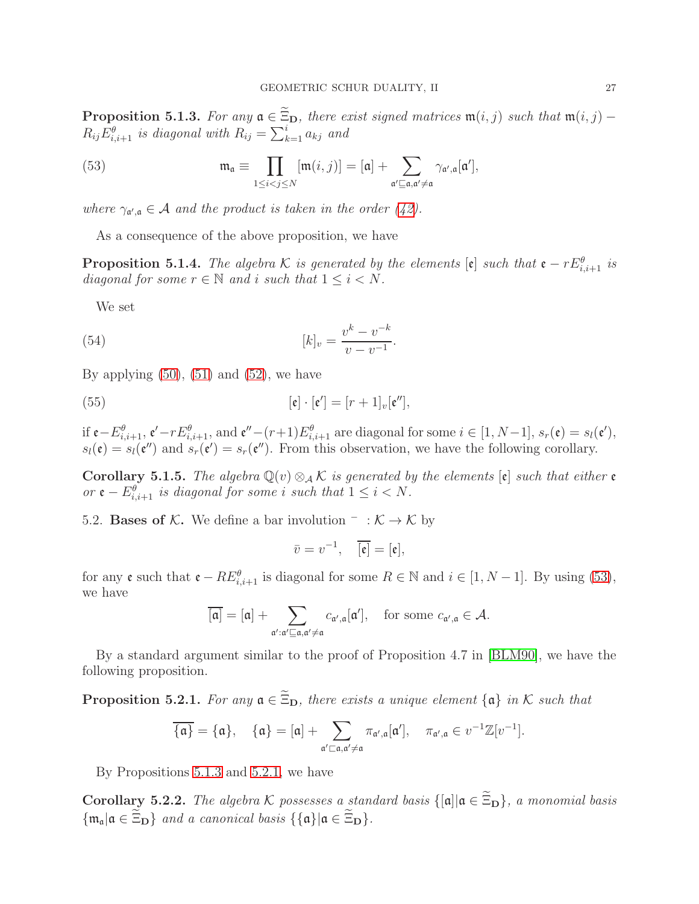**Proposition 5.1.3.** *For any $\mathfrak{a} \in \widetilde{\Xi}_{\mathbf{D}}$, there exist signed matrices $\mathfrak{m}(i,j)$ such that $\mathfrak{m}(i,j) - R_{ij}E^{\theta}_{i,i+1}$ is diagonal with $R_{ij} = \sum_{k=1}^{i} a_{kj}$ and*

$$\mathfrak{m}_{\mathfrak{a}} \equiv \prod_{1 \leq i < j \leq N} [\mathfrak{m}(i,j)] = [\mathfrak{a}] + \sum_{\mathfrak{a}' \sqsubseteq \mathfrak{a}, \mathfrak{a}' \neq \mathfrak{a}} \gamma_{\mathfrak{a}',\mathfrak{a}} [\mathfrak{a}'], \tag{53}$$

*where $\gamma_{\mathfrak{a}',\mathfrak{a}} \in \mathcal{A}$ and the product is taken in the order (42).*

As a consequence of the above proposition, we have

**Proposition 5.1.4.** *The algebra $\mathcal{K}$ is generated by the elements $[\mathfrak{e}]$ such that $\mathfrak{e} - rE^{\theta}_{i,i+1}$ is diagonal for some $r \in \mathbb{N}$ and $i$ such that $1 \leq i < N$.*

We set

$$[k]_v = \frac{v^k - v^{-k}}{v - v^{-1}}. \tag{54}$$

By applying (50), (51) and (52), we have

$$[\mathfrak{e}] \cdot [\mathfrak{e}'] = [r+1]_v [\mathfrak{e}''], \tag{55}$$

if $\mathfrak{e} - E^{\theta}_{i,i+1}$, $\mathfrak{e}' - rE^{\theta}_{i,i+1}$, and $\mathfrak{e}'' - (r+1)E^{\theta}_{i,i+1}$ are diagonal for some $i \in [1, N-1]$, $s_r(\mathfrak{e}) = s_l(\mathfrak{e}')$, $s_l(\mathfrak{e}) = s_l(\mathfrak{e}'')$ and $s_r(\mathfrak{e}') = s_r(\mathfrak{e}'')$. From this observation, we have the following corollary.

**Corollary 5.1.5.** *The algebra $\mathbb{Q}(v) \otimes_{\mathcal{A}} \mathcal{K}$ is generated by the elements $[\mathfrak{e}]$ such that either $\mathfrak{e}$ or $\mathfrak{e} - E^{\theta}_{i,i+1}$ is diagonal for some $i$ such that $1 \leq i < N$.*

## 5.2. Bases of $\mathcal{K}$.

We define a bar involution $\bar{\ } : \mathcal{K} \to \mathcal{K}$ by

$$\bar{v} = v^{-1}, \quad \overline{[\mathfrak{e}]} = [\mathfrak{e}],$$

for any $\mathfrak{e}$ such that $\mathfrak{e} - RE^{\theta}_{i,i+1}$ is diagonal for some $R \in \mathbb{N}$ and $i \in [1, N-1]$. By using (53), we have

$$\overline{[\mathfrak{a}]} = [\mathfrak{a}] + \sum_{\mathfrak{a}' : \mathfrak{a}' \sqsubseteq \mathfrak{a}, \mathfrak{a}' \neq \mathfrak{a}} c_{\mathfrak{a}',\mathfrak{a}} [\mathfrak{a}'], \quad \text{for some } c_{\mathfrak{a}',\mathfrak{a}} \in \mathcal{A}.$$

By a standard argument similar to the proof of Proposition 4.7 in [BLM90], we have the following proposition.

**Proposition 5.2.1.** *For any $\mathfrak{a} \in \widetilde{\Xi}_{\mathbf{D}}$, there exists a unique element $\{\mathfrak{a}\}$ in $\mathcal{K}$ such that*

$$\overline{\{\mathfrak{a}\}} = \{\mathfrak{a}\}, \quad \{\mathfrak{a}\} = [\mathfrak{a}] + \sum_{\mathfrak{a}' \sqsubset \mathfrak{a}, \mathfrak{a}' \neq \mathfrak{a}} \pi_{\mathfrak{a}',\mathfrak{a}} [\mathfrak{a}'], \quad \pi_{\mathfrak{a}',\mathfrak{a}} \in v^{-1}\mathbb{Z}[v^{-1}].$$

By Propositions 5.1.3 and 5.2.1, we have

**Corollary 5.2.2.** *The algebra $\mathcal{K}$ possesses a standard basis $\{[\mathfrak{a}] | \mathfrak{a} \in \widetilde{\Xi}_{\mathbf{D}}\}$, a monomial basis $\{\mathfrak{m}_{\mathfrak{a}} | \mathfrak{a} \in \widetilde{\Xi}_{\mathbf{D}}\}$ and a canonical basis $\{\{\mathfrak{a}\} | \mathfrak{a} \in \widetilde{\Xi}_{\mathbf{D}}\}$.*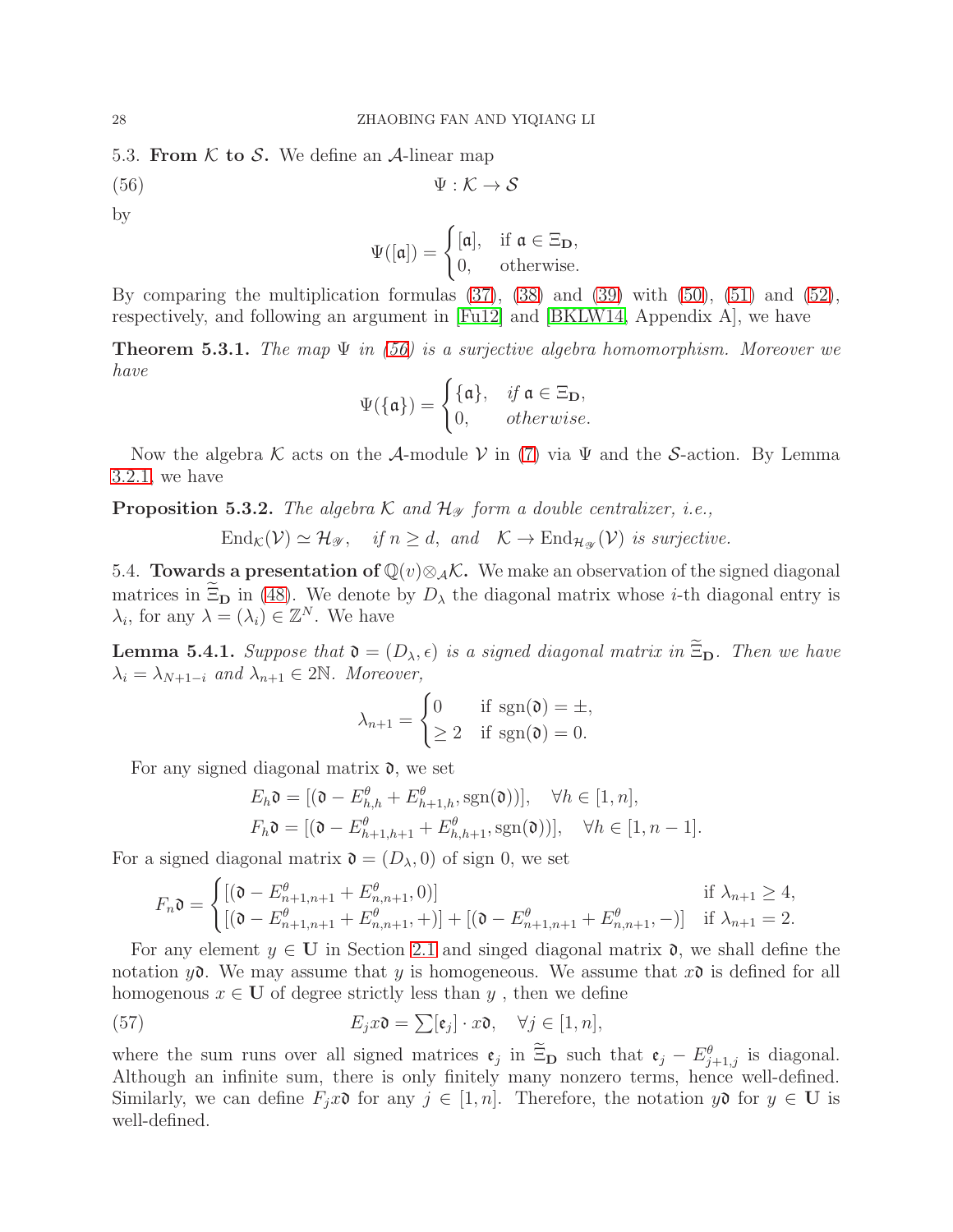### 5.3. From $\mathcal{K}$ to $\mathcal{S}$.

We define an $\mathcal{A}$-linear map

$$\Psi : \mathcal{K} \to \mathcal{S} \tag{56}$$

by

$$\Psi([\mathfrak{a}]) = \begin{cases} [\mathfrak{a}], & \text{if } \mathfrak{a} \in \Xi_{\mathbf{D}}, \\ 0, & \text{otherwise.} \end{cases}$$

By comparing the multiplication formulas (37), (38) and (39) with (50), (51) and (52), respectively, and following an argument in [Fu12] and [BKLW14, Appendix A], we have

**Theorem 5.3.1.** *The map $\Psi$ in (56) is a surjective algebra homomorphism. Moreover we have*

$$\Psi(\{\mathfrak{a}\}) = \begin{cases} \{\mathfrak{a}\}, & \text{if } \mathfrak{a} \in \Xi_{\mathbf{D}}, \\ 0, & \text{otherwise.} \end{cases}$$

Now the algebra $\mathcal{K}$ acts on the $\mathcal{A}$-module $\mathcal{V}$ in (7) via $\Psi$ and the $\mathcal{S}$-action. By Lemma 3.2.1, we have

**Proposition 5.3.2.** *The algebra $\mathcal{K}$ and $\mathcal{H}_{\mathscr{Y}}$ form a double centralizer, i.e.,*

$$\mathrm{End}_{\mathcal{K}}(\mathcal{V}) \simeq \mathcal{H}_{\mathscr{Y}}, \quad \text{if } n \geq d, \text{ and } \quad \mathcal{K} \to \mathrm{End}_{\mathcal{H}_{\mathscr{Y}}}(\mathcal{V}) \text{ is surjective.}$$

### 5.4. Towards a presentation of $\mathbb{Q}(v)\otimes_{\mathcal{A}}\mathcal{K}$.

We make an observation of the signed diagonal matrices in $\tilde{\Xi}_{\mathbf{D}}$ in (48). We denote by $D_\lambda$ the diagonal matrix whose $i$-th diagonal entry is $\lambda_i$, for any $\lambda = (\lambda_i) \in \mathbb{Z}^N$. We have

**Lemma 5.4.1.** *Suppose that $\mathfrak{d} = (D_\lambda, \epsilon)$ is a signed diagonal matrix in $\tilde{\Xi}_{\mathbf{D}}$. Then we have $\lambda_i = \lambda_{N+1-i}$ and $\lambda_{n+1} \in 2\mathbb{N}$. Moreover,*

$$\lambda_{n+1} = \begin{cases} 0 & \text{if } \mathrm{sgn}(\mathfrak{d}) = \pm, \\ \geq 2 & \text{if } \mathrm{sgn}(\mathfrak{d}) = 0. \end{cases}$$

For any signed diagonal matrix $\mathfrak{d}$, we set

$$E_h\mathfrak{d} = [(\mathfrak{d} - E^\theta_{h,h} + E^\theta_{h+1,h}, \mathrm{sgn}(\mathfrak{d}))], \quad \forall h \in [1,n],$$
$$F_h\mathfrak{d} = [(\mathfrak{d} - E^\theta_{h+1,h+1} + E^\theta_{h,h+1}, \mathrm{sgn}(\mathfrak{d}))], \quad \forall h \in [1,n-1].$$

For a signed diagonal matrix $\mathfrak{d} = (D_\lambda, 0)$ of sign 0, we set

$$F_n\mathfrak{d} = \begin{cases} [(\mathfrak{d} - E^\theta_{n+1,n+1} + E^\theta_{n,n+1}, 0)] & \text{if } \lambda_{n+1} \geq 4, \\ [(\mathfrak{d} - E^\theta_{n+1,n+1} + E^\theta_{n,n+1}, +)] + [(\mathfrak{d} - E^\theta_{n+1,n+1} + E^\theta_{n,n+1}, -)] & \text{if } \lambda_{n+1} = 2. \end{cases}$$

For any element $y \in \mathbf{U}$ in Section 2.1 and singed diagonal matrix $\mathfrak{d}$, we shall define the notation $y\mathfrak{d}$. We may assume that $y$ is homogeneous. We assume that $x\mathfrak{d}$ is defined for all homogenous $x \in \mathbf{U}$ of degree strictly less than $y$ , then we define

$$E_j x\mathfrak{d} = \sum [\mathfrak{e}_j] \cdot x\mathfrak{d}, \quad \forall j \in [1,n], \tag{57}$$

where the sum runs over all signed matrices $\mathfrak{e}_j$ in $\tilde{\Xi}_{\mathbf{D}}$ such that $\mathfrak{e}_j - E^\theta_{j+1,j}$ is diagonal. Although an infinite sum, there is only finitely many nonzero terms, hence well-defined. Similarly, we can define $F_j x\mathfrak{d}$ for any $j \in [1,n]$. Therefore, the notation $y\mathfrak{d}$ for $y \in \mathbf{U}$ is well-defined.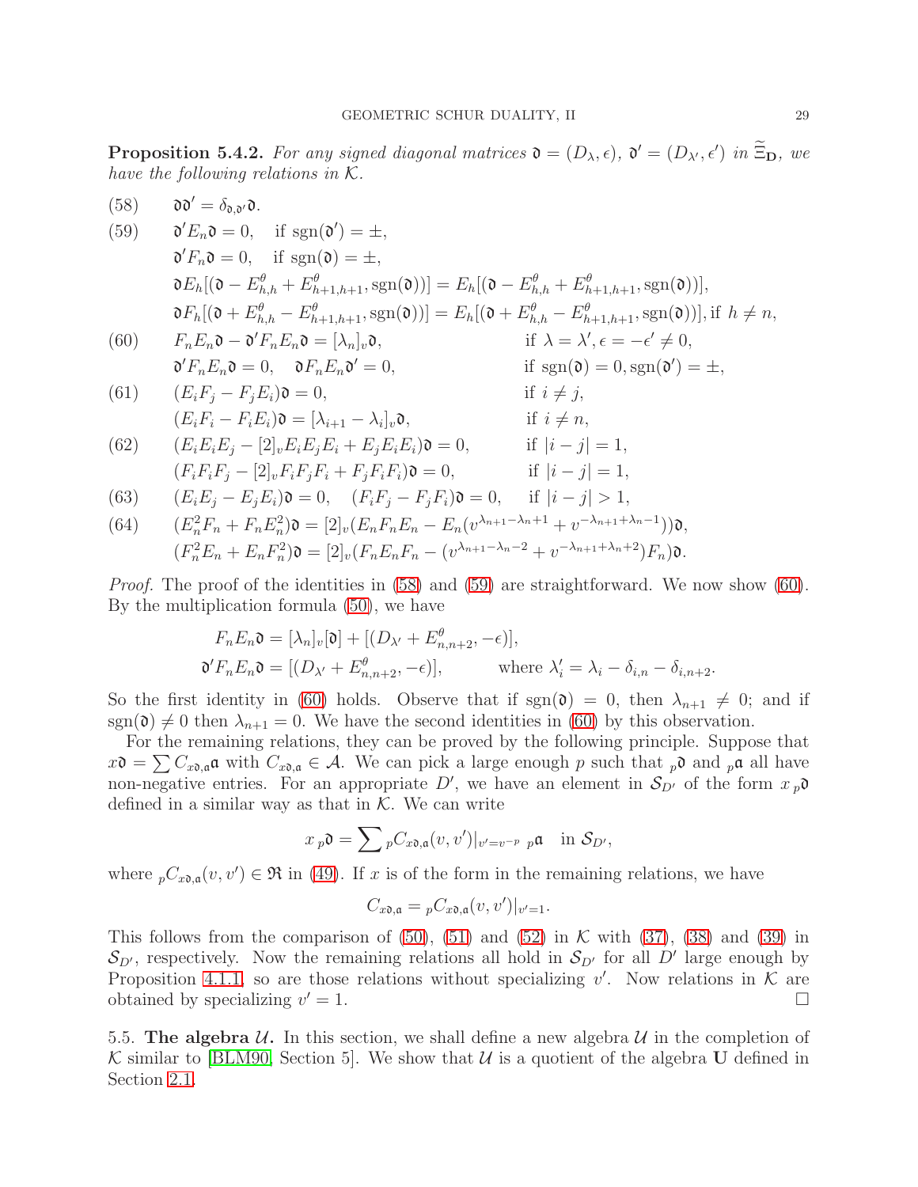**Proposition 5.4.2.** *For any signed diagonal matrices $\mathfrak{d} = (D_\lambda, \epsilon)$, $\mathfrak{d}' = (D_{\lambda'}, \epsilon')$ in $\widetilde{\Xi}_{\mathbf{D}}$, we have the following relations in $\mathcal{K}$.*

$$
\begin{aligned}
&(58) \qquad \mathfrak{d}\mathfrak{d}' = \delta_{\mathfrak{d},\mathfrak{d}'}\mathfrak{d}.\\
&(59) \qquad \mathfrak{d}' E_n \mathfrak{d} = 0, \quad \text{if } \mathrm{sgn}(\mathfrak{d}') = \pm,\\
&\qquad\qquad \mathfrak{d}' F_n \mathfrak{d} = 0, \quad \text{if } \mathrm{sgn}(\mathfrak{d}) = \pm,\\
&\qquad\qquad \mathfrak{d} E_h [(\mathfrak{d} - E^\theta_{h,h} + E^\theta_{h+1,h+1}, \mathrm{sgn}(\mathfrak{d}))] = E_h[(\mathfrak{d} - E^\theta_{h,h} + E^\theta_{h+1,h+1}, \mathrm{sgn}(\mathfrak{d}))],\\
&\qquad\qquad \mathfrak{d} F_h [(\mathfrak{d} + E^\theta_{h,h} - E^\theta_{h+1,h+1}, \mathrm{sgn}(\mathfrak{d}))] = E_h[(\mathfrak{d} + E^\theta_{h,h} - E^\theta_{h+1,h+1}, \mathrm{sgn}(\mathfrak{d}))], \text{if } h \neq n,\\
&(60) \qquad F_n E_n \mathfrak{d} - \mathfrak{d}' F_n E_n \mathfrak{d} = [\lambda_n]_v \mathfrak{d}, \qquad\qquad \text{if } \lambda = \lambda', \epsilon = -\epsilon' \neq 0,\\
&\qquad\qquad \mathfrak{d}' F_n E_n \mathfrak{d} = 0, \quad \mathfrak{d} F_n E_n \mathfrak{d}' = 0, \qquad\qquad \text{if } \mathrm{sgn}(\mathfrak{d}) = 0, \mathrm{sgn}(\mathfrak{d}') = \pm,\\
&(61) \qquad (E_i F_j - F_j E_i)\mathfrak{d} = 0, \qquad\qquad \text{if } i \neq j,\\
&\qquad\qquad (E_i F_i - F_i E_i)\mathfrak{d} = [\lambda_{i+1} - \lambda_i]_v \mathfrak{d}, \qquad\qquad \text{if } i \neq n,\\
&(62) \qquad (E_i E_i E_j - [2]_v E_i E_j E_i + E_j E_i E_i)\mathfrak{d} = 0, \qquad \text{if } |i-j| = 1,\\
&\qquad\qquad (F_i F_i F_j - [2]_v F_i F_j F_i + F_j F_i F_i)\mathfrak{d} = 0, \qquad \text{if } |i-j| = 1,\\
&(63) \qquad (E_i E_j - E_j E_i)\mathfrak{d} = 0, \quad (F_i F_j - F_j F_i)\mathfrak{d} = 0, \quad \text{if } |i-j| > 1,\\
&(64) \qquad (E_n^2 F_n + F_n E_n^2)\mathfrak{d} = [2]_v (E_n F_n E_n - E_n(v^{\lambda_{n+1} - \lambda_n + 1} + v^{-\lambda_{n+1} + \lambda_n - 1}))\mathfrak{d},\\
&\qquad\qquad (F_n^2 E_n + E_n F_n^2)\mathfrak{d} = [2]_v (F_n E_n F_n - (v^{\lambda_{n+1} - \lambda_n - 2} + v^{-\lambda_{n+1} + \lambda_n + 2}) F_n)\mathfrak{d}.
\end{aligned}
$$

*Proof.* The proof of the identities in (58) and (59) are straightforward. We now show (60). By the multiplication formula (50), we have

$$
\begin{aligned}
F_n E_n \mathfrak{d} &= [\lambda_n]_v [\mathfrak{d}] + [(D_{\lambda'} + E^\theta_{n,n+2}, -\epsilon)],\\
\mathfrak{d}' F_n E_n \mathfrak{d} &= [(D_{\lambda'} + E^\theta_{n,n+2}, -\epsilon)], \qquad \text{where } \lambda'_i = \lambda_i - \delta_{i,n} - \delta_{i,n+2}.
\end{aligned}
$$

So the first identity in (60) holds. Observe that if $\mathrm{sgn}(\mathfrak{d}) = 0$, then $\lambda_{n+1} \neq 0$; and if $\mathrm{sgn}(\mathfrak{d}) \neq 0$ then $\lambda_{n+1} = 0$. We have the second identities in (60) by this observation.

For the remaining relations, they can be proved by the following principle. Suppose that $x\mathfrak{d} = \sum C_{x\mathfrak{d},\mathfrak{a}} \mathfrak{a}$ with $C_{x\mathfrak{d},\mathfrak{a}} \in \mathcal{A}$. We can pick a large enough $p$ such that ${}_p\mathfrak{d}$ and ${}_p\mathfrak{a}$ all have non-negative entries. For an appropriate $D'$, we have an element in $\mathcal{S}_{D'}$ of the form $x\,{}_p\mathfrak{d}$ defined in a similar way as that in $\mathcal{K}$. We can write

$$
x\,{}_p\mathfrak{d} = \sum {}_pC_{x\mathfrak{d},\mathfrak{a}}(v, v')|_{v' = v^{-p}}\ {}_p\mathfrak{a} \quad \text{in } \mathcal{S}_{D'},
$$

where ${}_pC_{x\mathfrak{d},\mathfrak{a}}(v, v') \in \mathfrak{R}$ in (49). If $x$ is of the form in the remaining relations, we have

$$
C_{x\mathfrak{d},\mathfrak{a}} = {}_pC_{x\mathfrak{d},\mathfrak{a}}(v, v')|_{v'=1}.
$$

This follows from the comparison of (50), (51) and (52) in $\mathcal{K}$ with (37), (38) and (39) in $\mathcal{S}_{D'}$, respectively. Now the remaining relations all hold in $\mathcal{S}_{D'}$ for all $D'$ large enough by Proposition 4.1.1, so are those relations without specializing $v'$. Now relations in $\mathcal{K}$ are obtained by specializing $v' = 1$. □

5.5. **The algebra $\mathcal{U}$.** In this section, we shall define a new algebra $\mathcal{U}$ in the completion of $\mathcal{K}$ similar to [BLM90, Section 5]. We show that $\mathcal{U}$ is a quotient of the algebra $\mathbf{U}$ defined in Section 2.1.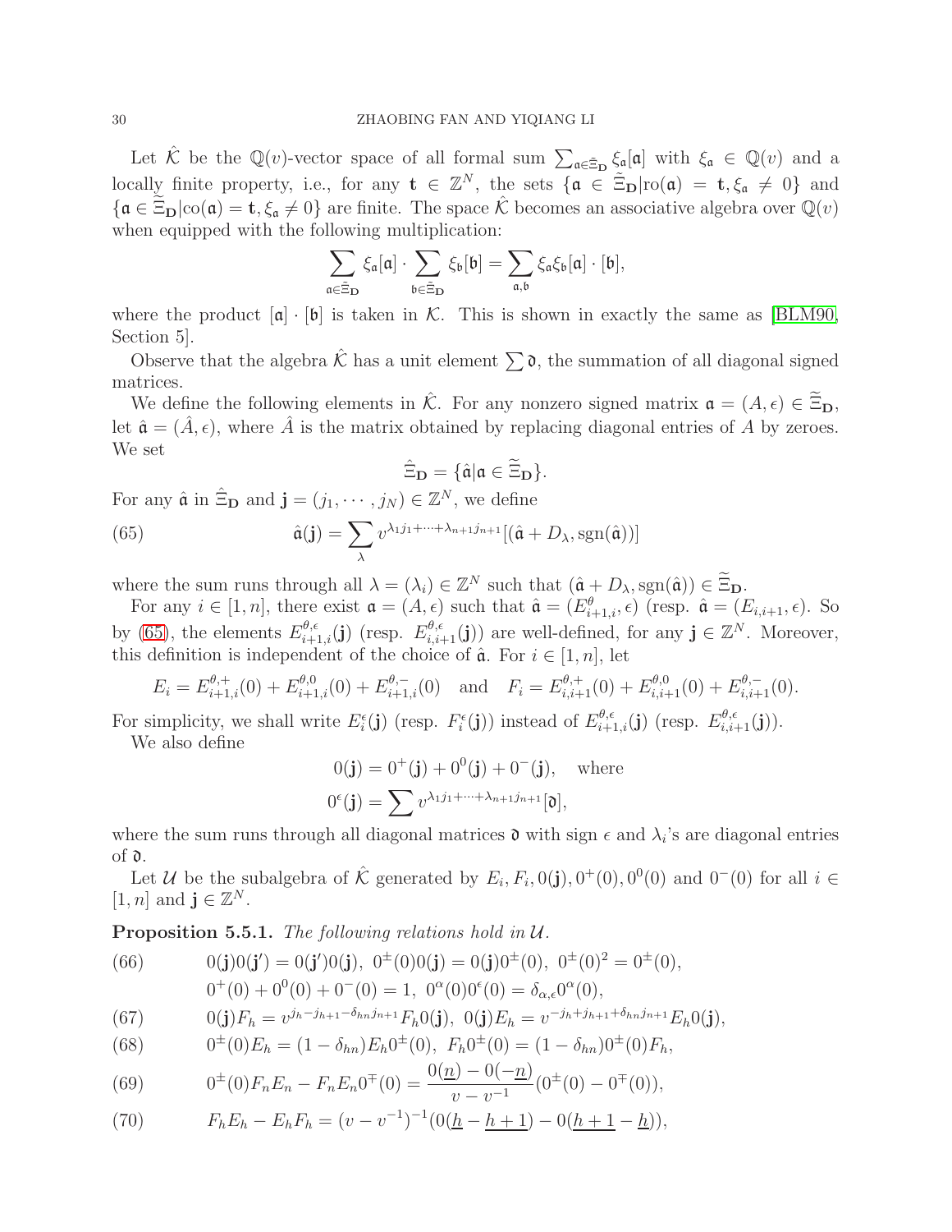Let $\hat{\mathcal{K}}$ be the $\mathbb{Q}(v)$-vector space of all formal sum $\sum_{\mathfrak{a}\in\tilde{\Xi}_{\mathbf{D}}} \xi_{\mathfrak{a}}[\mathfrak{a}]$ with $\xi_{\mathfrak{a}} \in \mathbb{Q}(v)$ and a locally finite property, i.e., for any $\mathbf{t} \in \mathbb{Z}^N$, the sets $\{\mathfrak{a} \in \tilde{\Xi}_{\mathbf{D}} | \mathrm{ro}(\mathfrak{a}) = \mathbf{t}, \xi_{\mathfrak{a}} \neq 0\}$ and $\{\mathfrak{a} \in \tilde{\Xi}_{\mathbf{D}} | \mathrm{co}(\mathfrak{a}) = \mathbf{t}, \xi_{\mathfrak{a}} \neq 0\}$ are finite. The space $\hat{\mathcal{K}}$ becomes an associative algebra over $\mathbb{Q}(v)$ when equipped with the following multiplication:

$$\sum_{\mathfrak{a}\in\tilde{\Xi}_{\mathbf{D}}} \xi_{\mathfrak{a}}[\mathfrak{a}] \cdot \sum_{\mathfrak{b}\in\tilde{\Xi}_{\mathbf{D}}} \xi_{\mathfrak{b}}[\mathfrak{b}] = \sum_{\mathfrak{a},\mathfrak{b}} \xi_{\mathfrak{a}}\xi_{\mathfrak{b}}[\mathfrak{a}] \cdot [\mathfrak{b}],$$

where the product $[\mathfrak{a}] \cdot [\mathfrak{b}]$ is taken in $\mathcal{K}$. This is shown in exactly the same as [BLM90, Section 5].

Observe that the algebra $\hat{\mathcal{K}}$ has a unit element $\sum \mathfrak{d}$, the summation of all diagonal signed matrices.

We define the following elements in $\hat{\mathcal{K}}$. For any nonzero signed matrix $\mathfrak{a} = (A, \epsilon) \in \tilde{\Xi}_{\mathbf{D}}$, let $\hat{\mathfrak{a}} = (\hat{A}, \epsilon)$, where $\hat{A}$ is the matrix obtained by replacing diagonal entries of $A$ by zeroes. We set

$$\hat{\Xi}_{\mathbf{D}} = \{\hat{\mathfrak{a}} | \mathfrak{a} \in \tilde{\Xi}_{\mathbf{D}}\}.$$

For any $\hat{\mathfrak{a}}$ in $\hat{\Xi}_{\mathbf{D}}$ and $\mathbf{j} = (j_1, \cdots, j_N) \in \mathbb{Z}^N$, we define

$$\hat{\mathfrak{a}}(\mathbf{j}) = \sum_{\lambda} v^{\lambda_1 j_1 + \cdots + \lambda_{n+1} j_{n+1}} [(\hat{\mathfrak{a}} + D_\lambda, \mathrm{sgn}(\hat{\mathfrak{a}}))] \tag{65}$$

where the sum runs through all $\lambda = (\lambda_i) \in \mathbb{Z}^N$ such that $(\hat{\mathfrak{a}} + D_\lambda, \mathrm{sgn}(\hat{\mathfrak{a}})) \in \tilde{\Xi}_{\mathbf{D}}$.

For any $i \in [1, n]$, there exist $\mathfrak{a} = (A, \epsilon)$ such that $\hat{\mathfrak{a}} = (E^\theta_{i+1,i}, \epsilon)$ (resp. $\hat{\mathfrak{a}} = (E_{i,i+1}, \epsilon)$. So by (65), the elements $E^{\theta,\epsilon}_{i+1,i}(\mathbf{j})$ (resp. $E^{\theta,\epsilon}_{i,i+1}(\mathbf{j})$) are well-defined, for any $\mathbf{j} \in \mathbb{Z}^N$. Moreover, this definition is independent of the choice of $\hat{\mathfrak{a}}$. For $i \in [1, n]$, let

$$E_i = E^{\theta,+}_{i+1,i}(0) + E^{\theta,0}_{i+1,i}(0) + E^{\theta,-}_{i+1,i}(0) \quad \text{and} \quad F_i = E^{\theta,+}_{i,i+1}(0) + E^{\theta,0}_{i,i+1}(0) + E^{\theta,-}_{i,i+1}(0).$$

For simplicity, we shall write $E^\epsilon_i(\mathbf{j})$ (resp. $F^\epsilon_i(\mathbf{j})$) instead of $E^{\theta,\epsilon}_{i+1,i}(\mathbf{j})$ (resp. $E^{\theta,\epsilon}_{i,i+1}(\mathbf{j})$).

We also define

$$0(\mathbf{j}) = 0^+(\mathbf{j}) + 0^0(\mathbf{j}) + 0^-(\mathbf{j}), \quad \text{where}$$
$$0^\epsilon(\mathbf{j}) = \sum v^{\lambda_1 j_1 + \cdots + \lambda_{n+1} j_{n+1}} [\mathfrak{d}],$$

where the sum runs through all diagonal matrices $\mathfrak{d}$ with sign $\epsilon$ and $\lambda_i$'s are diagonal entries of $\mathfrak{d}$.

Let $\mathcal{U}$ be the subalgebra of $\hat{\mathcal{K}}$ generated by $E_i, F_i, 0(\mathbf{j}), 0^+(0), 0^0(0)$ and $0^-(0)$ for all $i \in [1, n]$ and $\mathbf{j} \in \mathbb{Z}^N$.

**Proposition 5.5.1.** *The following relations hold in $\mathcal{U}$.*

$$\begin{aligned} &0(\mathbf{j})0(\mathbf{j}') = 0(\mathbf{j}')0(\mathbf{j}),\ 0^\pm(0)0(\mathbf{j}) = 0(\mathbf{j})0^\pm(0),\ 0^\pm(0)^2 = 0^\pm(0), \\ &0^+(0) + 0^0(0) + 0^-(0) = 1,\ 0^\alpha(0)0^\epsilon(0) = \delta_{\alpha,\epsilon}0^\alpha(0), \end{aligned} \tag{66}$$

$$0(\mathbf{j})F_h = v^{j_h - j_{h+1} - \delta_{hn} j_{n+1}} F_h 0(\mathbf{j}),\ 0(\mathbf{j})E_h = v^{-j_h + j_{h+1} + \delta_{hn} j_{n+1}} E_h 0(\mathbf{j}), \tag{67}$$

$$0^\pm(0)E_h = (1 - \delta_{hn})E_h 0^\pm(0),\ F_h 0^\pm(0) = (1 - \delta_{hn})0^\pm(0)F_h, \tag{68}$$

$$0^\pm(0)F_n E_n - F_n E_n 0^\mp(0) = \frac{0(\underline{n}) - 0(-\underline{n})}{v - v^{-1}}(0^\pm(0) - 0^\mp(0)), \tag{69}$$

$$F_h E_h - E_h F_h = (v - v^{-1})^{-1}(0(\underline{h} - \underline{h+1}) - 0(\underline{h+1} - \underline{h})), \tag{70}$$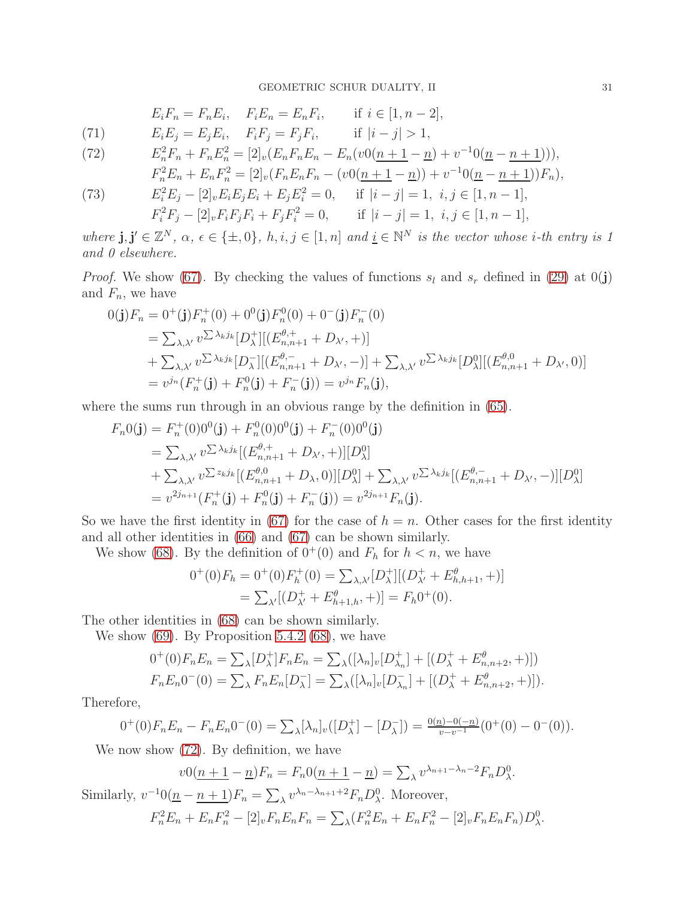$$E_iF_n = F_nE_i, \quad F_iE_n = E_nF_i, \qquad \text{if } i \in [1, n-2],$$

$$E_iE_j = E_jE_i, \quad F_iF_j = F_jF_i, \qquad \text{if } |i-j| > 1, \tag{71}$$

$$E_n^2F_n + F_nE_n^2 = [2]_v(E_nF_nE_n - E_n(v0(\underline{n+1} - \underline{n}) + v^{-1}0(\underline{n} - \underline{n+1}))), \tag{72}$$

$$F_n^2E_n + E_nF_n^2 = [2]_v(F_nE_nF_n - (v0(\underline{n+1} - \underline{n})) + v^{-1}0(\underline{n} - \underline{n+1}))F_n),$$

$$E_i^2E_j - [2]_vE_iE_jE_i + E_jE_i^2 = 0, \quad \text{if } |i-j| = 1,\ i,j \in [1, n-1], \tag{73}$$

$$F_i^2F_j - [2]_vF_iF_jF_i + F_jF_i^2 = 0, \quad \text{if } |i-j| = 1,\ i,j \in [1, n-1],$$

*where $\mathbf{j}, \mathbf{j}' \in \mathbb{Z}^N$, $\alpha$, $\epsilon \in \{\pm, 0\}$, $h, i, j \in [1, n]$ and $\underline{i} \in \mathbb{N}^N$ is the vector whose $i$-th entry is 1 and 0 elsewhere.*

*Proof.* We show (67). By checking the values of functions $s_l$ and $s_r$ defined in (29) at $0(\mathbf{j})$ and $F_n$, we have

$$\begin{aligned}
0(\mathbf{j})F_n &= 0^+(\mathbf{j})F_n^+(0) + 0^0(\mathbf{j})F_n^0(0) + 0^-(\mathbf{j})F_n^-(0) \\
&= \textstyle\sum_{\lambda,\lambda'} v^{\sum \lambda_k j_k}[D_\lambda^+][(E_{n,n+1}^{\theta,+} + D_{\lambda'}, +)] \\
&+ \textstyle\sum_{\lambda,\lambda'} v^{\sum \lambda_k j_k}[D_\lambda^-][(E_{n,n+1}^{\theta,-} + D_{\lambda'}, -)] + \sum_{\lambda,\lambda'} v^{\sum \lambda_k j_k}[D_\lambda^0][(E_{n,n+1}^{\theta,0} + D_{\lambda'}, 0)] \\
&= v^{j_n}(F_n^+(\mathbf{j}) + F_n^0(\mathbf{j}) + F_n^-(\mathbf{j})) = v^{j_n}F_n(\mathbf{j}),
\end{aligned}$$

where the sums run through in an obvious range by the definition in (65).

$$\begin{aligned}
F_n0(\mathbf{j}) &= F_n^+(0)0^0(\mathbf{j}) + F_n^0(0)0^0(\mathbf{j}) + F_n^-(0)0^0(\mathbf{j}) \\
&= \textstyle\sum_{\lambda,\lambda'} v^{\sum \lambda_k j_k}[(E_{n,n+1}^{\theta,+} + D_{\lambda'}, +)][D_\lambda^0] \\
&+ \textstyle\sum_{\lambda,\lambda'} v^{\sum z_k j_k}[(E_{n,n+1}^{\theta,0} + D_\lambda, 0)][D_\lambda^0] + \sum_{\lambda,\lambda'} v^{\sum \lambda_k j_k}[(E_{n,n+1}^{\theta,-} + D_{\lambda'}, -)][D_\lambda^0] \\
&= v^{2j_{n+1}}(F_n^+(\mathbf{j}) + F_n^0(\mathbf{j}) + F_n^-(\mathbf{j})) = v^{2j_{n+1}}F_n(\mathbf{j}).
\end{aligned}$$

So we have the first identity in (67) for the case of $h = n$. Other cases for the first identity and all other identities in (66) and (67) can be shown similarly.

We show (68). By the definition of $0^+(0)$ and $F_h$ for $h < n$, we have

$$\begin{aligned}
0^+(0)F_h = 0^+(0)F_h^+(0) &= \textstyle\sum_{\lambda,\lambda'}[D_\lambda^+][(D_{\lambda'}^+ + E_{h,h+1}^\theta, +)] \\
&= \textstyle\sum_{\lambda'}[(D_{\lambda'}^+ + E_{h+1,h}^\theta, +)] = F_h0^+(0).
\end{aligned}$$

The other identities in (68) can be shown similarly.

We show (69). By Proposition 5.4.2 (68), we have

$$\begin{aligned}
0^+(0)F_nE_n &= \textstyle\sum_\lambda [D_\lambda^+]F_nE_n = \sum_\lambda([\lambda_n]_v[D_{\lambda_n}^+] + [(D_\lambda^+ + E_{n,n+2}^\theta, +)]) \\
F_nE_n0^-(0) &= \textstyle\sum_\lambda F_nE_n[D_\lambda^-] = \sum_\lambda([\lambda_n]_v[D_{\lambda_n}^-] + [(D_\lambda^+ + E_{n,n+2}^\theta, +)]).
\end{aligned}$$

Therefore,

$$0^+(0)F_nE_n - F_nE_n0^-(0) = \textstyle\sum_\lambda [\lambda_n]_v([D_\lambda^+] - [D_\lambda^-]) = \frac{0(\underline{n}) - 0(-\underline{n})}{v - v^{-1}}(0^+(0) - 0^-(0)).$$

We now show (72). By definition, we have

$$v0(\underline{n+1} - \underline{n})F_n = F_n0(\underline{n+1} - \underline{n}) = \textstyle\sum_\lambda v^{\lambda_{n+1} - \lambda_n - 2}F_nD_\lambda^0.$$

Similarly, $v^{-1}0(\underline{n} - \underline{n+1})F_n = \sum_\lambda v^{\lambda_n - \lambda_{n+1} + 2}F_nD_\lambda^0$. Moreover,

$$F_n^2E_n + E_nF_n^2 - [2]_vF_nE_nF_n = \textstyle\sum_\lambda(F_n^2E_n + E_nF_n^2 - [2]_vF_nE_nF_n)D_\lambda^0.$$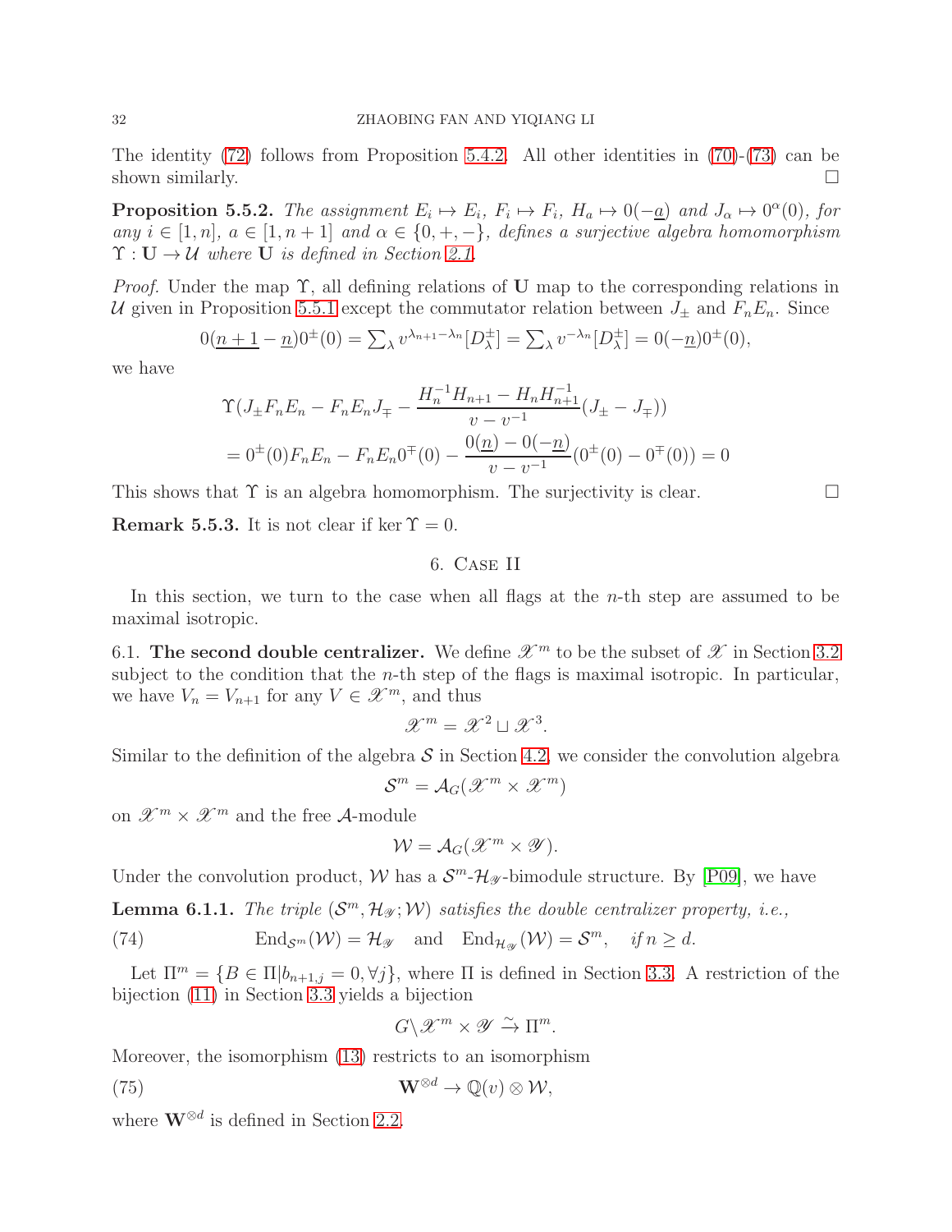The identity (72) follows from Proposition 5.4.2. All other identities in (70)-(73) can be shown similarly. □

**Proposition 5.5.2.** *The assignment $E_i \mapsto E_i$, $F_i \mapsto F_i$, $H_a \mapsto 0(-\underline{a})$ and $J_\alpha \mapsto 0^\alpha(0)$, for any $i \in [1,n]$, $a \in [1, n+1]$ and $\alpha \in \{0,+,-\}$, defines a surjective algebra homomorphism $\Upsilon : \mathbf{U} \to \mathcal{U}$ where $\mathbf{U}$ is defined in Section 2.1.*

*Proof.* Under the map $\Upsilon$, all defining relations of $\mathbf{U}$ map to the corresponding relations in $\mathcal{U}$ given in Proposition 5.5.1 except the commutator relation between $J_\pm$ and $F_nE_n$. Since

$$0(\underline{n+1} - \underline{n})0^\pm(0) = \textstyle\sum_\lambda v^{\lambda_{n+1}-\lambda_n}[D^\pm_\lambda] = \sum_\lambda v^{-\lambda_n}[D^\pm_\lambda] = 0(-\underline{n})0^\pm(0),$$

we have

$$\begin{aligned}
&\Upsilon\big(J_\pm F_nE_n - F_nE_nJ_\mp - \frac{H_n^{-1}H_{n+1} - H_nH_{n+1}^{-1}}{v - v^{-1}}(J_\pm - J_\mp)\big)\\
&= 0^\pm(0)F_nE_n - F_nE_n0^\mp(0) - \frac{0(\underline{n}) - 0(-\underline{n})}{v - v^{-1}}(0^\pm(0) - 0^\mp(0)) = 0
\end{aligned}$$

This shows that $\Upsilon$ is an algebra homomorphism. The surjectivity is clear. □

**Remark 5.5.3.** It is not clear if $\ker \Upsilon = 0$.

## 6. Case II

In this section, we turn to the case when all flags at the $n$-th step are assumed to be maximal isotropic.

### 6.1. The second double centralizer.

We define $\mathscr{X}^m$ to be the subset of $\mathscr{X}$ in Section 3.2 subject to the condition that the $n$-th step of the flags is maximal isotropic. In particular, we have $V_n = V_{n+1}$ for any $V \in \mathscr{X}^m$, and thus

$$\mathscr{X}^m = \mathscr{X}^2 \sqcup \mathscr{X}^3.$$

Similar to the definition of the algebra $\mathcal{S}$ in Section 4.2, we consider the convolution algebra

$$\mathcal{S}^m = \mathcal{A}_G(\mathscr{X}^m \times \mathscr{X}^m)$$

on $\mathscr{X}^m \times \mathscr{X}^m$ and the free $\mathcal{A}$-module

$$\mathcal{W} = \mathcal{A}_G(\mathscr{X}^m \times \mathscr{Y}).$$

Under the convolution product, $\mathcal{W}$ has a $\mathcal{S}^m$-$\mathcal{H}_{\mathscr{Y}}$-bimodule structure. By [P09], we have

**Lemma 6.1.1.** *The triple $(\mathcal{S}^m, \mathcal{H}_{\mathscr{Y}}; \mathcal{W})$ satisfies the double centralizer property, i.e.,*

$$\mathrm{End}_{\mathcal{S}^m}(\mathcal{W}) = \mathcal{H}_{\mathscr{Y}} \quad \text{and} \quad \mathrm{End}_{\mathcal{H}_{\mathscr{Y}}}(\mathcal{W}) = \mathcal{S}^m, \quad \textit{if } n \geq d. \tag{74}$$

Let $\Pi^m = \{B \in \Pi | b_{n+1,j} = 0, \forall j\}$, where $\Pi$ is defined in Section 3.3. A restriction of the bijection (11) in Section 3.3 yields a bijection

$$G \backslash \mathscr{X}^m \times \mathscr{Y} \xrightarrow{\sim} \Pi^m.$$

Moreover, the isomorphism (13) restricts to an isomorphism

$$\mathbf{W}^{\otimes d} \to \mathbb{Q}(v) \otimes \mathcal{W}, \tag{75}$$

where $\mathbf{W}^{\otimes d}$ is defined in Section 2.2.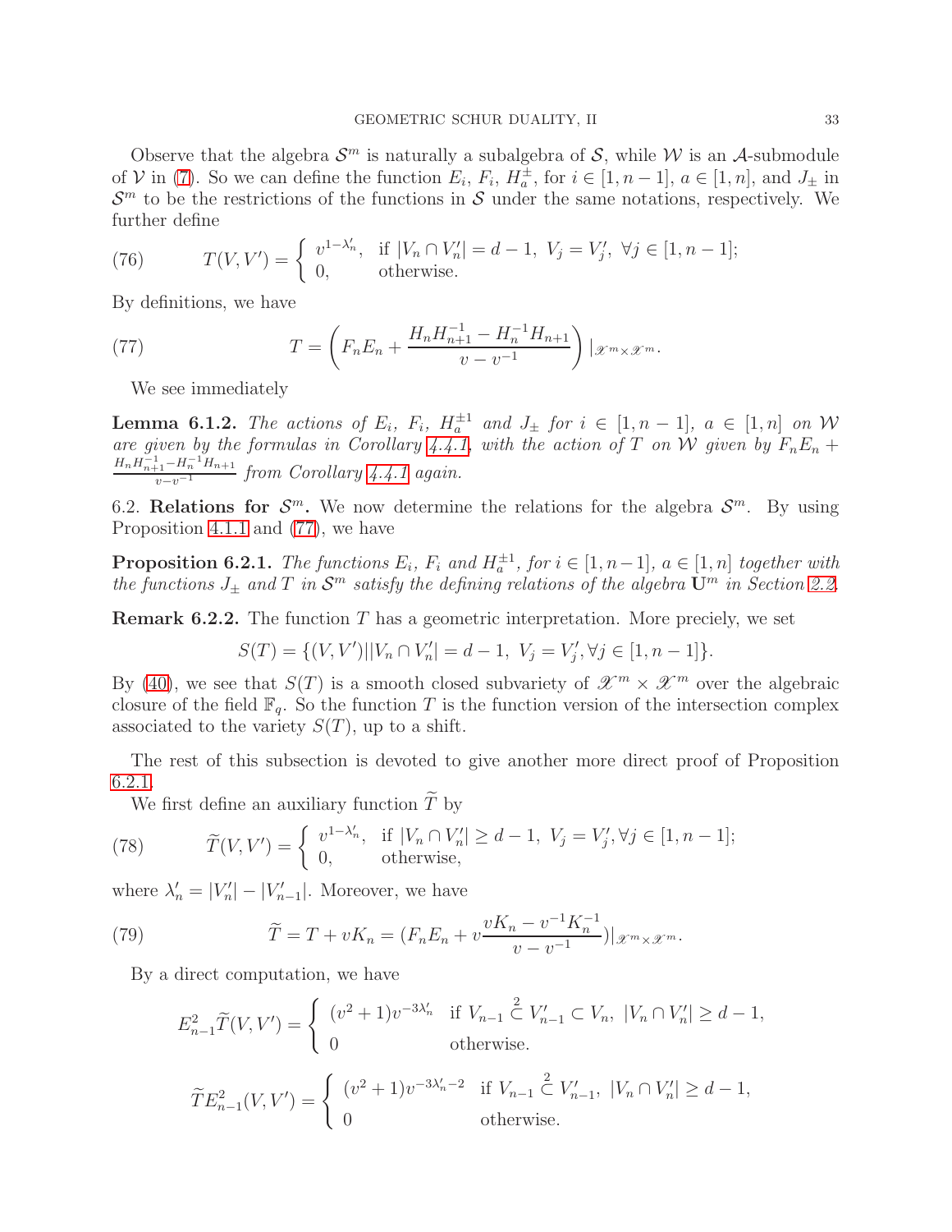Observe that the algebra $\mathcal{S}^m$ is naturally a subalgebra of $\mathcal{S}$, while $\mathcal{W}$ is an $\mathcal{A}$-submodule of $\mathcal{V}$ in (7). So we can define the function $E_i$, $F_i$, $H_a^{\pm}$, for $i \in [1, n-1]$, $a \in [1, n]$, and $J_\pm$ in $\mathcal{S}^m$ to be the restrictions of the functions in $\mathcal{S}$ under the same notations, respectively. We further define

$$T(V, V') = \begin{cases} v^{1-\lambda'_n}, & \text{if } |V_n \cap V'_n| = d-1,\ V_j = V'_j,\ \forall j \in [1, n-1]; \\ 0, & \text{otherwise.} \end{cases} \tag{76}$$

By definitions, we have

$$T = \left( F_n E_n + \frac{H_n H_{n+1}^{-1} - H_n^{-1} H_{n+1}}{v - v^{-1}} \right) |_{\mathscr{X}^m \times \mathscr{X}^m}. \tag{77}$$

We see immediately

**Lemma 6.1.2.** *The actions of $E_i$, $F_i$, $H_a^{\pm 1}$ and $J_\pm$ for $i \in [1, n-1]$, $a \in [1, n]$ on $\mathcal{W}$ are given by the formulas in Corollary 4.4.1, with the action of $T$ on $\mathcal{W}$ given by $F_n E_n + \frac{H_n H_{n+1}^{-1} - H_n^{-1} H_{n+1}}{v - v^{-1}}$ from Corollary 4.4.1 again.*

6.2. **Relations for $\mathcal{S}^m$.** We now determine the relations for the algebra $\mathcal{S}^m$. By using Proposition 4.1.1 and (77), we have

**Proposition 6.2.1.** *The functions $E_i$, $F_i$ and $H_a^{\pm 1}$, for $i \in [1, n-1]$, $a \in [1, n]$ together with the functions $J_\pm$ and $T$ in $\mathcal{S}^m$ satisfy the defining relations of the algebra $\mathbf{U}^m$ in Section 2.2.*

**Remark 6.2.2.** The function $T$ has a geometric interpretation. More preciely, we set

$$S(T) = \{(V, V') \,|\, |V_n \cap V'_n| = d-1,\ V_j = V'_j, \forall j \in [1, n-1]\}.$$

By (40), we see that $S(T)$ is a smooth closed subvariety of $\mathscr{X}^m \times \mathscr{X}^m$ over the algebraic closure of the field $\mathbb{F}_q$. So the function $T$ is the function version of the intersection complex associated to the variety $S(T)$, up to a shift.

The rest of this subsection is devoted to give another more direct proof of Proposition 6.2.1.

We first define an auxiliary function $\widetilde{T}$ by

$$\widetilde{T}(V, V') = \begin{cases} v^{1-\lambda'_n}, & \text{if } |V_n \cap V'_n| \geq d-1,\ V_j = V'_j, \forall j \in [1, n-1]; \\ 0, & \text{otherwise,} \end{cases} \tag{78}$$

where $\lambda'_n = |V'_n| - |V'_{n-1}|$. Moreover, we have

$$\widetilde{T} = T + vK_n = (F_n E_n + v \frac{vK_n - v^{-1} K_n^{-1}}{v - v^{-1}})|_{\mathscr{X}^m \times \mathscr{X}^m}. \tag{79}$$

By a direct computation, we have

$$E_{n-1}^2 \widetilde{T}(V, V') = \begin{cases} (v^2+1) v^{-3\lambda'_n} & \text{if } V_{n-1} \overset{2}{\subset} V'_{n-1} \subset V_n,\ |V_n \cap V'_n| \geq d-1, \\ 0 & \text{otherwise.} \end{cases}$$

$$\widetilde{T} E_{n-1}^2(V, V') = \begin{cases} (v^2+1) v^{-3\lambda'_n - 2} & \text{if } V_{n-1} \overset{2}{\subset} V'_{n-1},\ |V_n \cap V'_n| \geq d-1, \\ 0 & \text{otherwise.} \end{cases}$$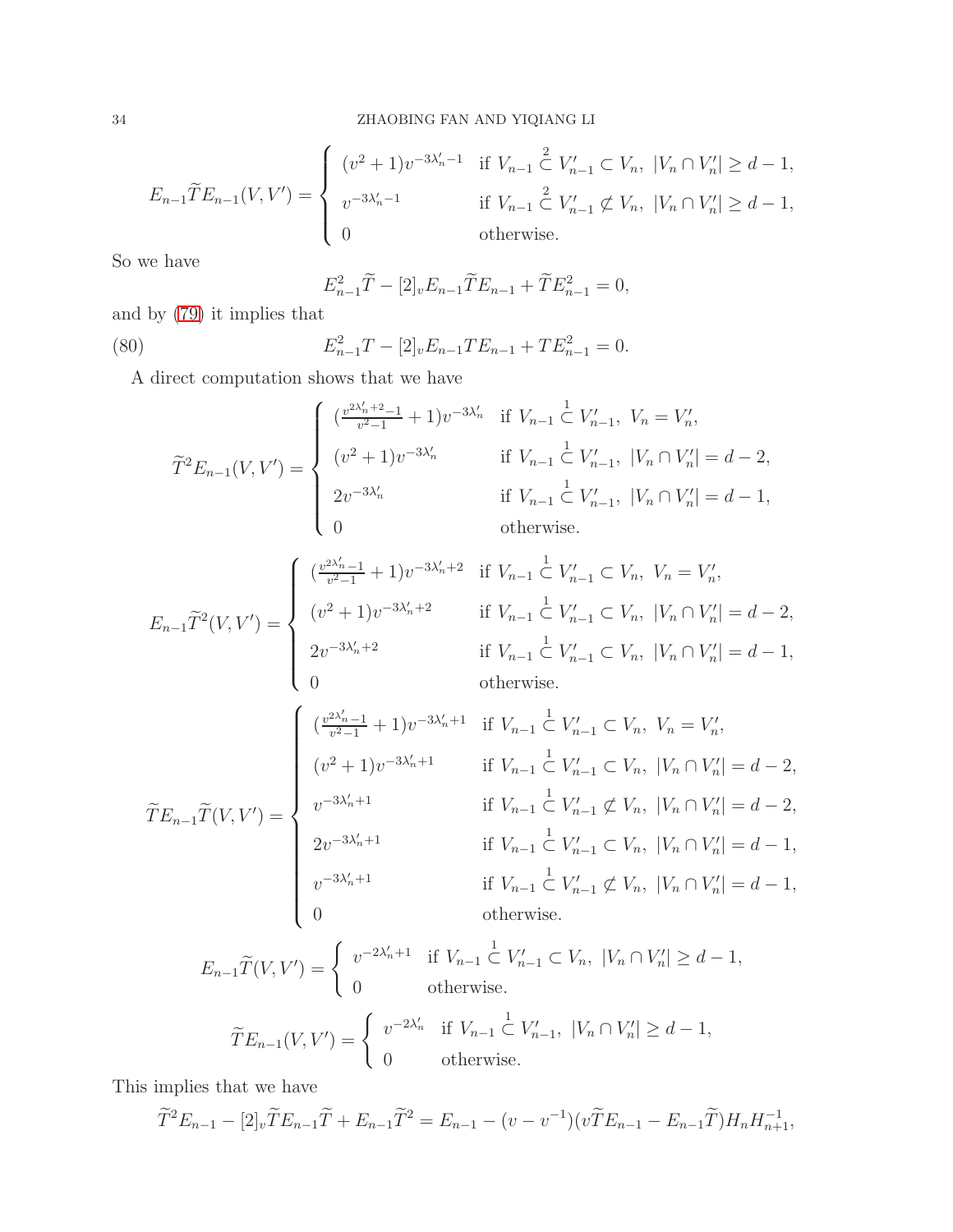$$
E_{n-1}\widetilde{T}E_{n-1}(V,V') = \begin{cases} (v^2+1)v^{-3\lambda'_n-1} & \text{if } V_{n-1} \overset{2}{\subset} V'_{n-1} \subset V_n,\ |V_n \cap V'_n| \geq d-1, \\ v^{-3\lambda'_n-1} & \text{if } V_{n-1} \overset{2}{\subset} V'_{n-1} \not\subset V_n,\ |V_n \cap V'_n| \geq d-1, \\ 0 & \text{otherwise.} \end{cases}
$$

So we have

$$
E_{n-1}^2\widetilde{T} - [2]_v E_{n-1}\widetilde{T}E_{n-1} + \widetilde{T}E_{n-1}^2 = 0,
$$

and by (79) it implies that

$$
E_{n-1}^2 T - [2]_v E_{n-1} T E_{n-1} + T E_{n-1}^2 = 0. \tag{80}
$$

A direct computation shows that we have

$$
\widetilde{T}^2 E_{n-1}(V,V') = \begin{cases} (\frac{v^{2\lambda'_n+2}-1}{v^2-1}+1)v^{-3\lambda'_n} & \text{if } V_{n-1} \overset{1}{\subset} V'_{n-1},\ V_n = V'_n, \\ (v^2+1)v^{-3\lambda'_n} & \text{if } V_{n-1} \overset{1}{\subset} V'_{n-1},\ |V_n \cap V'_n| = d-2, \\ 2v^{-3\lambda'_n} & \text{if } V_{n-1} \overset{1}{\subset} V'_{n-1},\ |V_n \cap V'_n| = d-1, \\ 0 & \text{otherwise.} \end{cases}
$$

$$
E_{n-1}\widetilde{T}^2(V,V') = \begin{cases} (\frac{v^{2\lambda'_n}-1}{v^2-1}+1)v^{-3\lambda'_n+2} & \text{if } V_{n-1} \overset{1}{\subset} V'_{n-1} \subset V_n,\ V_n = V'_n, \\ (v^2+1)v^{-3\lambda'_n+2} & \text{if } V_{n-1} \overset{1}{\subset} V'_{n-1} \subset V_n,\ |V_n \cap V'_n| = d-2, \\ 2v^{-3\lambda'_n+2} & \text{if } V_{n-1} \overset{1}{\subset} V'_{n-1} \subset V_n,\ |V_n \cap V'_n| = d-1, \\ 0 & \text{otherwise.} \end{cases}
$$

$$
\widetilde{T}E_{n-1}\widetilde{T}(V,V') = \begin{cases} (\frac{v^{2\lambda'_n}-1}{v^2-1}+1)v^{-3\lambda'_n+1} & \text{if } V_{n-1} \overset{1}{\subset} V'_{n-1} \subset V_n,\ V_n = V'_n, \\ (v^2+1)v^{-3\lambda'_n+1} & \text{if } V_{n-1} \overset{1}{\subset} V'_{n-1} \subset V_n,\ |V_n \cap V'_n| = d-2, \\ v^{-3\lambda'_n+1} & \text{if } V_{n-1} \overset{1}{\subset} V'_{n-1} \not\subset V_n,\ |V_n \cap V'_n| = d-2, \\ 2v^{-3\lambda'_n+1} & \text{if } V_{n-1} \overset{1}{\subset} V'_{n-1} \subset V_n,\ |V_n \cap V'_n| = d-1, \\ v^{-3\lambda'_n+1} & \text{if } V_{n-1} \overset{1}{\subset} V'_{n-1} \not\subset V_n,\ |V_n \cap V'_n| = d-1, \\ 0 & \text{otherwise.} \end{cases}
$$

$$
E_{n-1}\widetilde{T}(V,V') = \begin{cases} v^{-2\lambda'_n+1} & \text{if } V_{n-1} \overset{1}{\subset} V'_{n-1} \subset V_n,\ |V_n \cap V'_n| \geq d-1, \\ 0 & \text{otherwise.} \end{cases}
$$

$$
\widetilde{T}E_{n-1}(V,V') = \begin{cases} v^{-2\lambda'_n} & \text{if } V_{n-1} \overset{1}{\subset} V'_{n-1},\ |V_n \cap V'_n| \geq d-1, \\ 0 & \text{otherwise.} \end{cases}
$$

This implies that we have

$$
\widetilde{T}^2 E_{n-1} - [2]_v \widetilde{T}E_{n-1}\widetilde{T} + E_{n-1}\widetilde{T}^2 = E_{n-1} - (v-v^{-1})(v\widetilde{T}E_{n-1} - E_{n-1}\widetilde{T})H_n H_{n+1}^{-1},
$$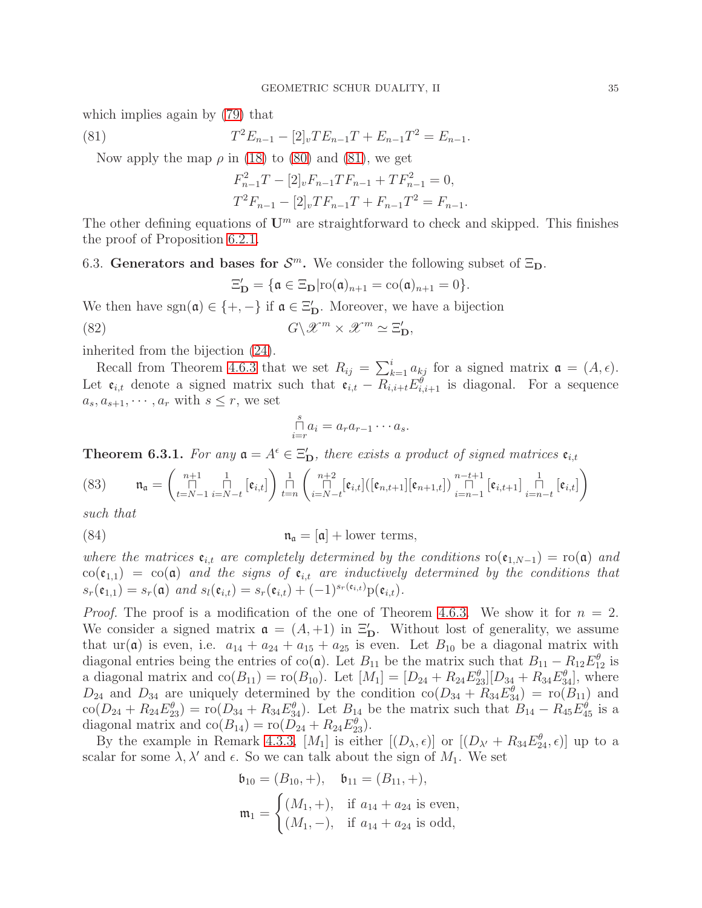which implies again by (79) that

$$T^2 E_{n-1} - [2]_v T E_{n-1} T + E_{n-1} T^2 = E_{n-1}. \tag{81}$$

Now apply the map $\rho$ in (18) to (80) and (81), we get

$$F_{n-1}^2 T - [2]_v F_{n-1} T F_{n-1} + T F_{n-1}^2 = 0,$$
$$T^2 F_{n-1} - [2]_v T F_{n-1} T + F_{n-1} T^2 = F_{n-1}.$$

The other defining equations of $\mathbf{U}^m$ are straightforward to check and skipped. This finishes the proof of Proposition 6.2.1.

## 6.3. Generators and bases for $\mathcal{S}^m$.

We consider the following subset of $\Xi_{\mathbf{D}}$.

$$\Xi'_{\mathbf{D}} = \{\mathfrak{a} \in \Xi_{\mathbf{D}} | \mathrm{ro}(\mathfrak{a})_{n+1} = \mathrm{co}(\mathfrak{a})_{n+1} = 0\}.$$

We then have $\mathrm{sgn}(\mathfrak{a}) \in \{+,-\}$ if $\mathfrak{a} \in \Xi'_{\mathbf{D}}$. Moreover, we have a bijection

$$G \backslash \mathscr{X}^m \times \mathscr{X}^m \simeq \Xi'_{\mathbf{D}}, \tag{82}$$

inherited from the bijection (24).

Recall from Theorem 4.6.3 that we set $R_{ij} = \sum_{k=1}^{i} a_{kj}$ for a signed matrix $\mathfrak{a} = (A, \epsilon)$. Let $\mathfrak{e}_{i,t}$ denote a signed matrix such that $\mathfrak{e}_{i,t} - R_{i,i+t} E^{\theta}_{i,i+1}$ is diagonal. For a sequence $a_s, a_{s+1}, \cdots, a_r$ with $s \leq r$, we set

$$\prod_{i=r}^{s} a_i = a_r a_{r-1} \cdots a_s.$$

**Theorem 6.3.1.** *For any $\mathfrak{a} = A^{\epsilon} \in \Xi'_{\mathbf{D}}$, there exists a product of signed matrices $\mathfrak{e}_{i,t}$*

$$\mathfrak{n}_{\mathfrak{a}} = \left( \prod_{t=N-1}^{n+1} \prod_{i=N-t}^{1} [\mathfrak{e}_{i,t}] \right) \prod_{t=n}^{1} \left( \prod_{i=N-t}^{n+2} [\mathfrak{e}_{i,t}]([\mathfrak{e}_{n,t+1}][\mathfrak{e}_{n+1,t}]) \prod_{i=n-1}^{n-t+1} [\mathfrak{e}_{i,t+1}] \prod_{i=n-t}^{1} [\mathfrak{e}_{i,t}] \right) \tag{83}$$

*such that*

$$\mathfrak{n}_{\mathfrak{a}} = [\mathfrak{a}] + \text{lower terms}, \tag{84}$$

*where the matrices $\mathfrak{e}_{i,t}$ are completely determined by the conditions $\mathrm{ro}(\mathfrak{e}_{1,N-1}) = \mathrm{ro}(\mathfrak{a})$ and $\mathrm{co}(\mathfrak{e}_{1,1}) = \mathrm{co}(\mathfrak{a})$ and the signs of $\mathfrak{e}_{i,t}$ are inductively determined by the conditions that $s_r(\mathfrak{e}_{1,1}) = s_r(\mathfrak{a})$ and $s_l(\mathfrak{e}_{i,t}) = s_r(\mathfrak{e}_{i,t}) + (-1)^{s_r(\mathfrak{e}_{i,t})} \mathrm{p}(\mathfrak{e}_{i,t})$.*

*Proof.* The proof is a modification of the one of Theorem 4.6.3. We show it for $n = 2$. We consider a signed matrix $\mathfrak{a} = (A, +1)$ in $\Xi'_{\mathbf{D}}$. Without lost of generality, we assume that $\mathrm{ur}(\mathfrak{a})$ is even, i.e. $a_{14} + a_{24} + a_{15} + a_{25}$ is even. Let $B_{10}$ be a diagonal matrix with diagonal entries being the entries of $\mathrm{co}(\mathfrak{a})$. Let $B_{11}$ be the matrix such that $B_{11} - R_{12} E^{\theta}_{12}$ is a diagonal matrix and $\mathrm{co}(B_{11}) = \mathrm{ro}(B_{10})$. Let $[M_1] = [D_{24} + R_{24} E^{\theta}_{23}][D_{34} + R_{34} E^{\theta}_{34}]$, where $D_{24}$ and $D_{34}$ are uniquely determined by the condition $\mathrm{co}(D_{34} + R_{34} E^{\theta}_{34}) = \mathrm{ro}(B_{11})$ and $\mathrm{co}(D_{24} + R_{24} E^{\theta}_{23}) = \mathrm{ro}(D_{34} + R_{34} E^{\theta}_{34})$. Let $B_{14}$ be the matrix such that $B_{14} - R_{45} E^{\theta}_{45}$ is a diagonal matrix and $\mathrm{co}(B_{14}) = \mathrm{ro}(D_{24} + R_{24} E^{\theta}_{23})$.

By the example in Remark 4.3.3, $[M_1]$ is either $[(D_{\lambda}, \epsilon)]$ or $[(D_{\lambda'} + R_{34} E^{\theta}_{24}, \epsilon)]$ up to a scalar for some $\lambda, \lambda'$ and $\epsilon$. So we can talk about the sign of $M_1$. We set

$$\mathfrak{b}_{10} = (B_{10}, +), \quad \mathfrak{b}_{11} = (B_{11}, +),$$

$$\mathfrak{m}_1 = \begin{cases} (M_1, +), & \text{if } a_{14} + a_{24} \text{ is even}, \\ (M_1, -), & \text{if } a_{14} + a_{24} \text{ is odd}, \end{cases}$$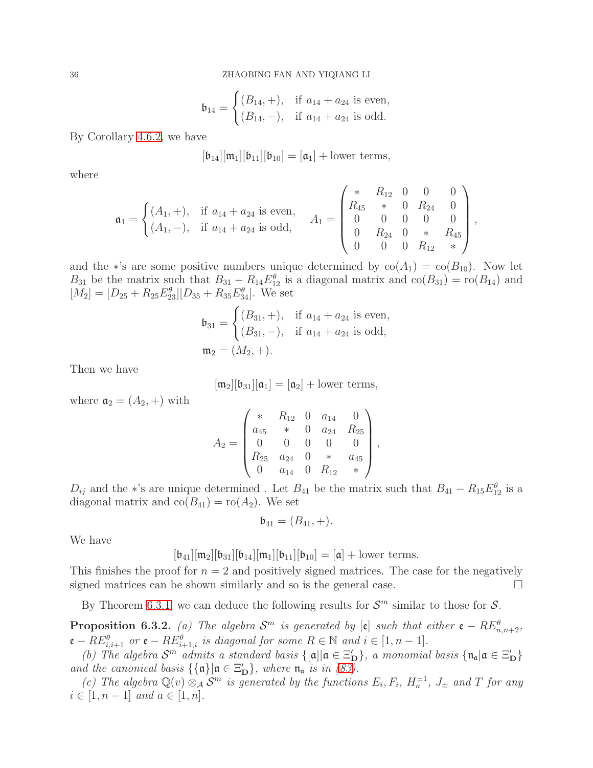$$\mathfrak{b}_{14} = \begin{cases} (B_{14}, +), & \text{if } a_{14} + a_{24} \text{ is even,} \\ (B_{14}, -), & \text{if } a_{14} + a_{24} \text{ is odd.} \end{cases}$$

By Corollary 4.6.2, we have

$$[\mathfrak{b}_{14}][\mathfrak{m}_1][\mathfrak{b}_{11}][\mathfrak{b}_{10}] = [\mathfrak{a}_1] + \text{lower terms},$$

where

$$\mathfrak{a}_1 = \begin{cases} (A_1, +), & \text{if } a_{14} + a_{24} \text{ is even,} \\ (A_1, -), & \text{if } a_{14} + a_{24} \text{ is odd,} \end{cases} \quad A_1 = \begin{pmatrix} * & R_{12} & 0 & 0 & 0 \\ R_{45} & * & 0 & R_{24} & 0 \\ 0 & 0 & 0 & 0 & 0 \\ 0 & R_{24} & 0 & * & R_{45} \\ 0 & 0 & 0 & R_{12} & * \end{pmatrix},$$

and the $*$'s are some positive numbers unique determined by $\mathrm{co}(A_1) = \mathrm{co}(B_{10})$. Now let $B_{31}$ be the matrix such that $B_{31} - R_{14}E^{\theta}_{12}$ is a diagonal matrix and $\mathrm{co}(B_{31}) = \mathrm{ro}(B_{14})$ and $[M_2] = [D_{25} + R_{25}E^{\theta}_{23}][D_{35} + R_{35}E^{\theta}_{34}]$. We set

$$\mathfrak{b}_{31} = \begin{cases} (B_{31}, +), & \text{if } a_{14} + a_{24} \text{ is even,} \\ (B_{31}, -), & \text{if } a_{14} + a_{24} \text{ is odd,} \end{cases}$$

$$\mathfrak{m}_2 = (M_2, +).$$

Then we have

$$[\mathfrak{m}_2][\mathfrak{b}_{31}][\mathfrak{a}_1] = [\mathfrak{a}_2] + \text{lower terms},$$

where $\mathfrak{a}_2 = (A_2, +)$ with

$$A_2 = \begin{pmatrix} * & R_{12} & 0 & a_{14} & 0 \\ a_{45} & * & 0 & a_{24} & R_{25} \\ 0 & 0 & 0 & 0 & 0 \\ R_{25} & a_{24} & 0 & * & a_{45} \\ 0 & a_{14} & 0 & R_{12} & * \end{pmatrix},$$

$D_{ij}$ and the $*$'s are unique determined . Let $B_{41}$ be the matrix such that $B_{41} - R_{15}E^{\theta}_{12}$ is a diagonal matrix and $\mathrm{co}(B_{41}) = \mathrm{ro}(A_2)$. We set

$$\mathfrak{b}_{41} = (B_{41}, +).$$

We have

$$[\mathfrak{b}_{41}][\mathfrak{m}_2][\mathfrak{b}_{31}][\mathfrak{b}_{14}][\mathfrak{m}_1][\mathfrak{b}_{11}][\mathfrak{b}_{10}] = [\mathfrak{a}] + \text{lower terms}.$$

This finishes the proof for $n = 2$ and positively signed matrices. The case for the negatively signed matrices can be shown similarly and so is the general case. □

By Theorem 6.3.1, we can deduce the following results for $\mathcal{S}^m$ similar to those for $\mathcal{S}$.

**Proposition 6.3.2.** *(a) The algebra $\mathcal{S}^m$ is generated by $[\mathfrak{e}]$ such that either $\mathfrak{e} - RE^{\theta}_{n,n+2}$, $\mathfrak{e} - RE^{\theta}_{i,i+1}$ or $\mathfrak{e} - RE^{\theta}_{i+1,i}$ is diagonal for some $R \in \mathbb{N}$ and $i \in [1, n-1]$.*

*(b) The algebra $\mathcal{S}^m$ admits a standard basis $\{[\mathfrak{a}] | \mathfrak{a} \in \Xi'_{\mathbf{D}}\}$, a monomial basis $\{\mathfrak{n}_{\mathfrak{a}} | \mathfrak{a} \in \Xi'_{\mathbf{D}}\}$ and the canonical basis $\{\{\mathfrak{a}\} | \mathfrak{a} \in \Xi'_{\mathbf{D}}\}$, where $\mathfrak{n}_{\mathfrak{a}}$ is in (83).*

*(c) The algebra $\mathbb{Q}(v) \otimes_{\mathcal{A}} \mathcal{S}^m$ is generated by the functions $E_i$, $F_i$, $H^{\pm 1}_a$, $J_{\pm}$ and $T$ for any $i \in [1, n-1]$ and $a \in [1, n]$.*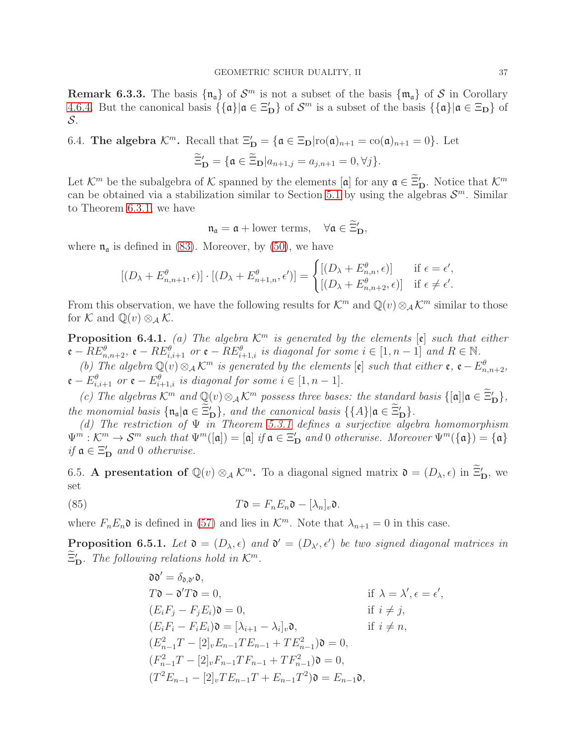**Remark 6.3.3.** The basis $\{\mathfrak{n}_\mathfrak{a}\}$ of $\mathcal{S}^m$ is not a subset of the basis $\{\mathfrak{m}_\mathfrak{a}\}$ of $\mathcal{S}$ in Corollary 4.6.4. But the canonical basis $\{\{\mathfrak{a}\} | \mathfrak{a} \in \Xi'_{\mathbf{D}}\}$ of $\mathcal{S}^m$ is a subset of the basis $\{\{\mathfrak{a}\} | \mathfrak{a} \in \Xi_{\mathbf{D}}\}$ of $\mathcal{S}$.

6.4. **The algebra $\mathcal{K}^m$.** Recall that $\Xi'_{\mathbf{D}} = \{\mathfrak{a} \in \Xi_{\mathbf{D}} | \mathrm{ro}(\mathfrak{a})_{n+1} = \mathrm{co}(\mathfrak{a})_{n+1} = 0\}$. Let

$$\widetilde{\Xi}'_{\mathbf{D}} = \{\mathfrak{a} \in \widetilde{\Xi}_{\mathbf{D}} | a_{n+1,j} = a_{j,n+1} = 0, \forall j\}.$$

Let $\mathcal{K}^m$ be the subalgebra of $\mathcal{K}$ spanned by the elements $[\mathfrak{a}]$ for any $\mathfrak{a} \in \widetilde{\Xi}'_{\mathbf{D}}$. Notice that $\mathcal{K}^m$ can be obtained via a stabilization similar to Section 5.1 by using the algebras $\mathcal{S}^m$. Similar to Theorem 6.3.1, we have

$$\mathfrak{n}_\mathfrak{a} = \mathfrak{a} + \text{lower terms}, \quad \forall \mathfrak{a} \in \widetilde{\Xi}'_{\mathbf{D}},$$

where $\mathfrak{n}_\mathfrak{a}$ is defined in (83). Moreover, by (50), we have

$$[(D_\lambda + E^\theta_{n,n+1}, \epsilon)] \cdot [(D_\lambda + E^\theta_{n+1,n}, \epsilon')] = \begin{cases} [(D_\lambda + E^\theta_{n,n}, \epsilon)] & \text{if } \epsilon = \epsilon', \\ [(D_\lambda + E^\theta_{n,n+2}, \epsilon)] & \text{if } \epsilon \neq \epsilon'. \end{cases}$$

From this observation, we have the following results for $\mathcal{K}^m$ and $\mathbb{Q}(v) \otimes_\mathcal{A} \mathcal{K}^m$ similar to those for $\mathcal{K}$ and $\mathbb{Q}(v) \otimes_\mathcal{A} \mathcal{K}$.

**Proposition 6.4.1.** *(a) The algebra $\mathcal{K}^m$ is generated by the elements $[\mathfrak{e}]$ such that either $\mathfrak{e} - RE^\theta_{n,n+2}$, $\mathfrak{e} - RE^\theta_{i,i+1}$ or $\mathfrak{e} - RE^\theta_{i+1,i}$ is diagonal for some $i \in [1, n-1]$ and $R \in \mathbb{N}$.*

*(b) The algebra $\mathbb{Q}(v) \otimes_\mathcal{A} \mathcal{K}^m$ is generated by the elements $[\mathfrak{e}]$ such that either $\mathfrak{e}$, $\mathfrak{e} - E^\theta_{n,n+2}$, $\mathfrak{e} - E^\theta_{i,i+1}$ or $\mathfrak{e} - E^\theta_{i+1,i}$ is diagonal for some $i \in [1, n-1]$.*

*(c) The algebras $\mathcal{K}^m$ and $\mathbb{Q}(v) \otimes_\mathcal{A} \mathcal{K}^m$ possess three bases: the standard basis $\{[\mathfrak{a}] | \mathfrak{a} \in \widetilde{\Xi}'_{\mathbf{D}}\}$, the monomial basis $\{\mathfrak{n}_\mathfrak{a} | \mathfrak{a} \in \widetilde{\Xi}'_{\mathbf{D}}\}$, and the canonical basis $\{\{A\} | \mathfrak{a} \in \widetilde{\Xi}'_{\mathbf{D}}\}$.*

*(d) The restriction of $\Psi$ in Theorem 5.3.1 defines a surjective algebra homomorphism $\Psi^m : \mathcal{K}^m \to \mathcal{S}^m$ such that $\Psi^m([\mathfrak{a}]) = [\mathfrak{a}]$ if $\mathfrak{a} \in \Xi'_{\mathbf{D}}$ and $0$ otherwise. Moreover $\Psi^m(\{\mathfrak{a}\}) = \{\mathfrak{a}\}$ if $\mathfrak{a} \in \Xi'_{\mathbf{D}}$ and $0$ otherwise.*

6.5. **A presentation of $\mathbb{Q}(v) \otimes_\mathcal{A} \mathcal{K}^m$.** To a diagonal signed matrix $\mathfrak{d} = (D_\lambda, \epsilon)$ in $\widetilde{\Xi}'_{\mathbf{D}}$, we set

$$T\mathfrak{d} = F_n E_n \mathfrak{d} - [\lambda_n]_v \mathfrak{d}. \tag{85}$$

where $F_n E_n \mathfrak{d}$ is defined in (57) and lies in $\mathcal{K}^m$. Note that $\lambda_{n+1} = 0$ in this case.

**Proposition 6.5.1.** *Let $\mathfrak{d} = (D_\lambda, \epsilon)$ and $\mathfrak{d}' = (D_{\lambda'}, \epsilon')$ be two signed diagonal matrices in $\widetilde{\Xi}'_{\mathbf{D}}$. The following relations hold in $\mathcal{K}^m$.*

$$\begin{aligned}
&\mathfrak{d}\mathfrak{d}' = \delta_{\mathfrak{d},\mathfrak{d}'}\mathfrak{d}, \\
&T\mathfrak{d} - \mathfrak{d}'T\mathfrak{d} = 0, && \text{if } \lambda = \lambda', \epsilon = \epsilon', \\
&(E_iF_j - F_jE_i)\mathfrak{d} = 0, && \text{if } i \neq j, \\
&(E_iF_i - F_iE_i)\mathfrak{d} = [\lambda_{i+1} - \lambda_i]_v\mathfrak{d}, && \text{if } i \neq n, \\
&(E^2_{n-1}T - [2]_vE_{n-1}TE_{n-1} + TE^2_{n-1})\mathfrak{d} = 0, \\
&(F^2_{n-1}T - [2]_vF_{n-1}TF_{n-1} + TF^2_{n-1})\mathfrak{d} = 0, \\
&(T^2E_{n-1} - [2]_vTE_{n-1}T + E_{n-1}T^2)\mathfrak{d} = E_{n-1}\mathfrak{d},
\end{aligned}$$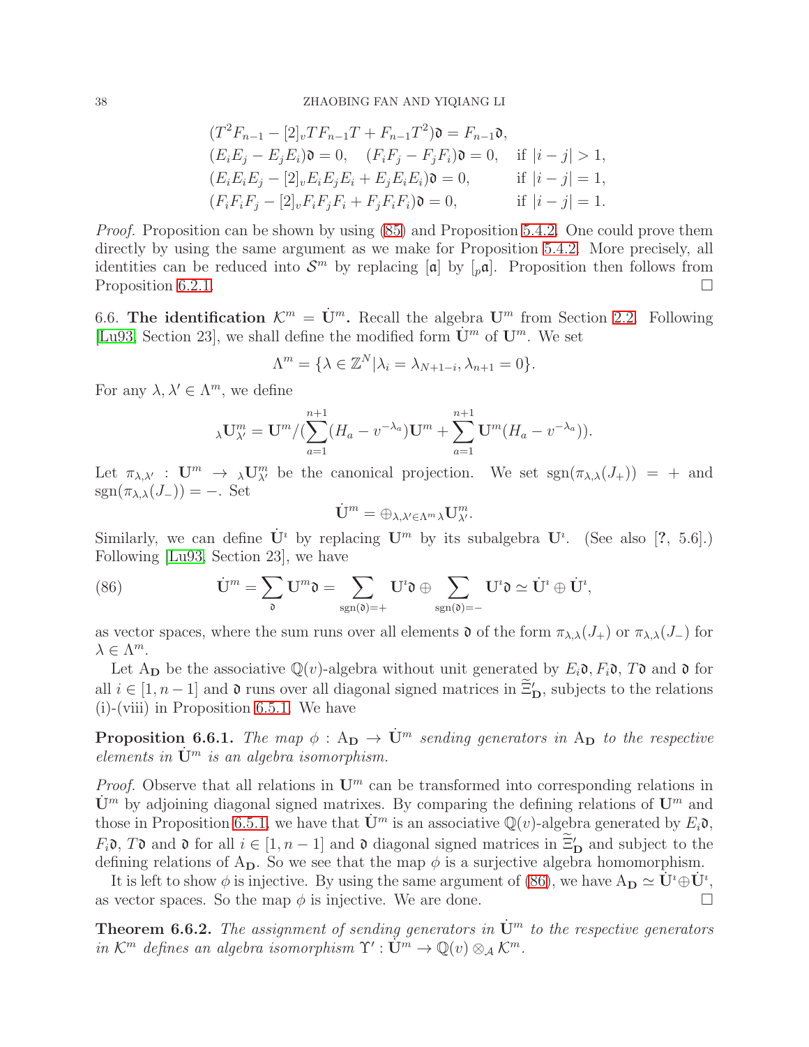$$
\begin{aligned}
&(T^2F_{n-1} - [2]_v TF_{n-1}T + F_{n-1}T^2)\mathfrak{d} = F_{n-1}\mathfrak{d}, \\
&(E_iE_j - E_jE_i)\mathfrak{d} = 0, \quad (F_iF_j - F_jF_i)\mathfrak{d} = 0, \quad \text{if } |i-j| > 1, \\
&(E_iE_iE_j - [2]_v E_iE_jE_i + E_jE_iE_i)\mathfrak{d} = 0, \qquad \text{if } |i-j| = 1, \\
&(F_iF_iF_j - [2]_v F_iF_jF_i + F_jF_iF_i)\mathfrak{d} = 0, \qquad \text{if } |i-j| = 1.
\end{aligned}
$$

*Proof.* Proposition can be shown by using (85) and Proposition 5.4.2. One could prove them directly by using the same argument as we make for Proposition 5.4.2. More precisely, all identities can be reduced into $\mathcal{S}^m$ by replacing $[\mathfrak{a}]$ by $[_p\mathfrak{a}]$. Proposition then follows from Proposition 6.2.1. □

6.6. **The identification $\mathcal{K}^m = \dot{\mathbf{U}}^m$.** Recall the algebra $\mathbf{U}^m$ from Section 2.2. Following [Lu93, Section 23], we shall define the modified form $\dot{\mathbf{U}}^m$ of $\mathbf{U}^m$. We set

$$
\Lambda^m = \{\lambda \in \mathbb{Z}^N | \lambda_i = \lambda_{N+1-i}, \lambda_{n+1} = 0\}.
$$

For any $\lambda, \lambda' \in \Lambda^m$, we define

$$
{}_\lambda\mathbf{U}^m_{\lambda'} = \mathbf{U}^m / (\sum_{a=1}^{n+1} (H_a - v^{-\lambda_a})\mathbf{U}^m + \sum_{a=1}^{n+1} \mathbf{U}^m (H_a - v^{-\lambda_a})).
$$

Let $\pi_{\lambda,\lambda'} : \mathbf{U}^m \to {}_\lambda\mathbf{U}^m_{\lambda'}$ be the canonical projection. We set $\mathrm{sgn}(\pi_{\lambda,\lambda}(J_+)) = +$ and $\mathrm{sgn}(\pi_{\lambda,\lambda}(J_-)) = -$. Set

$$
\dot{\mathbf{U}}^m = \oplus_{\lambda,\lambda' \in \Lambda^m} {}_\lambda\mathbf{U}^m_{\lambda'}.
$$

Similarly, we can define $\dot{\mathbf{U}}^\imath$ by replacing $\mathbf{U}^m$ by its subalgebra $\mathbf{U}^\imath$. (See also [?, 5.6].) Following [Lu93, Section 23], we have

$$
\dot{\mathbf{U}}^m = \sum_{\mathfrak{d}} \mathbf{U}^m \mathfrak{d} = \sum_{\mathrm{sgn}(\mathfrak{d})=+} \mathbf{U}^\imath \mathfrak{d} \oplus \sum_{\mathrm{sgn}(\mathfrak{d})=-} \mathbf{U}^\imath \mathfrak{d} \simeq \dot{\mathbf{U}}^\imath \oplus \dot{\mathbf{U}}^\imath, \tag{86}
$$

as vector spaces, where the sum runs over all elements $\mathfrak{d}$ of the form $\pi_{\lambda,\lambda}(J_+)$ or $\pi_{\lambda,\lambda}(J_-)$ for $\lambda \in \Lambda^m$.

Let $\mathrm{A}_{\mathbf{D}}$ be the associative $\mathbb{Q}(v)$-algebra without unit generated by $E_i\mathfrak{d}, F_i\mathfrak{d}, T\mathfrak{d}$ and $\mathfrak{d}$ for all $i \in [1, n-1]$ and $\mathfrak{d}$ runs over all diagonal signed matrices in $\widetilde{\Xi}'_{\mathbf{D}}$, subjects to the relations (i)-(viii) in Proposition 6.5.1. We have

**Proposition 6.6.1.** *The map $\phi : \mathrm{A}_{\mathbf{D}} \to \dot{\mathbf{U}}^m$ sending generators in $\mathrm{A}_{\mathbf{D}}$ to the respective elements in $\dot{\mathbf{U}}^m$ is an algebra isomorphism.*

*Proof.* Observe that all relations in $\mathbf{U}^m$ can be transformed into corresponding relations in $\dot{\mathbf{U}}^m$ by adjoining diagonal signed matrixes. By comparing the defining relations of $\mathbf{U}^m$ and those in Proposition 6.5.1, we have that $\dot{\mathbf{U}}^m$ is an associative $\mathbb{Q}(v)$-algebra generated by $E_i\mathfrak{d}$, $F_i\mathfrak{d}$, $T\mathfrak{d}$ and $\mathfrak{d}$ for all $i \in [1, n-1]$ and $\mathfrak{d}$ diagonal signed matrices in $\widetilde{\Xi}'_{\mathbf{D}}$ and subject to the defining relations of $\mathrm{A}_{\mathbf{D}}$. So we see that the map $\phi$ is a surjective algebra homomorphism.

It is left to show $\phi$ is injective. By using the same argument of (86), we have $\mathrm{A}_{\mathbf{D}} \simeq \dot{\mathbf{U}}^\imath \oplus \dot{\mathbf{U}}^\imath$, as vector spaces. So the map $\phi$ is injective. We are done. □

**Theorem 6.6.2.** *The assignment of sending generators in $\dot{\mathbf{U}}^m$ to the respective generators in $\mathcal{K}^m$ defines an algebra isomorphism $\Upsilon' : \dot{\mathbf{U}}^m \to \mathbb{Q}(v) \otimes_{\mathcal{A}} \mathcal{K}^m$.*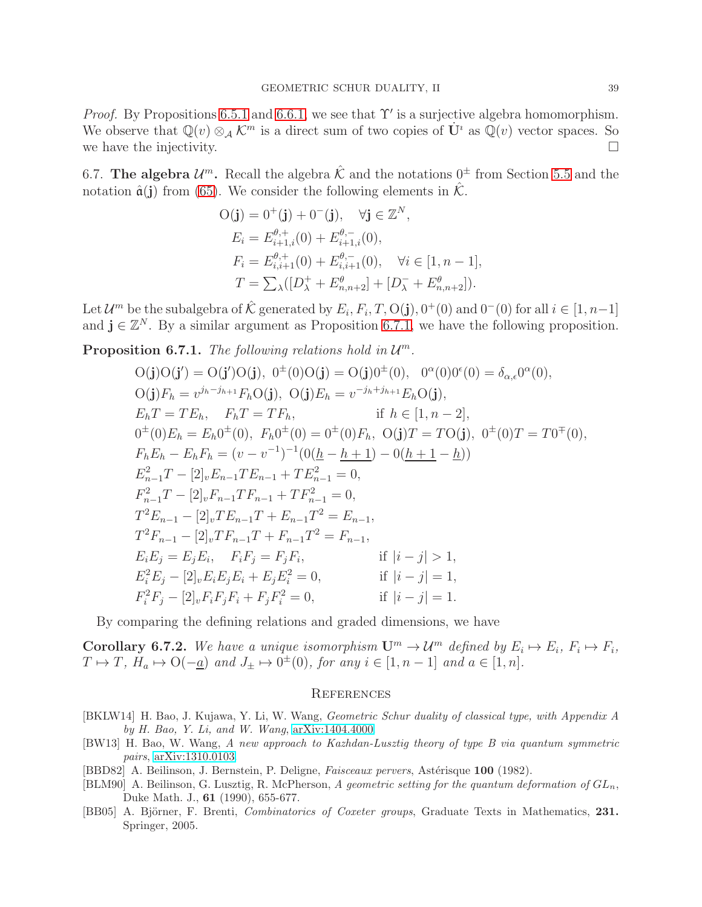*Proof.* By Propositions 6.5.1 and 6.6.1, we see that $\Upsilon'$ is a surjective algebra homomorphism. We observe that $\mathbb{Q}(v) \otimes_{\mathcal{A}} \mathcal{K}^m$ is a direct sum of two copies of $\dot{\mathbf{U}}^\imath$ as $\mathbb{Q}(v)$ vector spaces. So we have the injectivity. □

## 6.7. The algebra $\mathcal{U}^m$.

Recall the algebra $\hat{\mathcal{K}}$ and the notations $0^\pm$ from Section 5.5 and the notation $\hat{\mathfrak{a}}(\mathbf{j})$ from (65). We consider the following elements in $\hat{\mathcal{K}}$.

$$
\begin{aligned}
\mathrm{O}(\mathbf{j}) &= 0^+(\mathbf{j}) + 0^-(\mathbf{j}), \quad \forall \mathbf{j} \in \mathbb{Z}^N,\\
E_i &= E^{\theta,+}_{i+1,i}(0) + E^{\theta,-}_{i+1,i}(0),\\
F_i &= E^{\theta,+}_{i,i+1}(0) + E^{\theta,-}_{i,i+1}(0), \quad \forall i \in [1, n-1],\\
T &= \textstyle\sum_\lambda ([D^+_\lambda + E^\theta_{n,n+2}] + [D^-_\lambda + E^\theta_{n,n+2}]).
\end{aligned}
$$

Let $\mathcal{U}^m$ be the subalgebra of $\hat{\mathcal{K}}$ generated by $E_i, F_i, T, \mathrm{O}(\mathbf{j}), 0^+(0)$ and $0^-(0)$ for all $i \in [1, n-1]$ and $\mathbf{j} \in \mathbb{Z}^N$. By a similar argument as Proposition 6.7.1, we have the following proposition.

**Proposition 6.7.1.** *The following relations hold in $\mathcal{U}^m$.*

$$
\begin{aligned}
&\mathrm{O}(\mathbf{j})\mathrm{O}(\mathbf{j}') = \mathrm{O}(\mathbf{j}')\mathrm{O}(\mathbf{j}),\ 0^\pm(0)\mathrm{O}(\mathbf{j}) = \mathrm{O}(\mathbf{j})0^\pm(0), \quad 0^\alpha(0)0^\epsilon(0) = \delta_{\alpha,\epsilon}0^\alpha(0),\\
&\mathrm{O}(\mathbf{j})F_h = v^{j_h - j_{h+1}} F_h \mathrm{O}(\mathbf{j}),\ \mathrm{O}(\mathbf{j})E_h = v^{-j_h + j_{h+1}} E_h \mathrm{O}(\mathbf{j}),\\
&E_h T = T E_h, \quad F_h T = T F_h, \qquad\qquad\qquad \text{if } h \in [1, n-2],\\
&0^\pm(0)E_h = E_h 0^\pm(0),\ F_h 0^\pm(0) = 0^\pm(0) F_h,\ \mathrm{O}(\mathbf{j})T = T\mathrm{O}(\mathbf{j}),\ 0^\pm(0)T = T0^\mp(0),\\
&F_h E_h - E_h F_h = (v - v^{-1})^{-1}(0(\underline{h} - \underline{h+1}) - 0(\underline{h+1} - \underline{h}))\\
&E^2_{n-1}T - [2]_v E_{n-1} T E_{n-1} + T E^2_{n-1} = 0,\\
&F^2_{n-1}T - [2]_v F_{n-1} T F_{n-1} + T F^2_{n-1} = 0,\\
&T^2 E_{n-1} - [2]_v T E_{n-1} T + E_{n-1} T^2 = E_{n-1},\\
&T^2 F_{n-1} - [2]_v T F_{n-1} T + F_{n-1} T^2 = F_{n-1},\\
&E_i E_j = E_j E_i, \quad F_i F_j = F_j F_i, \qquad\qquad \text{if } |i-j| > 1,\\
&E^2_i E_j - [2]_v E_i E_j E_i + E_j E^2_i = 0, \qquad \text{if } |i-j| = 1,\\
&F^2_i F_j - [2]_v F_i F_j F_i + F_j F^2_i = 0, \qquad \text{if } |i-j| = 1.
\end{aligned}
$$

By comparing the defining relations and graded dimensions, we have

**Corollary 6.7.2.** *We have a unique isomorphism $\mathbf{U}^m \to \mathcal{U}^m$ defined by $E_i \mapsto E_i$, $F_i \mapsto F_i$, $T \mapsto T$, $H_a \mapsto \mathrm{O}(-\underline{a})$ and $J_\pm \mapsto 0^\pm(0)$, for any $i \in [1, n-1]$ and $a \in [1, n]$.*

## References

[BKLW14] H. Bao, J. Kujawa, Y. Li, W. Wang, *Geometric Schur duality of classical type, with Appendix A by H. Bao, Y. Li, and W. Wang*, arXiv:1404.4000

[BW13] H. Bao, W. Wang, *A new approach to Kazhdan-Lusztig theory of type B via quantum symmetric pairs*, arXiv:1310.0103

[BBD82] A. Beilinson, J. Bernstein, P. Deligne, *Faisceaux pervers*, Astérisque **100** (1982).

[BLM90] A. Beilinson, G. Lusztig, R. McPherson, *A geometric setting for the quantum deformation of $GL_n$*, Duke Math. J., **61** (1990), 655-677.

[BB05] A. Björner, F. Brenti, *Combinatorics of Coxeter groups*, Graduate Texts in Mathematics, **231.** Springer, 2005.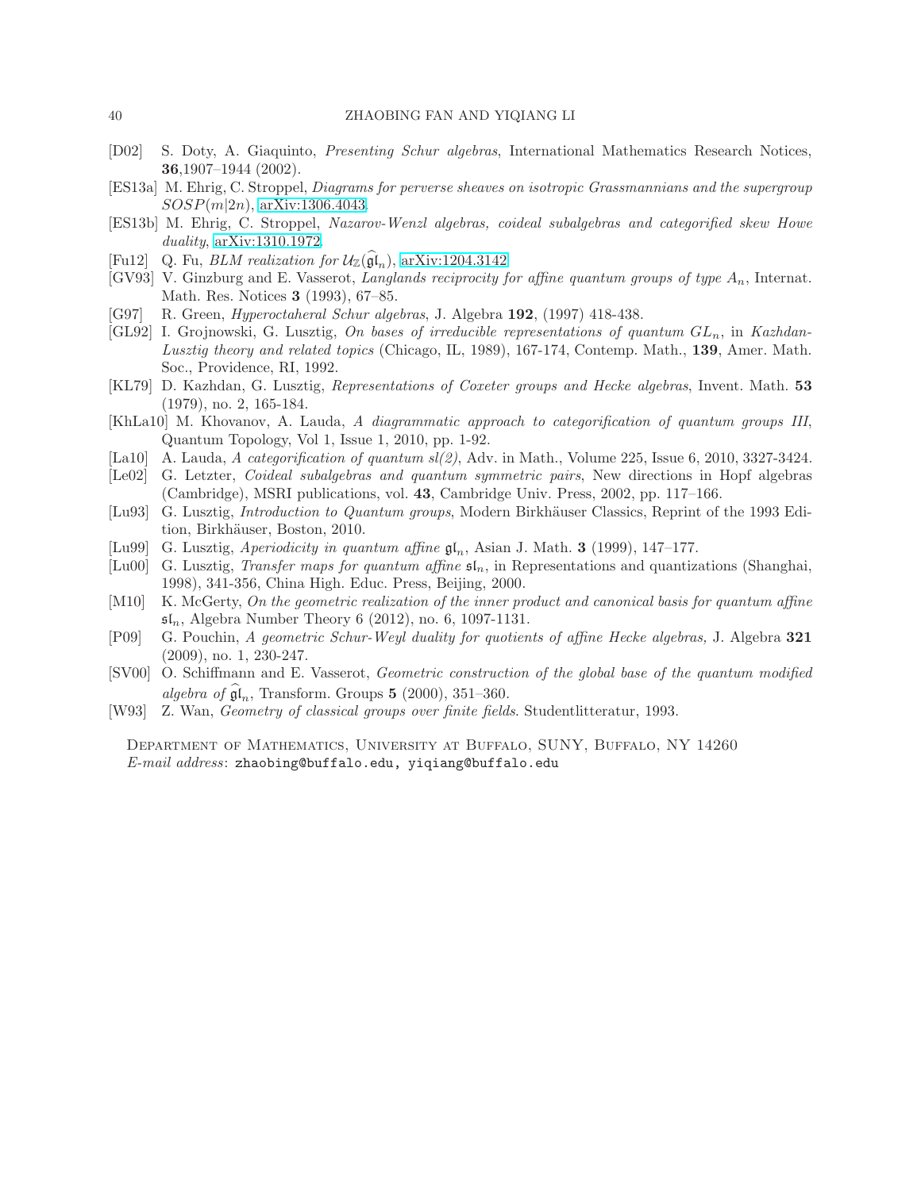- [D02] S. Doty, A. Giaquinto, *Presenting Schur algebras*, International Mathematics Research Notices, **36**,1907–1944 (2002).
- [ES13a] M. Ehrig, C. Stroppel, *Diagrams for perverse sheaves on isotropic Grassmannians and the supergroup $SOSP(m|2n)$*, arXiv:1306.4043.
- [ES13b] M. Ehrig, C. Stroppel, *Nazarov-Wenzl algebras, coideal subalgebras and categorified skew Howe duality*, arXiv:1310.1972.
- [Fu12] Q. Fu, *BLM realization for $\mathcal{U}_{\mathbb{Z}}(\widehat{\mathfrak{gl}}_n)$*, arXiv:1204.3142.
- [GV93] V. Ginzburg and E. Vasserot, *Langlands reciprocity for affine quantum groups of type $A_n$*, Internat. Math. Res. Notices **3** (1993), 67–85.
- [G97] R. Green, *Hyperoctaheral Schur algebras*, J. Algebra **192**, (1997) 418-438.
- [GL92] I. Grojnowski, G. Lusztig, *On bases of irreducible representations of quantum $GL_n$*, in *Kazhdan-Lusztig theory and related topics* (Chicago, IL, 1989), 167-174, Contemp. Math., **139**, Amer. Math. Soc., Providence, RI, 1992.
- [KL79] D. Kazhdan, G. Lusztig, *Representations of Coxeter groups and Hecke algebras*, Invent. Math. **53** (1979), no. 2, 165-184.
- [KhLa10] M. Khovanov, A. Lauda, *A diagrammatic approach to categorification of quantum groups III*, Quantum Topology, Vol 1, Issue 1, 2010, pp. 1-92.
- [La10] A. Lauda, *A categorification of quantum sl(2)*, Adv. in Math., Volume 225, Issue 6, 2010, 3327-3424.
- [Le02] G. Letzter, *Coideal subalgebras and quantum symmetric pairs*, New directions in Hopf algebras (Cambridge), MSRI publications, vol. **43**, Cambridge Univ. Press, 2002, pp. 117–166.
- [Lu93] G. Lusztig, *Introduction to Quantum groups*, Modern Birkhäuser Classics, Reprint of the 1993 Edition, Birkhäuser, Boston, 2010.
- [Lu99] G. Lusztig, *Aperiodicity in quantum affine $\mathfrak{gl}_n$*, Asian J. Math. **3** (1999), 147–177.
- [Lu00] G. Lusztig, *Transfer maps for quantum affine $\mathfrak{sl}_n$*, in Representations and quantizations (Shanghai, 1998), 341-356, China High. Educ. Press, Beijing, 2000.
- [M10] K. McGerty, *On the geometric realization of the inner product and canonical basis for quantum affine $\mathfrak{sl}_n$*, Algebra Number Theory 6 (2012), no. 6, 1097-1131.
- [P09] G. Pouchin, *A geometric Schur-Weyl duality for quotients of affine Hecke algebras,* J. Algebra **321** (2009), no. 1, 230-247.
- [SV00] O. Schiffmann and E. Vasserot, *Geometric construction of the global base of the quantum modified algebra of $\widehat{\mathfrak{gl}}_n$*, Transform. Groups **5** (2000), 351–360.
- [W93] Z. Wan, *Geometry of classical groups over finite fields*. Studentlitteratur, 1993.

Department of Mathematics, University at Buffalo, SUNY, Buffalo, NY 14260
*E-mail address*: zhaobing@buffalo.edu, yiqiang@buffalo.edu